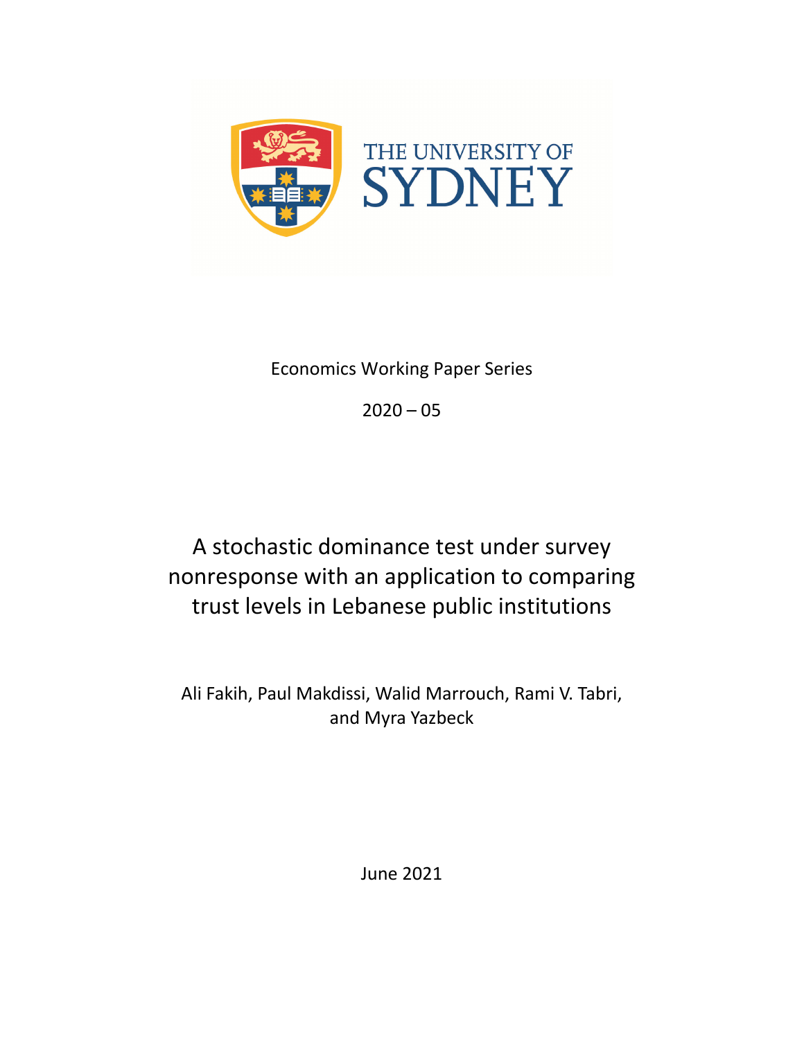THE UNIVERSITY OF SYDNEY

Economics Working Paper Series

2020 – 05

# A stochastic dominance test under survey nonresponse with an application to comparing trust levels in Lebanese public institutions

Ali Fakih, Paul Makdissi, Walid Marrouch, Rami V. Tabri, and Myra Yazbeck

June 2021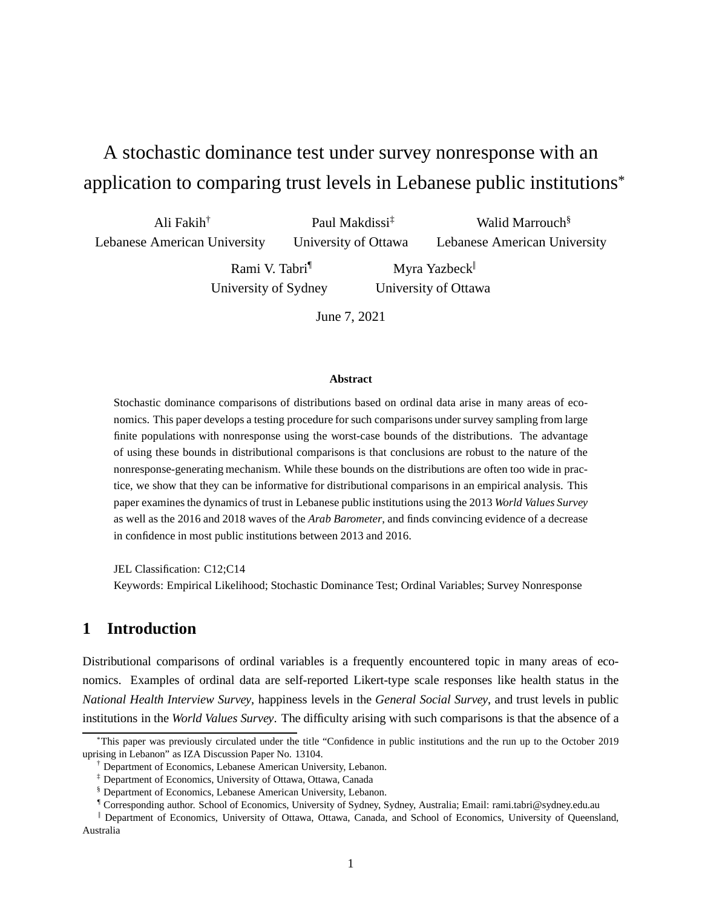# A stochastic dominance test under survey nonresponse with an application to comparing trust levels in Lebanese public institutions[*]

Ali Fakih[†]
Lebanese American University

Paul Makdissi[‡]
University of Ottawa

Walid Marrouch[§]
Lebanese American University

Rami V. Tabri[¶]
University of Sydney

Myra Yazbeck[‖]
University of Ottawa

June 7, 2021

**Abstract**

Stochastic dominance comparisons of distributions based on ordinal data arise in many areas of economics. This paper develops a testing procedure for such comparisons under survey sampling from large finite populations with nonresponse using the worst-case bounds of the distributions. The advantage of using these bounds in distributional comparisons is that conclusions are robust to the nature of the nonresponse-generating mechanism. While these bounds on the distributions are often too wide in practice, we show that they can be informative for distributional comparisons in an empirical analysis. This paper examines the dynamics of trust in Lebanese public institutions using the 2013 *World Values Survey* as well as the 2016 and 2018 waves of the *Arab Barometer*, and finds convincing evidence of a decrease in confidence in most public institutions between 2013 and 2016.

JEL Classification: C12;C14

Keywords: Empirical Likelihood; Stochastic Dominance Test; Ordinal Variables; Survey Nonresponse

## 1 Introduction

Distributional comparisons of ordinal variables is a frequently encountered topic in many areas of economics. Examples of ordinal data are self-reported Likert-type scale responses like health status in the *National Health Interview Survey*, happiness levels in the *General Social Survey*, and trust levels in public institutions in the *World Values Survey*. The difficulty arising with such comparisons is that the absence of a

---

[*] This paper was previously circulated under the title "Confidence in public institutions and the run up to the October 2019 uprising in Lebanon" as IZA Discussion Paper No. 13104.

[†] Department of Economics, Lebanese American University, Lebanon.

[‡] Department of Economics, University of Ottawa, Ottawa, Canada

[§] Department of Economics, Lebanese American University, Lebanon.

[¶] Corresponding author. School of Economics, University of Sydney, Sydney, Australia; Email: rami.tabri@sydney.edu.au

[‖] Department of Economics, University of Ottawa, Ottawa, Canada, and School of Economics, University of Queensland, Australia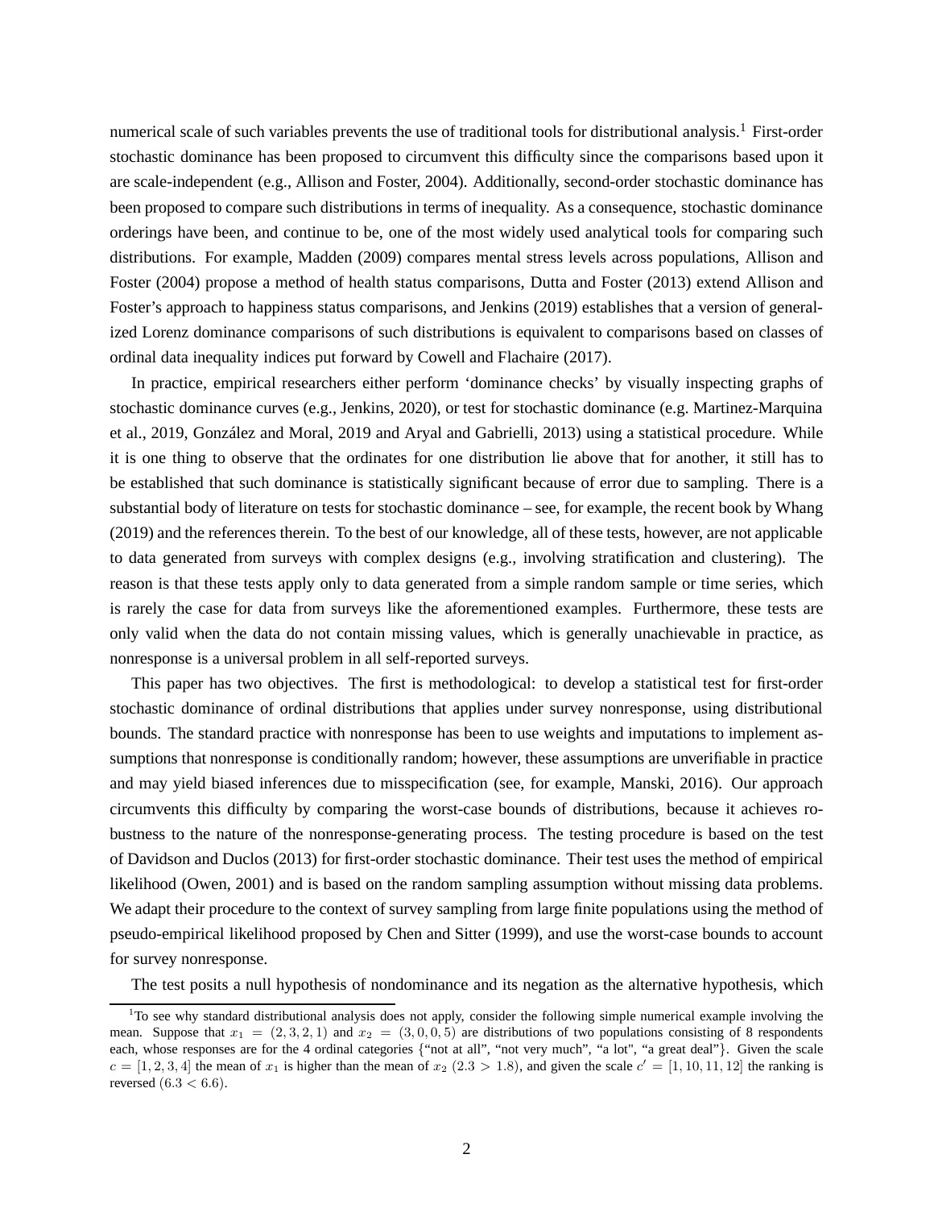numerical scale of such variables prevents the use of traditional tools for distributional analysis.[1] First-order stochastic dominance has been proposed to circumvent this difficulty since the comparisons based upon it are scale-independent (e.g., Allison and Foster, 2004). Additionally, second-order stochastic dominance has been proposed to compare such distributions in terms of inequality. As a consequence, stochastic dominance orderings have been, and continue to be, one of the most widely used analytical tools for comparing such distributions. For example, Madden (2009) compares mental stress levels across populations, Allison and Foster (2004) propose a method of health status comparisons, Dutta and Foster (2013) extend Allison and Foster's approach to happiness status comparisons, and Jenkins (2019) establishes that a version of generalized Lorenz dominance comparisons of such distributions is equivalent to comparisons based on classes of ordinal data inequality indices put forward by Cowell and Flachaire (2017).

In practice, empirical researchers either perform 'dominance checks' by visually inspecting graphs of stochastic dominance curves (e.g., Jenkins, 2020), or test for stochastic dominance (e.g. Martinez-Marquina et al., 2019, González and Moral, 2019 and Aryal and Gabrielli, 2013) using a statistical procedure. While it is one thing to observe that the ordinates for one distribution lie above that for another, it still has to be established that such dominance is statistically significant because of error due to sampling. There is a substantial body of literature on tests for stochastic dominance – see, for example, the recent book by Whang (2019) and the references therein. To the best of our knowledge, all of these tests, however, are not applicable to data generated from surveys with complex designs (e.g., involving stratification and clustering). The reason is that these tests apply only to data generated from a simple random sample or time series, which is rarely the case for data from surveys like the aforementioned examples. Furthermore, these tests are only valid when the data do not contain missing values, which is generally unachievable in practice, as nonresponse is a universal problem in all self-reported surveys.

This paper has two objectives. The first is methodological: to develop a statistical test for first-order stochastic dominance of ordinal distributions that applies under survey nonresponse, using distributional bounds. The standard practice with nonresponse has been to use weights and imputations to implement assumptions that nonresponse is conditionally random; however, these assumptions are unverifiable in practice and may yield biased inferences due to misspecification (see, for example, Manski, 2016). Our approach circumvents this difficulty by comparing the worst-case bounds of distributions, because it achieves robustness to the nature of the nonresponse-generating process. The testing procedure is based on the test of Davidson and Duclos (2013) for first-order stochastic dominance. Their test uses the method of empirical likelihood (Owen, 2001) and is based on the random sampling assumption without missing data problems. We adapt their procedure to the context of survey sampling from large finite populations using the method of pseudo-empirical likelihood proposed by Chen and Sitter (1999), and use the worst-case bounds to account for survey nonresponse.

The test posits a null hypothesis of nondominance and its negation as the alternative hypothesis, which

[1] To see why standard distributional analysis does not apply, consider the following simple numerical example involving the mean. Suppose that $x_1 = (2, 3, 2, 1)$ and $x_2 = (3, 0, 0, 5)$ are distributions of two populations consisting of 8 respondents each, whose responses are for the 4 ordinal categories {"not at all", "not very much", "a lot", "a great deal"}. Given the scale $c = [1, 2, 3, 4]$ the mean of $x_1$ is higher than the mean of $x_2$ $(2.3 > 1.8)$, and given the scale $c' = [1, 10, 11, 12]$ the ranking is reversed $(6.3 < 6.6)$.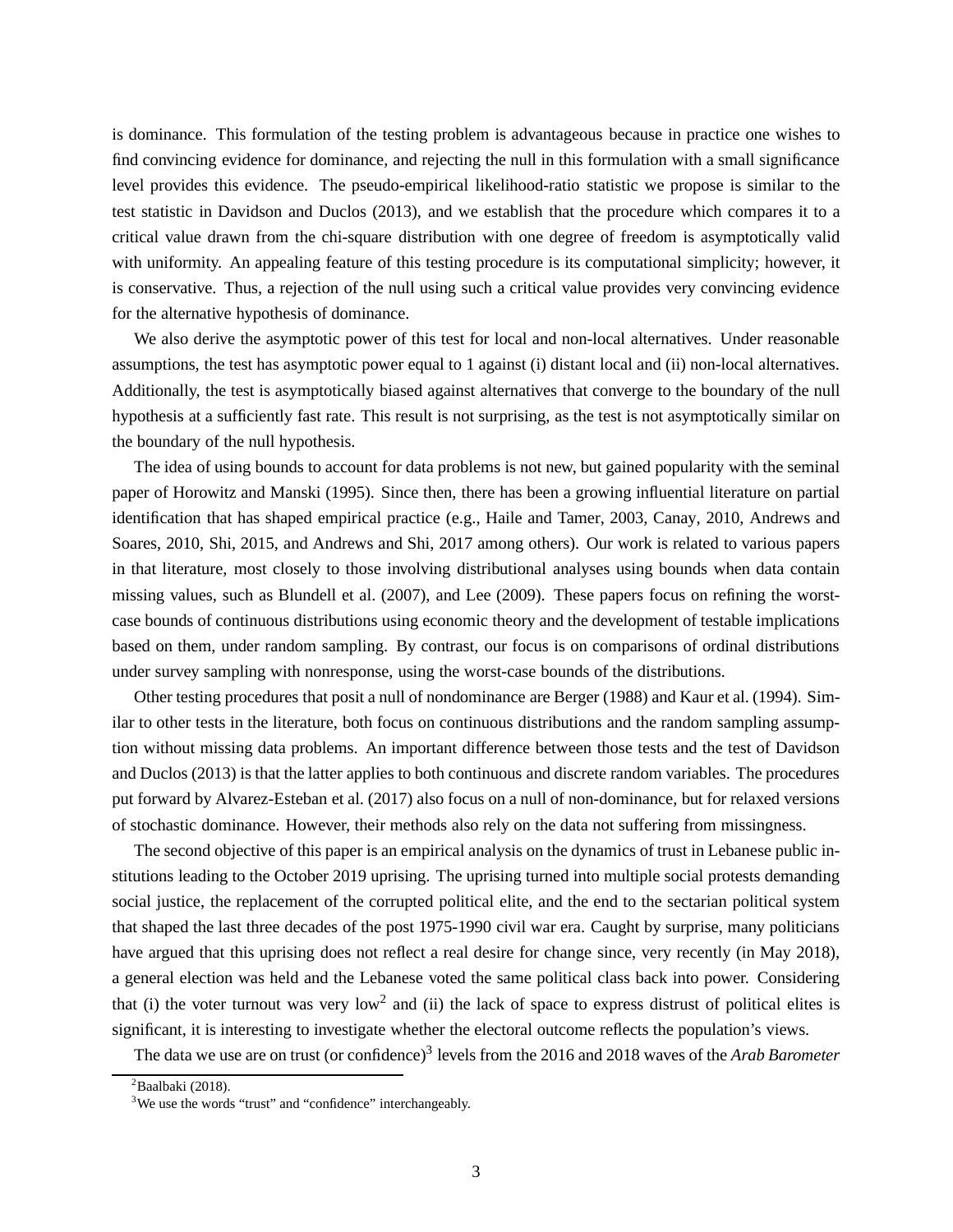is dominance. This formulation of the testing problem is advantageous because in practice one wishes to find convincing evidence for dominance, and rejecting the null in this formulation with a small significance level provides this evidence. The pseudo-empirical likelihood-ratio statistic we propose is similar to the test statistic in Davidson and Duclos (2013), and we establish that the procedure which compares it to a critical value drawn from the chi-square distribution with one degree of freedom is asymptotically valid with uniformity. An appealing feature of this testing procedure is its computational simplicity; however, it is conservative. Thus, a rejection of the null using such a critical value provides very convincing evidence for the alternative hypothesis of dominance.

We also derive the asymptotic power of this test for local and non-local alternatives. Under reasonable assumptions, the test has asymptotic power equal to 1 against (i) distant local and (ii) non-local alternatives. Additionally, the test is asymptotically biased against alternatives that converge to the boundary of the null hypothesis at a sufficiently fast rate. This result is not surprising, as the test is not asymptotically similar on the boundary of the null hypothesis.

The idea of using bounds to account for data problems is not new, but gained popularity with the seminal paper of Horowitz and Manski (1995). Since then, there has been a growing influential literature on partial identification that has shaped empirical practice (e.g., Haile and Tamer, 2003, Canay, 2010, Andrews and Soares, 2010, Shi, 2015, and Andrews and Shi, 2017 among others). Our work is related to various papers in that literature, most closely to those involving distributional analyses using bounds when data contain missing values, such as Blundell et al. (2007), and Lee (2009). These papers focus on refining the worst-case bounds of continuous distributions using economic theory and the development of testable implications based on them, under random sampling. By contrast, our focus is on comparisons of ordinal distributions under survey sampling with nonresponse, using the worst-case bounds of the distributions.

Other testing procedures that posit a null of nondominance are Berger (1988) and Kaur et al. (1994). Similar to other tests in the literature, both focus on continuous distributions and the random sampling assumption without missing data problems. An important difference between those tests and the test of Davidson and Duclos (2013) is that the latter applies to both continuous and discrete random variables. The procedures put forward by Alvarez-Esteban et al. (2017) also focus on a null of non-dominance, but for relaxed versions of stochastic dominance. However, their methods also rely on the data not suffering from missingness.

The second objective of this paper is an empirical analysis on the dynamics of trust in Lebanese public institutions leading to the October 2019 uprising. The uprising turned into multiple social protests demanding social justice, the replacement of the corrupted political elite, and the end to the sectarian political system that shaped the last three decades of the post 1975-1990 civil war era. Caught by surprise, many politicians have argued that this uprising does not reflect a real desire for change since, very recently (in May 2018), a general election was held and the Lebanese voted the same political class back into power. Considering that (i) the voter turnout was very low[2] and (ii) the lack of space to express distrust of political elites is significant, it is interesting to investigate whether the electoral outcome reflects the population's views.

The data we use are on trust (or confidence)[3] levels from the 2016 and 2018 waves of the *Arab Barometer*

[2] Baalbaki (2018).

[3] We use the words "trust" and "confidence" interchangeably.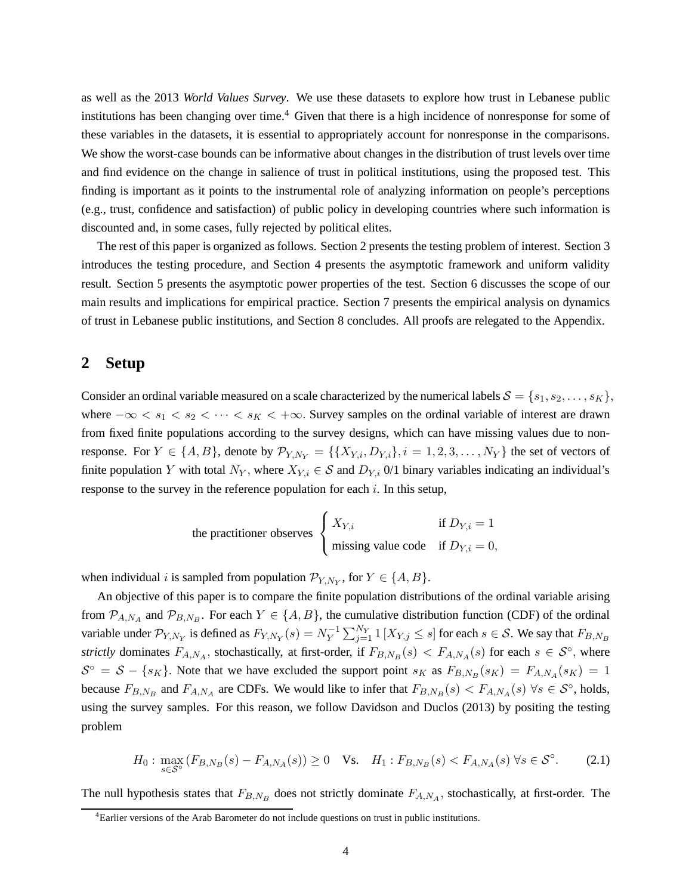as well as the 2013 *World Values Survey*. We use these datasets to explore how trust in Lebanese public institutions has been changing over time.[4] Given that there is a high incidence of nonresponse for some of these variables in the datasets, it is essential to appropriately account for nonresponse in the comparisons. We show the worst-case bounds can be informative about changes in the distribution of trust levels over time and find evidence on the change in salience of trust in political institutions, using the proposed test. This finding is important as it points to the instrumental role of analyzing information on people's perceptions (e.g., trust, confidence and satisfaction) of public policy in developing countries where such information is discounted and, in some cases, fully rejected by political elites.

The rest of this paper is organized as follows. Section 2 presents the testing problem of interest. Section 3 introduces the testing procedure, and Section 4 presents the asymptotic framework and uniform validity result. Section 5 presents the asymptotic power properties of the test. Section 6 discusses the scope of our main results and implications for empirical practice. Section 7 presents the empirical analysis on dynamics of trust in Lebanese public institutions, and Section 8 concludes. All proofs are relegated to the Appendix.

## 2 Setup

Consider an ordinal variable measured on a scale characterized by the numerical labels $\mathcal{S} = \{s_1, s_2, \ldots, s_K\}$, where $-\infty < s_1 < s_2 < \cdots < s_K < +\infty$. Survey samples on the ordinal variable of interest are drawn from fixed finite populations according to the survey designs, which can have missing values due to nonresponse. For $Y \in \{A, B\}$, denote by $\mathcal{P}_{Y,N_Y} = \{\{X_{Y,i}, D_{Y,i}\}, i = 1, 2, 3, \ldots, N_Y\}$ the set of vectors of finite population $Y$ with total $N_Y$, where $X_{Y,i} \in \mathcal{S}$ and $D_{Y,i}$ 0/1 binary variables indicating an individual's response to the survey in the reference population for each $i$. In this setup,

$$\text{the practitioner observes } \begin{cases} X_{Y,i} & \text{if } D_{Y,i} = 1 \\ \text{missing value code} & \text{if } D_{Y,i} = 0, \end{cases}$$

when individual $i$ is sampled from population $\mathcal{P}_{Y,N_Y}$, for $Y \in \{A, B\}$.

An objective of this paper is to compare the finite population distributions of the ordinal variable arising from $\mathcal{P}_{A,N_A}$ and $\mathcal{P}_{B,N_B}$. For each $Y \in \{A, B\}$, the cumulative distribution function (CDF) of the ordinal variable under $\mathcal{P}_{Y,N_Y}$ is defined as $F_{Y,N_Y}(s) = N_Y^{-1} \sum_{j=1}^{N_Y} 1\left[X_{Y,j} \leq s\right]$ for each $s \in \mathcal{S}$. We say that $F_{B,N_B}$ *strictly* dominates $F_{A,N_A}$, stochastically, at first-order, if $F_{B,N_B}(s) < F_{A,N_A}(s)$ for each $s \in \mathcal{S}^\circ$, where $\mathcal{S}^\circ = \mathcal{S} - \{s_K\}$. Note that we have excluded the support point $s_K$ as $F_{B,N_B}(s_K) = F_{A,N_A}(s_K) = 1$ because $F_{B,N_B}$ and $F_{A,N_A}$ are CDFs. We would like to infer that $F_{B,N_B}(s) < F_{A,N_A}(s)$ $\forall s \in \mathcal{S}^\circ$, holds, using the survey samples. For this reason, we follow Davidson and Duclos (2013) by positing the testing problem

$$H_0: \max_{s \in \mathcal{S}^\circ} \left(F_{B,N_B}(s) - F_{A,N_A}(s)\right) \geq 0 \quad \text{Vs.} \quad H_1: F_{B,N_B}(s) < F_{A,N_A}(s) \; \forall s \in \mathcal{S}^\circ. \tag{2.1}$$

The null hypothesis states that $F_{B,N_B}$ does not strictly dominate $F_{A,N_A}$, stochastically, at first-order. The

[4]Earlier versions of the Arab Barometer do not include questions on trust in public institutions.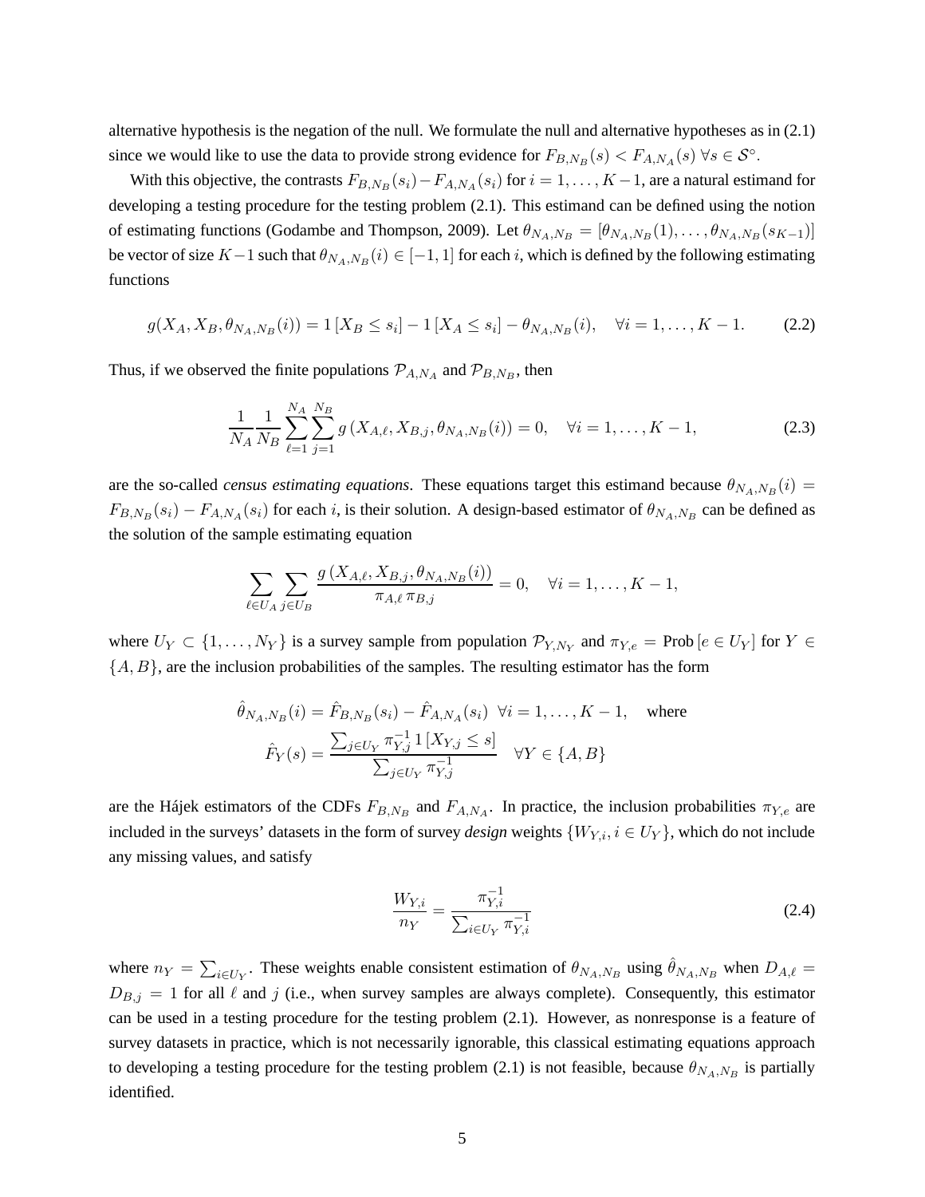alternative hypothesis is the negation of the null. We formulate the null and alternative hypotheses as in (2.1) since we would like to use the data to provide strong evidence for $F_{B,N_B}(s) < F_{A,N_A}(s)\ \forall s \in \mathcal{S}^{\circ}$.

With this objective, the contrasts $F_{B,N_B}(s_i) - F_{A,N_A}(s_i)$ for $i = 1, \dots, K-1$, are a natural estimand for developing a testing procedure for the testing problem (2.1). This estimand can be defined using the notion of estimating functions (Godambe and Thompson, 2009). Let $\theta_{N_A,N_B} = [\theta_{N_A,N_B}(1), \dots, \theta_{N_A,N_B}(s_{K-1})]$ be vector of size $K-1$ such that $\theta_{N_A,N_B}(i) \in [-1, 1]$ for each $i$, which is defined by the following estimating functions

$$
g(X_A, X_B, \theta_{N_A,N_B}(i)) = 1\left[X_B \leq s_i\right] - 1\left[X_A \leq s_i\right] - \theta_{N_A,N_B}(i), \quad \forall i = 1, \dots, K-1. \tag{2.2}
$$

Thus, if we observed the finite populations $\mathcal{P}_{A,N_A}$ and $\mathcal{P}_{B,N_B}$, then

$$
\frac{1}{N_A}\frac{1}{N_B}\sum_{\ell=1}^{N_A}\sum_{j=1}^{N_B} g\left(X_{A,\ell}, X_{B,j}, \theta_{N_A,N_B}(i)\right) = 0, \quad \forall i = 1, \dots, K-1, \tag{2.3}
$$

are the so-called *census estimating equations*. These equations target this estimand because $\theta_{N_A,N_B}(i) = F_{B,N_B}(s_i) - F_{A,N_A}(s_i)$ for each $i$, is their solution. A design-based estimator of $\theta_{N_A,N_B}$ can be defined as the solution of the sample estimating equation

$$
\sum_{\ell \in U_A}\sum_{j \in U_B} \frac{g\left(X_{A,\ell}, X_{B,j}, \theta_{N_A,N_B}(i)\right)}{\pi_{A,\ell}\,\pi_{B,j}} = 0, \quad \forall i = 1, \dots, K-1,
$$

where $U_Y \subset \{1, \dots, N_Y\}$ is a survey sample from population $\mathcal{P}_{Y,N_Y}$ and $\pi_{Y,e} = \text{Prob}\left[e \in U_Y\right]$ for $Y \in \{A, B\}$, are the inclusion probabilities of the samples. The resulting estimator has the form

$$
\hat{\theta}_{N_A,N_B}(i) = \hat{F}_{B,N_B}(s_i) - \hat{F}_{A,N_A}(s_i) \ \ \forall i = 1, \dots, K-1, \quad \text{where}
$$

$$
\hat{F}_Y(s) = \frac{\sum_{j \in U_Y} \pi_{Y,j}^{-1}\, 1\left[X_{Y,j} \leq s\right]}{\sum_{j \in U_Y} \pi_{Y,j}^{-1}} \quad \forall Y \in \{A, B\}
$$

are the Hájek estimators of the CDFs $F_{B,N_B}$ and $F_{A,N_A}$. In practice, the inclusion probabilities $\pi_{Y,e}$ are included in the surveys' datasets in the form of survey ***design*** weights $\{W_{Y,i}, i \in U_Y\}$, which do not include any missing values, and satisfy

$$
\frac{W_{Y,i}}{n_Y} = \frac{\pi_{Y,i}^{-1}}{\sum_{i \in U_Y} \pi_{Y,i}^{-1}} \tag{2.4}
$$

where $n_Y = \sum_{i \in U_Y}$. These weights enable consistent estimation of $\theta_{N_A,N_B}$ using $\hat{\theta}_{N_A,N_B}$ when $D_{A,\ell} = D_{B,j} = 1$ for all $\ell$ and $j$ (i.e., when survey samples are always complete). Consequently, this estimator can be used in a testing procedure for the testing problem (2.1). However, as nonresponse is a feature of survey datasets in practice, which is not necessarily ignorable, this classical estimating equations approach to developing a testing procedure for the testing problem (2.1) is not feasible, because $\theta_{N_A,N_B}$ is partially identified.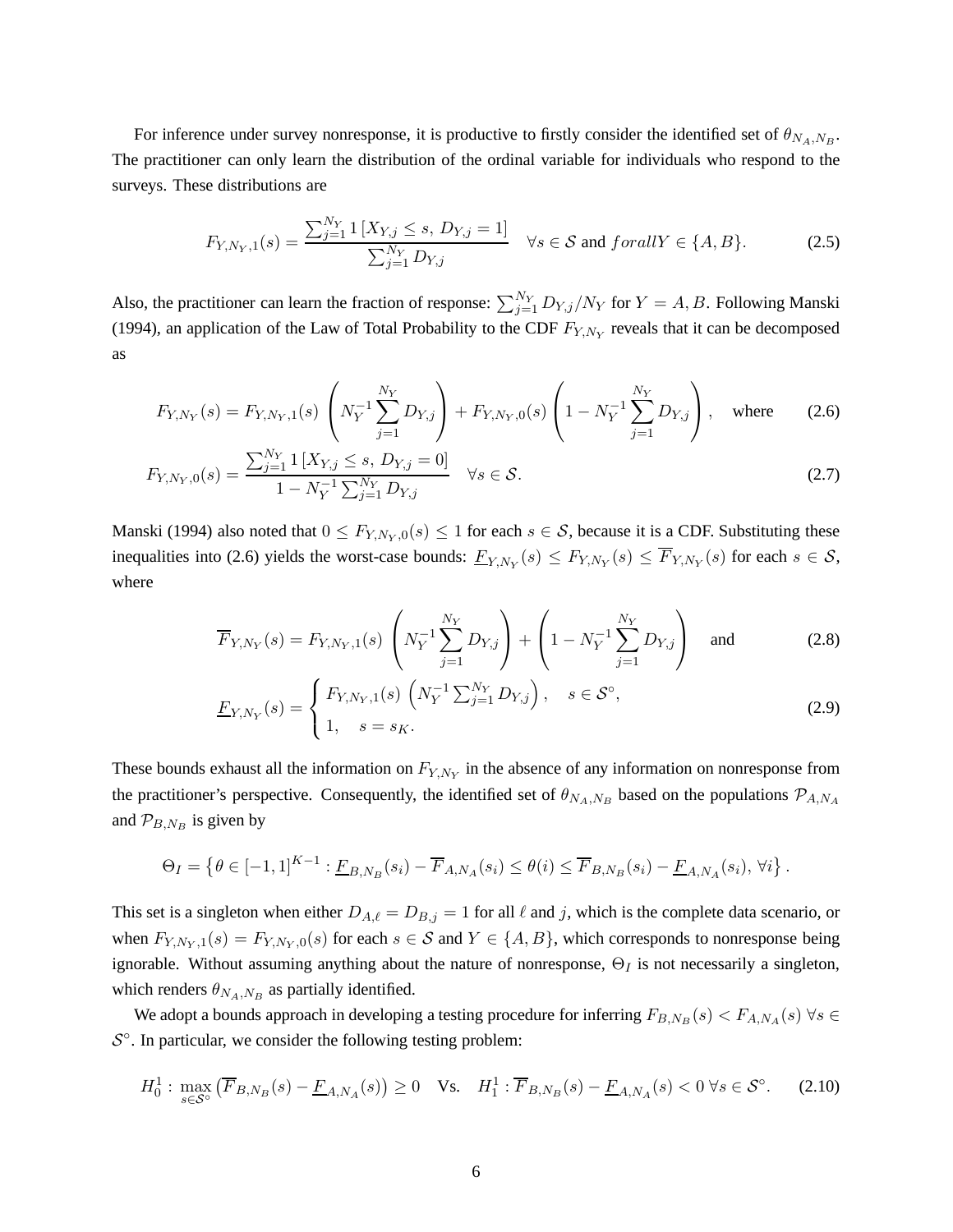For inference under survey nonresponse, it is productive to firstly consider the identified set of $\theta_{N_A,N_B}$. The practitioner can only learn the distribution of the ordinal variable for individuals who respond to the surveys. These distributions are

$$F_{Y,N_Y,1}(s) = \frac{\sum_{j=1}^{N_Y} 1\left[X_{Y,j} \leq s,\ D_{Y,j} = 1\right]}{\sum_{j=1}^{N_Y} D_{Y,j}} \quad \forall s \in \mathcal{S} \text{ and } forall Y \in \{A, B\}. \tag{2.5}$$

Also, the practitioner can learn the fraction of response: $\sum_{j=1}^{N_Y} D_{Y,j}/N_Y$ for $Y = A, B$. Following Manski (1994), an application of the Law of Total Probability to the CDF $F_{Y,N_Y}$ reveals that it can be decomposed as

$$F_{Y,N_Y}(s) = F_{Y,N_Y,1}(s)\left(N_Y^{-1}\sum_{j=1}^{N_Y} D_{Y,j}\right) + F_{Y,N_Y,0}(s)\left(1 - N_Y^{-1}\sum_{j=1}^{N_Y} D_{Y,j}\right), \quad \text{where} \tag{2.6}$$

$$F_{Y,N_Y,0}(s) = \frac{\sum_{j=1}^{N_Y} 1\left[X_{Y,j} \leq s,\ D_{Y,j} = 0\right]}{1 - N_Y^{-1}\sum_{j=1}^{N_Y} D_{Y,j}} \quad \forall s \in \mathcal{S}. \tag{2.7}$$

Manski (1994) also noted that $0 \leq F_{Y,N_Y,0}(s) \leq 1$ for each $s \in \mathcal{S}$, because it is a CDF. Substituting these inequalities into (2.6) yields the worst-case bounds: $\underline{F}_{Y,N_Y}(s) \leq F_{Y,N_Y}(s) \leq \overline{F}_{Y,N_Y}(s)$ for each $s \in \mathcal{S}$, where

$$\overline{F}_{Y,N_Y}(s) = F_{Y,N_Y,1}(s)\left(N_Y^{-1}\sum_{j=1}^{N_Y} D_{Y,j}\right) + \left(1 - N_Y^{-1}\sum_{j=1}^{N_Y} D_{Y,j}\right) \quad \text{and} \tag{2.8}$$

$$\underline{F}_{Y,N_Y}(s) = \begin{cases} F_{Y,N_Y,1}(s)\left(N_Y^{-1}\sum_{j=1}^{N_Y} D_{Y,j}\right), & s \in \mathcal{S}^{\circ}, \\ 1, & s = s_K. \end{cases} \tag{2.9}$$

These bounds exhaust all the information on $F_{Y,N_Y}$ in the absence of any information on nonresponse from the practitioner's perspective. Consequently, the identified set of $\theta_{N_A,N_B}$ based on the populations $\mathcal{P}_{A,N_A}$ and $\mathcal{P}_{B,N_B}$ is given by

$$\Theta_I = \left\{\theta \in [-1,1]^{K-1} : \underline{F}_{B,N_B}(s_i) - \overline{F}_{A,N_A}(s_i) \leq \theta(i) \leq \overline{F}_{B,N_B}(s_i) - \underline{F}_{A,N_A}(s_i),\ \forall i\right\}.$$

This set is a singleton when either $D_{A,\ell} = D_{B,j} = 1$ for all $\ell$ and $j$, which is the complete data scenario, or when $F_{Y,N_Y,1}(s) = F_{Y,N_Y,0}(s)$ for each $s \in \mathcal{S}$ and $Y \in \{A, B\}$, which corresponds to nonresponse being ignorable. Without assuming anything about the nature of nonresponse, $\Theta_I$ is not necessarily a singleton, which renders $\theta_{N_A,N_B}$ as partially identified.

We adopt a bounds approach in developing a testing procedure for inferring $F_{B,N_B}(s) < F_{A,N_A}(s)\ \forall s \in \mathcal{S}^{\circ}$. In particular, we consider the following testing problem:

$$H_0^1 : \max_{s \in \mathcal{S}^{\circ}}\left(\overline{F}_{B,N_B}(s) - \underline{F}_{A,N_A}(s)\right) \geq 0 \quad \text{Vs.} \quad H_1^1 : \overline{F}_{B,N_B}(s) - \underline{F}_{A,N_A}(s) < 0\ \forall s \in \mathcal{S}^{\circ}. \tag{2.10}$$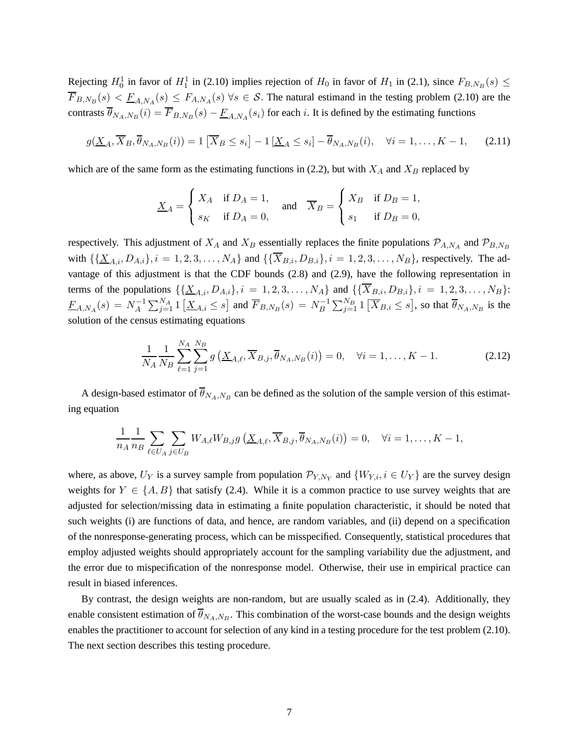Rejecting $H_0^1$ in favor of $H_1^1$ in (2.10) implies rejection of $H_0$ in favor of $H_1$ in (2.1), since $F_{B,N_B}(s) \leq \overline{F}_{B,N_B}(s) < \underline{F}_{A,N_A}(s) \leq F_{A,N_A}(s) \; \forall s \in \mathcal{S}$. The natural estimand in the testing problem (2.10) are the contrasts $\overline{\theta}_{N_A,N_B}(i) = \overline{F}_{B,N_B}(s) - \underline{F}_{A,N_A}(s_i)$ for each $i$. It is defined by the estimating functions

$$g(\underline{X}_A, \overline{X}_B, \overline{\theta}_{N_A,N_B}(i)) = 1\left[\overline{X}_B \leq s_i\right] - 1\left[\underline{X}_A \leq s_i\right] - \overline{\theta}_{N_A,N_B}(i), \quad \forall i = 1, \ldots, K-1, \tag{2.11}$$

which are of the same form as the estimating functions in (2.2), but with $X_A$ and $X_B$ replaced by

$$\underline{X}_A = \begin{cases} X_A & \text{if } D_A = 1, \\ s_K & \text{if } D_A = 0, \end{cases} \quad \text{and} \quad \overline{X}_B = \begin{cases} X_B & \text{if } D_B = 1, \\ s_1 & \text{if } D_B = 0, \end{cases}$$

respectively. This adjustment of $X_A$ and $X_B$ essentially replaces the finite populations $\mathcal{P}_{A,N_A}$ and $\mathcal{P}_{B,N_B}$ with $\{\{\underline{X}_{A,i}, D_{A,i}\}, i = 1, 2, 3, \ldots, N_A\}$ and $\{\{\overline{X}_{B,i}, D_{B,i}\}, i = 1, 2, 3, \ldots, N_B\}$, respectively. The advantage of this adjustment is that the CDF bounds (2.8) and (2.9), have the following representation in terms of the populations $\{\{\underline{X}_{A,i}, D_{A,i}\}, i = 1, 2, 3, \ldots, N_A\}$ and $\{\{\overline{X}_{B,i}, D_{B,i}\}, i = 1, 2, 3, \ldots, N_B\}$: $\underline{F}_{A,N_A}(s) = N_A^{-1} \sum_{j=1}^{N_A} 1\left[\underline{X}_{A,i} \leq s\right]$ and $\overline{F}_{B,N_B}(s) = N_B^{-1} \sum_{j=1}^{N_B} 1\left[\overline{X}_{B,i} \leq s\right]$, so that $\overline{\theta}_{N_A,N_B}$ is the solution of the census estimating equations

$$\frac{1}{N_A} \frac{1}{N_B} \sum_{\ell=1}^{N_A} \sum_{j=1}^{N_B} g\left(\underline{X}_{A,\ell}, \overline{X}_{B,j}, \overline{\theta}_{N_A,N_B}(i)\right) = 0, \quad \forall i = 1, \ldots, K-1. \tag{2.12}$$

A design-based estimator of $\overline{\theta}_{N_A,N_B}$ can be defined as the solution of the sample version of this estimating equation

$$\frac{1}{n_A} \frac{1}{n_B} \sum_{\ell \in U_A} \sum_{j \in U_B} W_{A,\ell} W_{B,j} g\left(\underline{X}_{A,\ell}, \overline{X}_{B,j}, \overline{\theta}_{N_A,N_B}(i)\right) = 0, \quad \forall i = 1, \ldots, K-1,$$

where, as above, $U_Y$ is a survey sample from population $\mathcal{P}_{Y,N_Y}$ and $\{W_{Y,i}, i \in U_Y\}$ are the survey design weights for $Y \in \{A, B\}$ that satisfy (2.4). While it is a common practice to use survey weights that are adjusted for selection/missing data in estimating a finite population characteristic, it should be noted that such weights (i) are functions of data, and hence, are random variables, and (ii) depend on a specification of the nonresponse-generating process, which can be misspecified. Consequently, statistical procedures that employ adjusted weights should appropriately account for the sampling variability due the adjustment, and the error due to mispecification of the nonresponse model. Otherwise, their use in empirical practice can result in biased inferences.

By contrast, the design weights are non-random, but are usually scaled as in (2.4). Additionally, they enable consistent estimation of $\overline{\theta}_{N_A,N_B}$. This combination of the worst-case bounds and the design weights enables the practitioner to account for selection of any kind in a testing procedure for the test problem (2.10). The next section describes this testing procedure.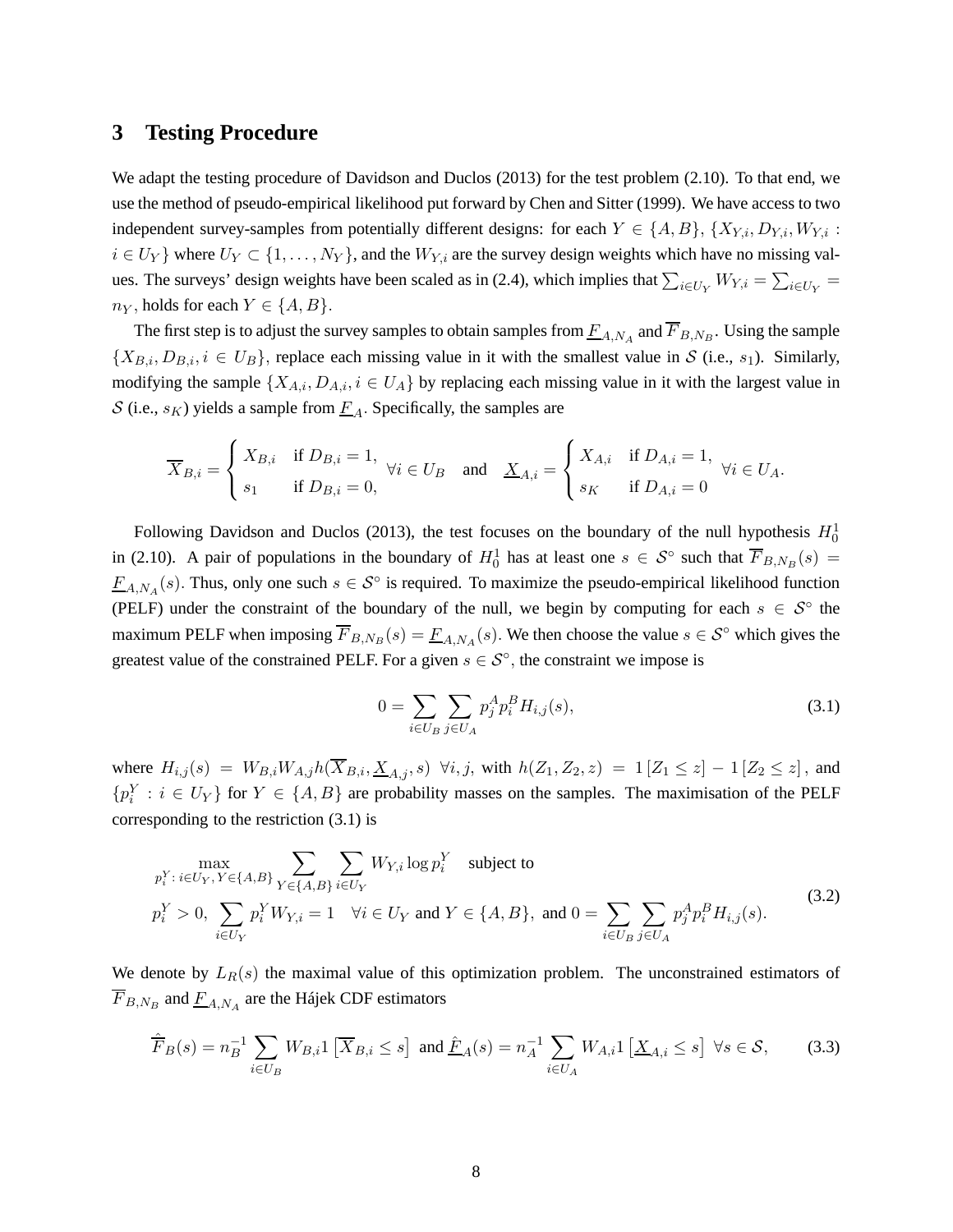## 3 Testing Procedure

We adapt the testing procedure of Davidson and Duclos (2013) for the test problem (2.10). To that end, we use the method of pseudo-empirical likelihood put forward by Chen and Sitter (1999). We have access to two independent survey-samples from potentially different designs: for each $Y \in \{A, B\}$, $\{X_{Y,i}, D_{Y,i}, W_{Y,i} : i \in U_Y\}$ where $U_Y \subset \{1, \ldots, N_Y\}$, and the $W_{Y,i}$ are the survey design weights which have no missing values. The surveys' design weights have been scaled as in (2.4), which implies that $\sum_{i \in U_Y} W_{Y,i} = \sum_{i \in U_Y} = n_Y$, holds for each $Y \in \{A, B\}$.

The first step is to adjust the survey samples to obtain samples from $\underline{F}_{A,N_A}$ and $\overline{F}_{B,N_B}$. Using the sample $\{X_{B,i}, D_{B,i}, i \in U_B\}$, replace each missing value in it with the smallest value in $\mathcal{S}$ (i.e., $s_1$). Similarly, modifying the sample $\{X_{A,i}, D_{A,i}, i \in U_A\}$ by replacing each missing value in it with the largest value in $\mathcal{S}$ (i.e., $s_K$) yields a sample from $\underline{F}_A$. Specifically, the samples are

$$\overline{X}_{B,i} = \begin{cases} X_{B,i} & \text{if } D_{B,i} = 1, \\ s_1 & \text{if } D_{B,i} = 0, \end{cases} \forall i \in U_B \quad \text{and} \quad \underline{X}_{A,i} = \begin{cases} X_{A,i} & \text{if } D_{A,i} = 1, \\ s_K & \text{if } D_{A,i} = 0 \end{cases} \forall i \in U_A.$$

Following Davidson and Duclos (2013), the test focuses on the boundary of the null hypothesis $H_0^1$ in (2.10). A pair of populations in the boundary of $H_0^1$ has at least one $s \in \mathcal{S}^\circ$ such that $\overline{F}_{B,N_B}(s) = \underline{F}_{A,N_A}(s)$. Thus, only one such $s \in \mathcal{S}^\circ$ is required. To maximize the pseudo-empirical likelihood function (PELF) under the constraint of the boundary of the null, we begin by computing for each $s \in \mathcal{S}^\circ$ the maximum PELF when imposing $\overline{F}_{B,N_B}(s) = \underline{F}_{A,N_A}(s)$. We then choose the value $s \in \mathcal{S}^\circ$ which gives the greatest value of the constrained PELF. For a given $s \in \mathcal{S}^\circ$, the constraint we impose is

$$0 = \sum_{i \in U_B} \sum_{j \in U_A} p_j^A p_i^B H_{i,j}(s), \tag{3.1}$$

where $H_{i,j}(s) = W_{B,i} W_{A,j} h(\overline{X}_{B,i}, \underline{X}_{A,j}, s) \ \forall i, j$, with $h(Z_1, Z_2, z) = 1[Z_1 \leq z] - 1[Z_2 \leq z]$, and $\{p_i^Y : i \in U_Y\}$ for $Y \in \{A, B\}$ are probability masses on the samples. The maximisation of the PELF corresponding to the restriction (3.1) is

$$\begin{aligned} &\max_{p_i^Y : \, i \in U_Y, \, Y \in \{A,B\}} \sum_{Y \in \{A,B\}} \sum_{i \in U_Y} W_{Y,i} \log p_i^Y \quad \text{subject to} \\ &p_i^Y > 0, \ \sum_{i \in U_Y} p_i^Y W_{Y,i} = 1 \quad \forall i \in U_Y \text{ and } Y \in \{A, B\}, \text{ and } 0 = \sum_{i \in U_B} \sum_{j \in U_A} p_j^A p_i^B H_{i,j}(s). \end{aligned} \tag{3.2}$$

We denote by $L_R(s)$ the maximal value of this optimization problem. The unconstrained estimators of $\overline{F}_{B,N_B}$ and $\underline{F}_{A,N_A}$ are the Hájek CDF estimators

$$\hat{\overline{F}}_B(s) = n_B^{-1} \sum_{i \in U_B} W_{B,i} 1\left[\overline{X}_{B,i} \leq s\right] \text{ and } \hat{\underline{F}}_A(s) = n_A^{-1} \sum_{i \in U_A} W_{A,i} 1\left[\underline{X}_{A,i} \leq s\right] \ \forall s \in \mathcal{S}, \tag{3.3}$$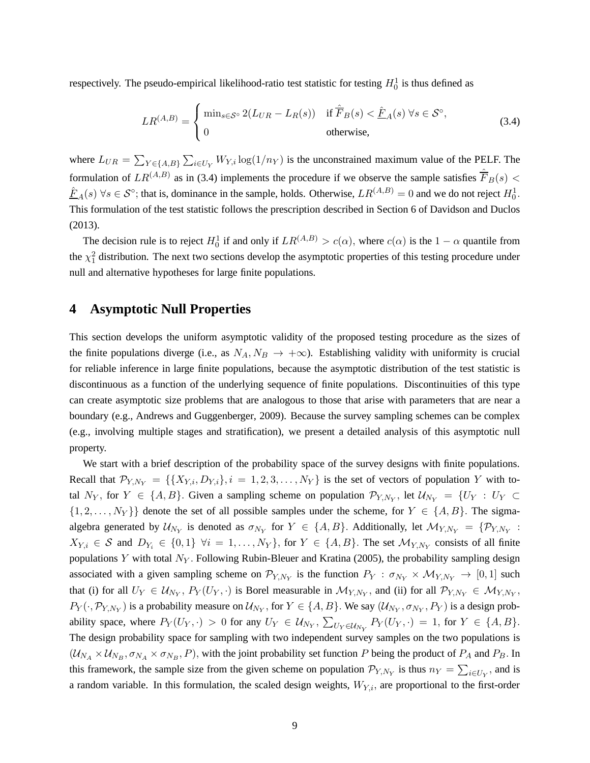respectively. The pseudo-empirical likelihood-ratio test statistic for testing $H_0^1$ is thus defined as

$$LR^{(A,B)} = \begin{cases} \min_{s \in \mathcal{S}^\circ} 2(L_{UR} - L_R(s)) & \text{if } \hat{\overline{F}}_B(s) < \underline{\hat{F}}_A(s) \; \forall s \in \mathcal{S}^\circ, \\ 0 & \text{otherwise,} \end{cases} \tag{3.4}$$

where $L_{UR} = \sum_{Y \in \{A,B\}} \sum_{i \in U_Y} W_{Y,i} \log(1/n_Y)$ is the unconstrained maximum value of the PELF. The formulation of $LR^{(A,B)}$ as in (3.4) implements the procedure if we observe the sample satisfies $\hat{\overline{F}}_B(s) < \underline{\hat{F}}_A(s) \; \forall s \in \mathcal{S}^\circ$; that is, dominance in the sample, holds. Otherwise, $LR^{(A,B)} = 0$ and we do not reject $H_0^1$. This formulation of the test statistic follows the prescription described in Section 6 of Davidson and Duclos (2013).

The decision rule is to reject $H_0^1$ if and only if $LR^{(A,B)} > c(\alpha)$, where $c(\alpha)$ is the $1-\alpha$ quantile from the $\chi_1^2$ distribution. The next two sections develop the asymptotic properties of this testing procedure under null and alternative hypotheses for large finite populations.

# 4 Asymptotic Null Properties

This section develops the uniform asymptotic validity of the proposed testing procedure as the sizes of the finite populations diverge (i.e., as $N_A, N_B \to +\infty$). Establishing validity with uniformity is crucial for reliable inference in large finite populations, because the asymptotic distribution of the test statistic is discontinuous as a function of the underlying sequence of finite populations. Discontinuities of this type can create asymptotic size problems that are analogous to those that arise with parameters that are near a boundary (e.g., Andrews and Guggenberger, 2009). Because the survey sampling schemes can be complex (e.g., involving multiple stages and stratification), we present a detailed analysis of this asymptotic null property.

We start with a brief description of the probability space of the survey designs with finite populations. Recall that $\mathcal{P}_{Y,N_Y} = \{\{X_{Y,i}, D_{Y,i}\}, i = 1, 2, 3, \ldots, N_Y\}$ is the set of vectors of population $Y$ with total $N_Y$, for $Y \in \{A, B\}$. Given a sampling scheme on population $\mathcal{P}_{Y,N_Y}$, let $\mathcal{U}_{N_Y} = \{U_Y : U_Y \subset \{1, 2, \ldots, N_Y\}\}$ denote the set of all possible samples under the scheme, for $Y \in \{A, B\}$. The sigma-algebra generated by $\mathcal{U}_{N_Y}$ is denoted as $\sigma_{N_Y}$ for $Y \in \{A, B\}$. Additionally, let $\mathcal{M}_{Y,N_Y} = \{\mathcal{P}_{Y,N_Y} : X_{Y,i} \in \mathcal{S} \text{ and } D_{Y_i} \in \{0, 1\} \; \forall i = 1, \ldots, N_Y\}$, for $Y \in \{A, B\}$. The set $\mathcal{M}_{Y,N_Y}$ consists of all finite populations $Y$ with total $N_Y$. Following Rubin-Bleuer and Kratina (2005), the probability sampling design associated with a given sampling scheme on $\mathcal{P}_{Y,N_Y}$ is the function $P_Y : \sigma_{N_Y} \times \mathcal{M}_{Y,N_Y} \to [0, 1]$ such that (i) for all $U_Y \in \mathcal{U}_{N_Y}$, $P_Y(U_Y, \cdot)$ is Borel measurable in $\mathcal{M}_{Y,N_Y}$, and (ii) for all $\mathcal{P}_{Y,N_Y} \in \mathcal{M}_{Y,N_Y}$, $P_Y(\cdot, \mathcal{P}_{Y,N_Y})$ is a probability measure on $\mathcal{U}_{N_Y}$, for $Y \in \{A, B\}$. We say $(\mathcal{U}_{N_Y}, \sigma_{N_Y}, P_Y)$ is a design probability space, where $P_Y(U_Y, \cdot) > 0$ for any $U_Y \in \mathcal{U}_{N_Y}$, $\sum_{U_Y \in \mathcal{U}_{N_Y}} P_Y(U_Y, \cdot) = 1$, for $Y \in \{A, B\}$. The design probability space for sampling with two independent survey samples on the two populations is $(\mathcal{U}_{N_A} \times \mathcal{U}_{N_B}, \sigma_{N_A} \times \sigma_{N_B}, P)$, with the joint probability set function $P$ being the product of $P_A$ and $P_B$. In this framework, the sample size from the given scheme on population $\mathcal{P}_{Y,N_Y}$ is thus $n_Y = \sum_{i \in U_Y}$, and is a random variable. In this formulation, the scaled design weights, $W_{Y,i}$, are proportional to the first-order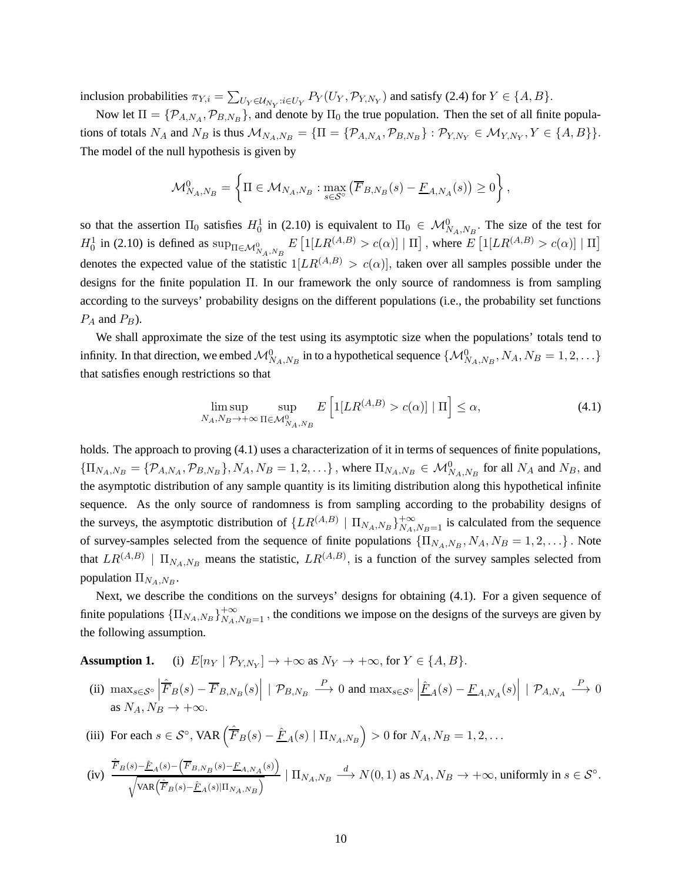inclusion probabilities $\pi_{Y,i} = \sum_{U_Y \in \mathcal{U}_{N_Y}: i \in U_Y} P_Y(U_Y, \mathcal{P}_{Y,N_Y})$ and satisfy (2.4) for $Y \in \{A, B\}$.

Now let $\Pi = \{\mathcal{P}_{A,N_A}, \mathcal{P}_{B,N_B}\}$, and denote by $\Pi_0$ the true population. Then the set of all finite populations of totals $N_A$ and $N_B$ is thus $\mathcal{M}_{N_A,N_B} = \{\Pi = \{\mathcal{P}_{A,N_A}, \mathcal{P}_{B,N_B}\} : \mathcal{P}_{Y,N_Y} \in \mathcal{M}_{Y,N_Y}, Y \in \{A, B\}\}$. The model of the null hypothesis is given by

$$\mathcal{M}^0_{N_A,N_B} = \left\{ \Pi \in \mathcal{M}_{N_A,N_B} : \max_{s \in \mathcal{S}^\circ} \left( \overline{F}_{B,N_B}(s) - \underline{F}_{A,N_A}(s) \right) \geq 0 \right\},$$

so that the assertion $\Pi_0$ satisfies $H^1_0$ in (2.10) is equivalent to $\Pi_0 \in \mathcal{M}^0_{N_A,N_B}$. The size of the test for $H^1_0$ in (2.10) is defined as $\sup_{\Pi \in \mathcal{M}^0_{N_A,N_B}} E\left[1[LR^{(A,B)} > c(\alpha)] \mid \Pi\right]$, where $E\left[1[LR^{(A,B)} > c(\alpha)] \mid \Pi\right]$ denotes the expected value of the statistic $1[LR^{(A,B)} > c(\alpha)]$, taken over all samples possible under the designs for the finite population $\Pi$. In our framework the only source of randomness is from sampling according to the surveys' probability designs on the different populations (i.e., the probability set functions $P_A$ and $P_B$).

We shall approximate the size of the test using its asymptotic size when the populations' totals tend to infinity. In that direction, we embed $\mathcal{M}^0_{N_A,N_B}$ in to a hypothetical sequence $\{\mathcal{M}^0_{N_A,N_B}, N_A, N_B = 1, 2, \ldots\}$ that satisfies enough restrictions so that

$$\limsup_{N_A,N_B \to +\infty} \sup_{\Pi \in \mathcal{M}^0_{N_A,N_B}} E\left[1[LR^{(A,B)} > c(\alpha)] \mid \Pi\right] \leq \alpha, \tag{4.1}$$

holds. The approach to proving (4.1) uses a characterization of it in terms of sequences of finite populations, $\{\Pi_{N_A,N_B} = \{\mathcal{P}_{A,N_A}, \mathcal{P}_{B,N_B}\}, N_A, N_B = 1, 2, \ldots\}$, where $\Pi_{N_A,N_B} \in \mathcal{M}^0_{N_A,N_B}$ for all $N_A$ and $N_B$, and the asymptotic distribution of any sample quantity is its limiting distribution along this hypothetical infinite sequence. As the only source of randomness is from sampling according to the probability designs of the surveys, the asymptotic distribution of $\{LR^{(A,B)} \mid \Pi_{N_A,N_B}\}^{+\infty}_{N_A,N_B=1}$ is calculated from the sequence of survey-samples selected from the sequence of finite populations $\{\Pi_{N_A,N_B}, N_A, N_B = 1, 2, \ldots\}$. Note that $LR^{(A,B)} \mid \Pi_{N_A,N_B}$ means the statistic, $LR^{(A,B)}$, is a function of the survey samples selected from population $\Pi_{N_A,N_B}$.

Next, we describe the conditions on the surveys' designs for obtaining (4.1). For a given sequence of finite populations $\{\Pi_{N_A,N_B}\}^{+\infty}_{N_A,N_B=1}$, the conditions we impose on the designs of the surveys are given by the following assumption.

**Assumption 1.** (i) $E[n_Y \mid \mathcal{P}_{Y,N_Y}] \to +\infty$ as $N_Y \to +\infty$, for $Y \in \{A, B\}$.

(ii) $\max_{s \in \mathcal{S}^\circ} \left| \hat{\overline{F}}_B(s) - \overline{F}_{B,N_B}(s) \right| \mid \mathcal{P}_{B,N_B} \xrightarrow{P} 0$ and $\max_{s \in \mathcal{S}^\circ} \left| \hat{\underline{F}}_A(s) - \underline{F}_{A,N_A}(s) \right| \mid \mathcal{P}_{A,N_A} \xrightarrow{P} 0$ as $N_A, N_B \to +\infty$.

(iii) For each $s \in \mathcal{S}^\circ$, $\text{VAR}\left(\hat{\overline{F}}_B(s) - \hat{\underline{F}}_A(s) \mid \Pi_{N_A,N_B}\right) > 0$ for $N_A, N_B = 1, 2, \ldots$

(iv) $\dfrac{\hat{\overline{F}}_B(s) - \hat{\underline{F}}_A(s) - \left(\overline{F}_{B,N_B}(s) - \underline{F}_{A,N_A}(s)\right)}{\sqrt{\text{VAR}\left(\hat{\overline{F}}_B(s) - \hat{\underline{F}}_A(s) \mid \Pi_{N_A,N_B}\right)}} \mid \Pi_{N_A,N_B} \xrightarrow{d} N(0, 1)$ as $N_A, N_B \to +\infty$, uniformly in $s \in \mathcal{S}^\circ$.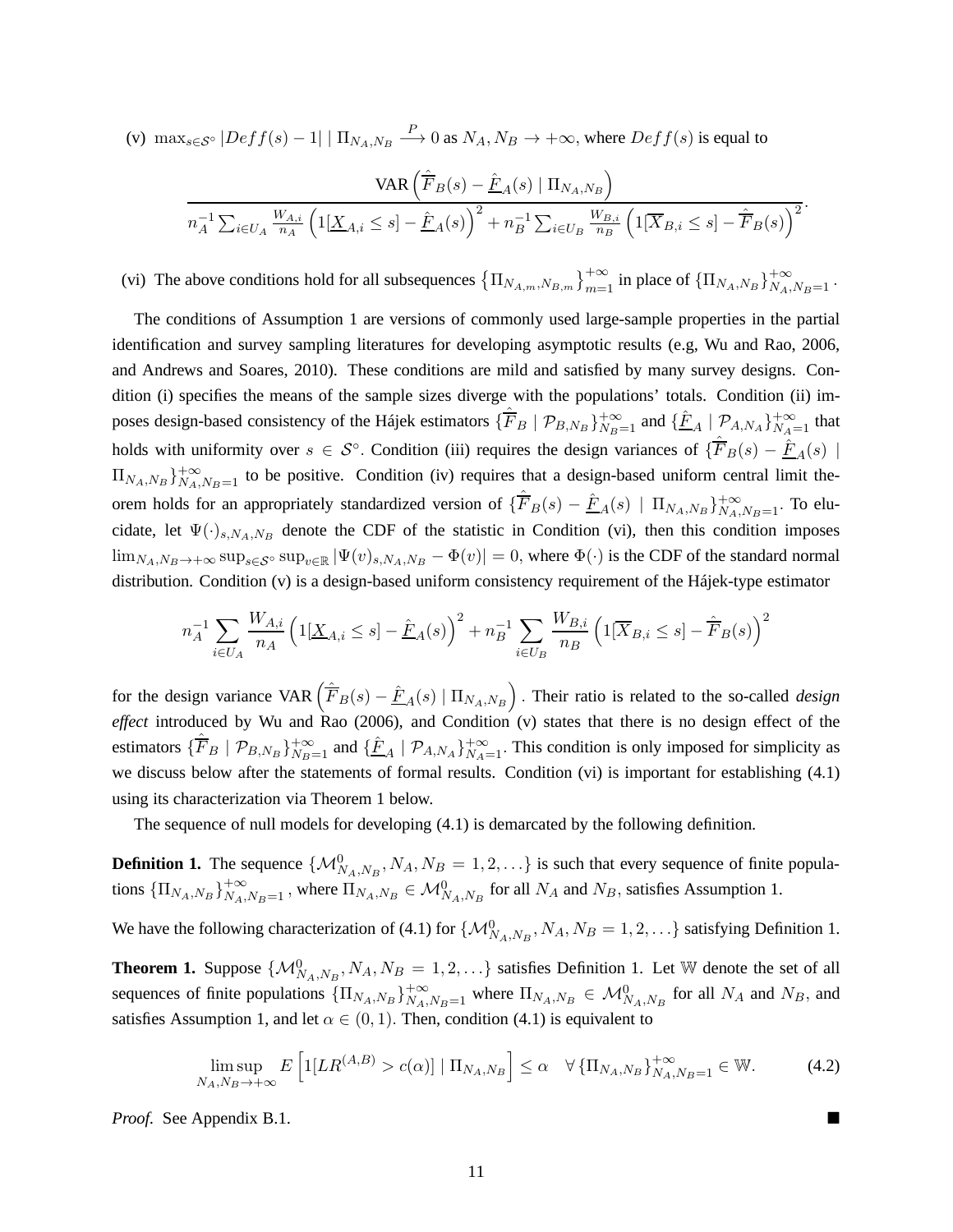(v) $\max_{s \in \mathcal{S}^\circ} |Deff(s) - 1| \mid \Pi_{N_A,N_B} \xrightarrow{P} 0$ as $N_A, N_B \to +\infty$, where $Deff(s)$ is equal to

$$\frac{\text{VAR}\left(\hat{\overline{F}}_B(s) - \hat{\underline{F}}_A(s) \mid \Pi_{N_A,N_B}\right)}{n_A^{-1} \sum_{i \in U_A} \frac{W_{A,i}}{n_A} \left(1[\underline{X}_{A,i} \leq s] - \hat{\underline{F}}_A(s)\right)^2 + n_B^{-1} \sum_{i \in U_B} \frac{W_{B,i}}{n_B} \left(1[\overline{X}_{B,i} \leq s] - \hat{\overline{F}}_B(s)\right)^2}.$$

(vi) The above conditions hold for all subsequences $\left\{\Pi_{N_{A,m},N_{B,m}}\right\}_{m=1}^{+\infty}$ in place of $\{\Pi_{N_A,N_B}\}_{N_A,N_B=1}^{+\infty}$.

The conditions of Assumption 1 are versions of commonly used large-sample properties in the partial identification and survey sampling literatures for developing asymptotic results (e.g, Wu and Rao, 2006, and Andrews and Soares, 2010). These conditions are mild and satisfied by many survey designs. Condition (i) specifies the means of the sample sizes diverge with the populations' totals. Condition (ii) imposes design-based consistency of the Hájek estimators $\{\hat{\overline{F}}_B \mid \mathcal{P}_{B,N_B}\}_{N_B=1}^{+\infty}$ and $\{\hat{\underline{F}}_A \mid \mathcal{P}_{A,N_A}\}_{N_A=1}^{+\infty}$ that holds with uniformity over $s \in \mathcal{S}^\circ$. Condition (iii) requires the design variances of $\{\hat{\overline{F}}_B(s) - \hat{\underline{F}}_A(s) \mid \Pi_{N_A,N_B}\}_{N_A,N_B=1}^{+\infty}$ to be positive. Condition (iv) requires that a design-based uniform central limit theorem holds for an appropriately standardized version of $\{\hat{\overline{F}}_B(s) - \hat{\underline{F}}_A(s) \mid \Pi_{N_A,N_B}\}_{N_A,N_B=1}^{+\infty}$. To elucidate, let $\Psi(\cdot)_{s,N_A,N_B}$ denote the CDF of the statistic in Condition (vi), then this condition imposes $\lim_{N_A,N_B \to +\infty} \sup_{s \in \mathcal{S}^\circ} \sup_{v \in \mathbb{R}} |\Psi(v)_{s,N_A,N_B} - \Phi(v)| = 0$, where $\Phi(\cdot)$ is the CDF of the standard normal distribution. Condition (v) is a design-based uniform consistency requirement of the Hájek-type estimator

$$n_A^{-1} \sum_{i \in U_A} \frac{W_{A,i}}{n_A} \left(1[\underline{X}_{A,i} \leq s] - \hat{\underline{F}}_A(s)\right)^2 + n_B^{-1} \sum_{i \in U_B} \frac{W_{B,i}}{n_B} \left(1[\overline{X}_{B,i} \leq s] - \hat{\overline{F}}_B(s)\right)^2$$

for the design variance $\text{VAR}\left(\hat{\overline{F}}_B(s) - \hat{\underline{F}}_A(s) \mid \Pi_{N_A,N_B}\right)$. Their ratio is related to the so-called *design effect* introduced by Wu and Rao (2006), and Condition (v) states that there is no design effect of the estimators $\{\hat{\overline{F}}_B \mid \mathcal{P}_{B,N_B}\}_{N_B=1}^{+\infty}$ and $\{\hat{\underline{F}}_A \mid \mathcal{P}_{A,N_A}\}_{N_A=1}^{+\infty}$. This condition is only imposed for simplicity as we discuss below after the statements of formal results. Condition (vi) is important for establishing (4.1) using its characterization via Theorem 1 below.

The sequence of null models for developing (4.1) is demarcated by the following definition.

**Definition 1.** The sequence $\{\mathcal{M}^0_{N_A,N_B}, N_A, N_B = 1, 2, \ldots\}$ is such that every sequence of finite populations $\{\Pi_{N_A,N_B}\}_{N_A,N_B=1}^{+\infty}$, where $\Pi_{N_A,N_B} \in \mathcal{M}^0_{N_A,N_B}$ for all $N_A$ and $N_B$, satisfies Assumption 1.

We have the following characterization of (4.1) for $\{\mathcal{M}^0_{N_A,N_B}, N_A, N_B = 1, 2, \ldots\}$ satisfying Definition 1.

**Theorem 1.** Suppose $\{\mathcal{M}^0_{N_A,N_B}, N_A, N_B = 1, 2, \ldots\}$ satisfies Definition 1. Let $\mathbb{W}$ denote the set of all sequences of finite populations $\{\Pi_{N_A,N_B}\}_{N_A,N_B=1}^{+\infty}$ where $\Pi_{N_A,N_B} \in \mathcal{M}^0_{N_A,N_B}$ for all $N_A$ and $N_B$, and satisfies Assumption 1, and let $\alpha \in (0, 1)$. Then, condition (4.1) is equivalent to

$$\limsup_{N_A,N_B \to +\infty} E\left[1[LR^{(A,B)} > c(\alpha)] \mid \Pi_{N_A,N_B}\right] \leq \alpha \quad \forall \{\Pi_{N_A,N_B}\}_{N_A,N_B=1}^{+\infty} \in \mathbb{W}. \tag{4.2}$$

*Proof.* See Appendix B.1. ■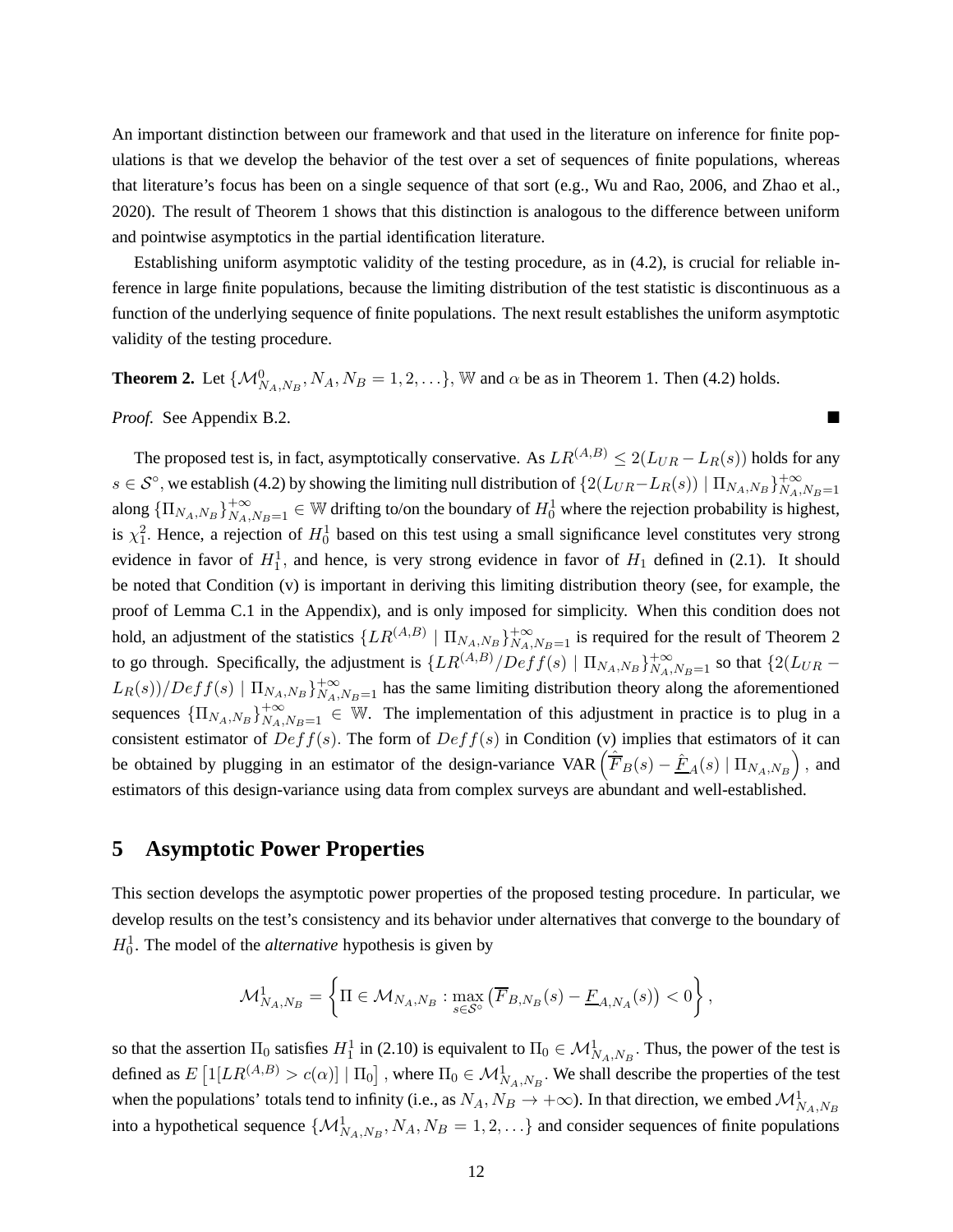An important distinction between our framework and that used in the literature on inference for finite populations is that we develop the behavior of the test over a set of sequences of finite populations, whereas that literature's focus has been on a single sequence of that sort (e.g., Wu and Rao, 2006, and Zhao et al., 2020). The result of Theorem 1 shows that this distinction is analogous to the difference between uniform and pointwise asymptotics in the partial identification literature.

Establishing uniform asymptotic validity of the testing procedure, as in (4.2), is crucial for reliable inference in large finite populations, because the limiting distribution of the test statistic is discontinuous as a function of the underlying sequence of finite populations. The next result establishes the uniform asymptotic validity of the testing procedure.

**Theorem 2.** Let $\{\mathcal{M}^0_{N_A,N_B}, N_A, N_B = 1, 2, \ldots\}$, $\mathbb{W}$ and $\alpha$ be as in Theorem 1. Then (4.2) holds.

*Proof.* See Appendix B.2. ■

The proposed test is, in fact, asymptotically conservative. As $LR^{(A,B)} \leq 2(L_{UR} - L_R(s))$ holds for any $s \in \mathcal{S}^\circ$, we establish (4.2) by showing the limiting null distribution of $\{2(L_{UR} - L_R(s)) \mid \Pi_{N_A,N_B}\}^{+\infty}_{N_A,N_B=1}$ along $\{\Pi_{N_A,N_B}\}^{+\infty}_{N_A,N_B=1} \in \mathbb{W}$ drifting to/on the boundary of $H^1_0$ where the rejection probability is highest, is $\chi^2_1$. Hence, a rejection of $H^1_0$ based on this test using a small significance level constitutes very strong evidence in favor of $H^1_1$, and hence, is very strong evidence in favor of $H_1$ defined in (2.1). It should be noted that Condition (v) is important in deriving this limiting distribution theory (see, for example, the proof of Lemma C.1 in the Appendix), and is only imposed for simplicity. When this condition does not hold, an adjustment of the statistics $\{LR^{(A,B)} \mid \Pi_{N_A,N_B}\}^{+\infty}_{N_A,N_B=1}$ is required for the result of Theorem 2 to go through. Specifically, the adjustment is $\{LR^{(A,B)}/Deff(s) \mid \Pi_{N_A,N_B}\}^{+\infty}_{N_A,N_B=1}$ so that $\{2(L_{UR} - L_R(s))/Deff(s) \mid \Pi_{N_A,N_B}\}^{+\infty}_{N_A,N_B=1}$ has the same limiting distribution theory along the aforementioned sequences $\{\Pi_{N_A,N_B}\}^{+\infty}_{N_A,N_B=1} \in \mathbb{W}$. The implementation of this adjustment in practice is to plug in a consistent estimator of $Deff(s)$. The form of $Deff(s)$ in Condition (v) implies that estimators of it can be obtained by plugging in an estimator of the design-variance $\text{VAR}\left(\hat{\overline{F}}_B(s) - \hat{\underline{F}}_A(s) \mid \Pi_{N_A,N_B}\right)$, and estimators of this design-variance using data from complex surveys are abundant and well-established.

## 5 Asymptotic Power Properties

This section develops the asymptotic power properties of the proposed testing procedure. In particular, we develop results on the test's consistency and its behavior under alternatives that converge to the boundary of $H^1_0$. The model of the *alternative* hypothesis is given by

$$\mathcal{M}^1_{N_A,N_B} = \left\{ \Pi \in \mathcal{M}_{N_A,N_B} : \max_{s \in \mathcal{S}^\circ} \left( \overline{F}_{B,N_B}(s) - \underline{F}_{A,N_A}(s) \right) < 0 \right\},$$

so that the assertion $\Pi_0$ satisfies $H^1_1$ in (2.10) is equivalent to $\Pi_0 \in \mathcal{M}^1_{N_A,N_B}$. Thus, the power of the test is defined as $E\left[1[LR^{(A,B)} > c(\alpha)] \mid \Pi_0\right]$, where $\Pi_0 \in \mathcal{M}^1_{N_A,N_B}$. We shall describe the properties of the test when the populations' totals tend to infinity (i.e., as $N_A, N_B \to +\infty$). In that direction, we embed $\mathcal{M}^1_{N_A,N_B}$ into a hypothetical sequence $\{\mathcal{M}^1_{N_A,N_B}, N_A, N_B = 1, 2, \ldots\}$ and consider sequences of finite populations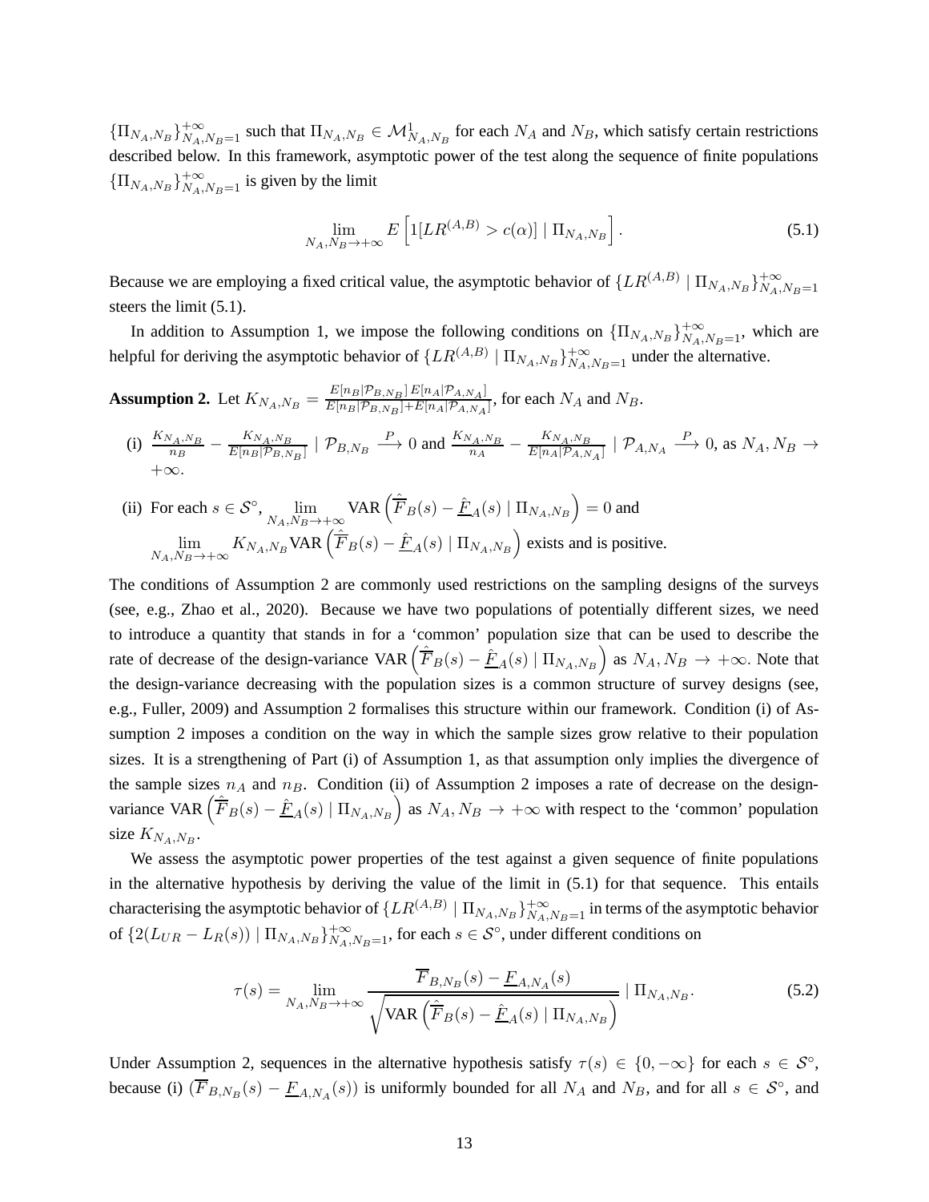$\{\Pi_{N_A,N_B}\}_{N_A,N_B=1}^{+\infty}$ such that $\Pi_{N_A,N_B} \in \mathcal{M}_{N_A,N_B}^1$ for each $N_A$ and $N_B$, which satisfy certain restrictions described below. In this framework, asymptotic power of the test along the sequence of finite populations $\{\Pi_{N_A,N_B}\}_{N_A,N_B=1}^{+\infty}$ is given by the limit

$$\lim_{N_A,N_B\to+\infty} E\left[1[LR^{(A,B)} > c(\alpha)] \mid \Pi_{N_A,N_B}\right]. \tag{5.1}$$

Because we are employing a fixed critical value, the asymptotic behavior of $\{LR^{(A,B)} \mid \Pi_{N_A,N_B}\}_{N_A,N_B=1}^{+\infty}$ steers the limit (5.1).

In addition to Assumption 1, we impose the following conditions on $\{\Pi_{N_A,N_B}\}_{N_A,N_B=1}^{+\infty}$, which are helpful for deriving the asymptotic behavior of $\{LR^{(A,B)} \mid \Pi_{N_A,N_B}\}_{N_A,N_B=1}^{+\infty}$ under the alternative.

**Assumption 2.** Let $K_{N_A,N_B} = \frac{E[n_B|\mathcal{P}_{B,N_B}]\,E[n_A|\mathcal{P}_{A,N_A}]}{E[n_B|\mathcal{P}_{B,N_B}]+E[n_A|\mathcal{P}_{A,N_A}]}$, for each $N_A$ and $N_B$.

(i) $\frac{K_{N_A,N_B}}{n_B} - \frac{K_{N_A,N_B}}{E[n_B|\mathcal{P}_{B,N_B}]} \mid \mathcal{P}_{B,N_B} \xrightarrow{P} 0$ and $\frac{K_{N_A,N_B}}{n_A} - \frac{K_{N_A,N_B}}{E[n_A|\mathcal{P}_{A,N_A}]} \mid \mathcal{P}_{A,N_A} \xrightarrow{P} 0$, as $N_A, N_B \to +\infty$.

(ii) For each $s \in \mathcal{S}^\circ$, $\lim_{N_A,N_B\to+\infty} \text{VAR}\left(\hat{\overline{F}}_B(s) - \hat{\underline{F}}_A(s) \mid \Pi_{N_A,N_B}\right) = 0$ and $\lim_{N_A,N_B\to+\infty} K_{N_A,N_B}\text{VAR}\left(\hat{\overline{F}}_B(s) - \hat{\underline{F}}_A(s) \mid \Pi_{N_A,N_B}\right)$ exists and is positive.

The conditions of Assumption 2 are commonly used restrictions on the sampling designs of the surveys (see, e.g., Zhao et al., 2020). Because we have two populations of potentially different sizes, we need to introduce a quantity that stands in for a 'common' population size that can be used to describe the rate of decrease of the design-variance $\text{VAR}\left(\hat{\overline{F}}_B(s) - \hat{\underline{F}}_A(s) \mid \Pi_{N_A,N_B}\right)$ as $N_A, N_B \to +\infty$. Note that the design-variance decreasing with the population sizes is a common structure of survey designs (see, e.g., Fuller, 2009) and Assumption 2 formalises this structure within our framework. Condition (i) of Assumption 2 imposes a condition on the way in which the sample sizes grow relative to their population sizes. It is a strengthening of Part (i) of Assumption 1, as that assumption only implies the divergence of the sample sizes $n_A$ and $n_B$. Condition (ii) of Assumption 2 imposes a rate of decrease on the design-variance $\text{VAR}\left(\hat{\overline{F}}_B(s) - \hat{\underline{F}}_A(s) \mid \Pi_{N_A,N_B}\right)$ as $N_A, N_B \to +\infty$ with respect to the 'common' population size $K_{N_A,N_B}$.

We assess the asymptotic power properties of the test against a given sequence of finite populations in the alternative hypothesis by deriving the value of the limit in (5.1) for that sequence. This entails characterising the asymptotic behavior of $\{LR^{(A,B)} \mid \Pi_{N_A,N_B}\}_{N_A,N_B=1}^{+\infty}$ in terms of the asymptotic behavior of $\{2(L_{UR} - L_R(s)) \mid \Pi_{N_A,N_B}\}_{N_A,N_B=1}^{+\infty}$, for each $s \in \mathcal{S}^\circ$, under different conditions on

$$\tau(s) = \lim_{N_A,N_B\to+\infty} \frac{\overline{F}_{B,N_B}(s) - \underline{F}_{A,N_A}(s)}{\sqrt{\text{VAR}\left(\hat{\overline{F}}_B(s) - \hat{\underline{F}}_A(s) \mid \Pi_{N_A,N_B}\right)}} \mid \Pi_{N_A,N_B}. \tag{5.2}$$

Under Assumption 2, sequences in the alternative hypothesis satisfy $\tau(s) \in \{0, -\infty\}$ for each $s \in \mathcal{S}^\circ$, because (i) $(\overline{F}_{B,N_B}(s) - \underline{F}_{A,N_A}(s))$ is uniformly bounded for all $N_A$ and $N_B$, and for all $s \in \mathcal{S}^\circ$, and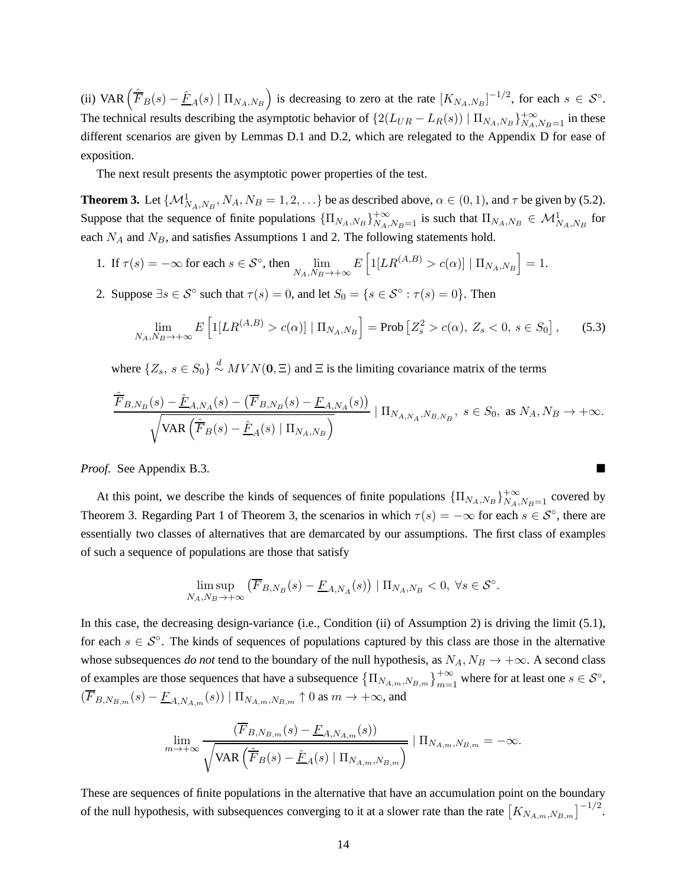(ii) VAR $\left(\hat{\overline{F}}_B(s) - \hat{\underline{F}}_A(s) \mid \Pi_{N_A,N_B}\right)$ is decreasing to zero at the rate $[K_{N_A,N_B}]^{-1/2}$, for each $s \in \mathcal{S}^\circ$. The technical results describing the asymptotic behavior of $\{2(L_{UR} - L_R(s)) \mid \Pi_{N_A,N_B}\}_{N_A,N_B=1}^{+\infty}$ in these different scenarios are given by Lemmas D.1 and D.2, which are relegated to the Appendix D for ease of exposition.

The next result presents the asymptotic power properties of the test.

**Theorem 3.** Let $\{\mathcal{M}^1_{N_A,N_B}, N_A, N_B = 1, 2, \ldots\}$ be as described above, $\alpha \in (0,1)$, and $\tau$ be given by (5.2). Suppose that the sequence of finite populations $\{\Pi_{N_A,N_B}\}_{N_A,N_B=1}^{+\infty}$ is such that $\Pi_{N_A,N_B} \in \mathcal{M}^1_{N_A,N_B}$ for each $N_A$ and $N_B$, and satisfies Assumptions 1 and 2. The following statements hold.

1. If $\tau(s) = -\infty$ for each $s \in \mathcal{S}^\circ$, then $\lim_{N_A,N_B \to +\infty} E\left[1[LR^{(A,B)} > c(\alpha)] \mid \Pi_{N_A,N_B}\right] = 1$.

2. Suppose $\exists s \in \mathcal{S}^\circ$ such that $\tau(s) = 0$, and let $S_0 = \{s \in \mathcal{S}^\circ : \tau(s) = 0\}$. Then

$$\lim_{N_A,N_B \to +\infty} E\left[1[LR^{(A,B)} > c(\alpha)] \mid \Pi_{N_A,N_B}\right] = \text{Prob}\left[Z_s^2 > c(\alpha),\ Z_s < 0,\ s \in S_0\right], \tag{5.3}$$

where $\{Z_s,\ s \in S_0\} \overset{d}{\sim} MVN(\mathbf{0}, \Xi)$ and $\Xi$ is the limiting covariance matrix of the terms

$$\frac{\hat{\overline{F}}_{B,N_B}(s) - \hat{\underline{F}}_{A,N_A}(s) - \left(\overline{F}_{B,N_B}(s) - \underline{F}_{A,N_A}(s)\right)}{\sqrt{\text{VAR}\left(\hat{\overline{F}}_B(s) - \hat{\underline{F}}_A(s) \mid \Pi_{N_A,N_B}\right)}} \mid \Pi_{N_{A,N_A},N_{B,N_B}},\ s \in S_0,\ \text{as } N_A, N_B \to +\infty.$$

*Proof.* See Appendix B.3. ■

At this point, we describe the kinds of sequences of finite populations $\{\Pi_{N_A,N_B}\}_{N_A,N_B=1}^{+\infty}$ covered by Theorem 3. Regarding Part 1 of Theorem 3, the scenarios in which $\tau(s) = -\infty$ for each $s \in \mathcal{S}^\circ$, there are essentially two classes of alternatives that are demarcated by our assumptions. The first class of examples of such a sequence of populations are those that satisfy

$$\limsup_{N_A,N_B \to +\infty} \left(\overline{F}_{B,N_B}(s) - \underline{F}_{A,N_A}(s)\right) \mid \Pi_{N_A,N_B} < 0,\ \forall s \in \mathcal{S}^\circ.$$

In this case, the decreasing design-variance (i.e., Condition (ii) of Assumption 2) is driving the limit (5.1), for each $s \in \mathcal{S}^\circ$. The kinds of sequences of populations captured by this class are those in the alternative whose subsequences *do not* tend to the boundary of the null hypothesis, as $N_A, N_B \to +\infty$. A second class of examples are those sequences that have a subsequence $\left\{\Pi_{N_{A,m},N_{B,m}}\right\}_{m=1}^{+\infty}$ where for at least one $s \in \mathcal{S}^\circ$, $(\overline{F}_{B,N_{B,m}}(s) - \underline{F}_{A,N_{A,m}}(s)) \mid \Pi_{N_{A,m},N_{B,m}} \uparrow 0$ as $m \to +\infty$, and

$$\lim_{m \to +\infty} \frac{(\overline{F}_{B,N_{B,m}}(s) - \underline{F}_{A,N_{A,m}}(s))}{\sqrt{\text{VAR}\left(\hat{\overline{F}}_B(s) - \hat{\underline{F}}_A(s) \mid \Pi_{N_{A,m},N_{B,m}}\right)}} \mid \Pi_{N_{A,m},N_{B,m}} = -\infty.$$

These are sequences of finite populations in the alternative that have an accumulation point on the boundary of the null hypothesis, with subsequences converging to it at a slower rate than the rate $\left[K_{N_{A,m},N_{B,m}}\right]^{-1/2}$.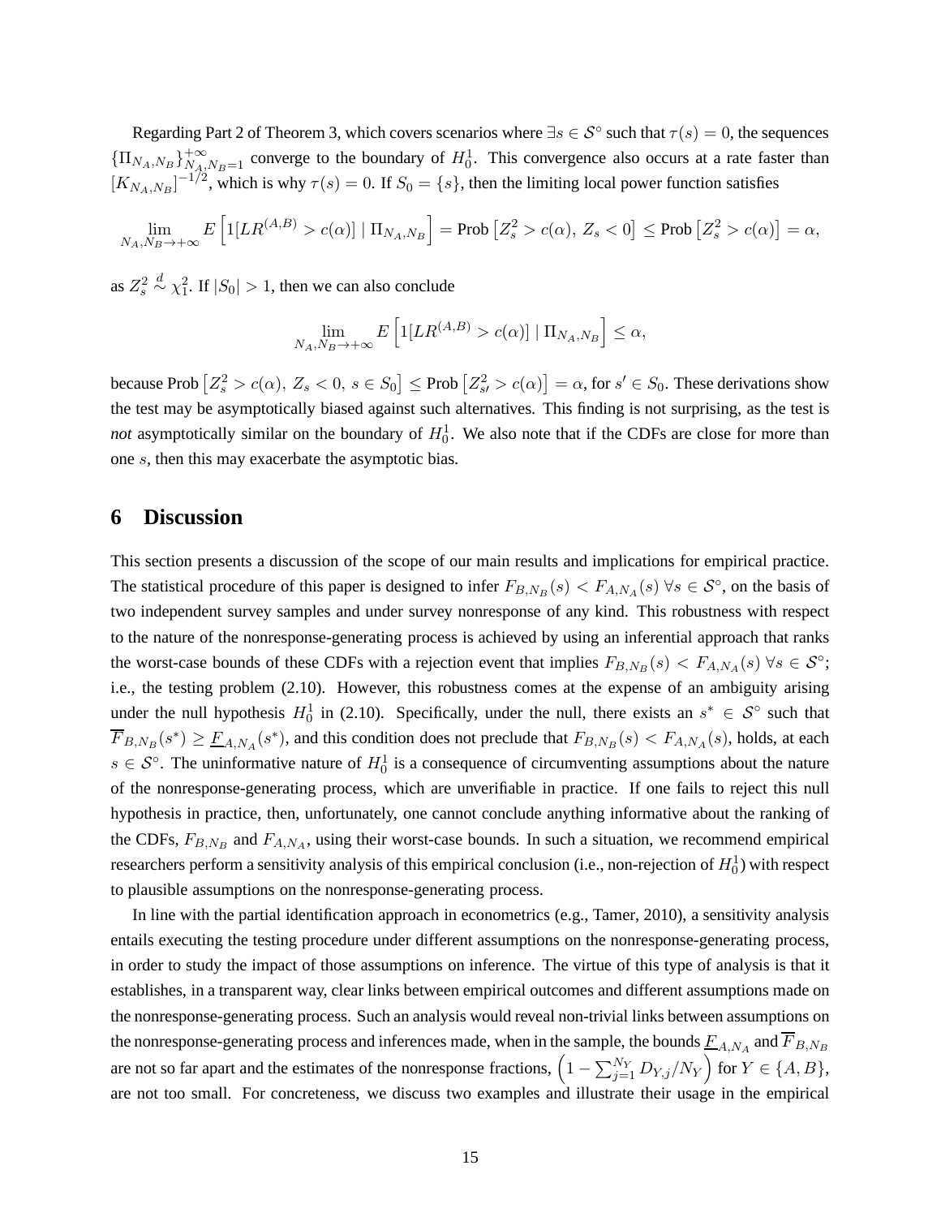Regarding Part 2 of Theorem 3, which covers scenarios where $\exists s \in \mathcal{S}^\circ$ such that $\tau(s) = 0$, the sequences $\{\Pi_{N_A,N_B}\}_{N_A,N_B=1}^{+\infty}$ converge to the boundary of $H_0^1$. This convergence also occurs at a rate faster than $[K_{N_A,N_B}]^{-1/2}$, which is why $\tau(s) = 0$. If $S_0 = \{s\}$, then the limiting local power function satisfies

$$\lim_{N_A,N_B \to +\infty} E\left[1[LR^{(A,B)} > c(\alpha)] \mid \Pi_{N_A,N_B}\right] = \text{Prob}\left[Z_s^2 > c(\alpha),\ Z_s < 0\right] \leq \text{Prob}\left[Z_s^2 > c(\alpha)\right] = \alpha,$$

as $Z_s^2 \overset{d}{\sim} \chi_1^2$. If $|S_0| > 1$, then we can also conclude

$$\lim_{N_A,N_B \to +\infty} E\left[1[LR^{(A,B)} > c(\alpha)] \mid \Pi_{N_A,N_B}\right] \leq \alpha,$$

because $\text{Prob}\left[Z_s^2 > c(\alpha),\ Z_s < 0,\ s \in S_0\right] \leq \text{Prob}\left[Z_{s\prime}^2 > c(\alpha)\right] = \alpha$, for $s' \in S_0$. These derivations show the test may be asymptotically biased against such alternatives. This finding is not surprising, as the test is *not* asymptotically similar on the boundary of $H_0^1$. We also note that if the CDFs are close for more than one $s$, then this may exacerbate the asymptotic bias.

## 6 Discussion

This section presents a discussion of the scope of our main results and implications for empirical practice. The statistical procedure of this paper is designed to infer $F_{B,N_B}(s) < F_{A,N_A}(s)\ \forall s \in \mathcal{S}^\circ$, on the basis of two independent survey samples and under survey nonresponse of any kind. This robustness with respect to the nature of the nonresponse-generating process is achieved by using an inferential approach that ranks the worst-case bounds of these CDFs with a rejection event that implies $F_{B,N_B}(s) < F_{A,N_A}(s)\ \forall s \in \mathcal{S}^\circ$; i.e., the testing problem (2.10). However, this robustness comes at the expense of an ambiguity arising under the null hypothesis $H_0^1$ in (2.10). Specifically, under the null, there exists an $s^* \in \mathcal{S}^\circ$ such that $\overline{F}_{B,N_B}(s^*) \geq \underline{F}_{A,N_A}(s^*)$, and this condition does not preclude that $F_{B,N_B}(s) < F_{A,N_A}(s)$, holds, at each $s \in \mathcal{S}^\circ$. The uninformative nature of $H_0^1$ is a consequence of circumventing assumptions about the nature of the nonresponse-generating process, which are unverifiable in practice. If one fails to reject this null hypothesis in practice, then, unfortunately, one cannot conclude anything informative about the ranking of the CDFs, $F_{B,N_B}$ and $F_{A,N_A}$, using their worst-case bounds. In such a situation, we recommend empirical researchers perform a sensitivity analysis of this empirical conclusion (i.e., non-rejection of $H_0^1$) with respect to plausible assumptions on the nonresponse-generating process.

In line with the partial identification approach in econometrics (e.g., Tamer, 2010), a sensitivity analysis entails executing the testing procedure under different assumptions on the nonresponse-generating process, in order to study the impact of those assumptions on inference. The virtue of this type of analysis is that it establishes, in a transparent way, clear links between empirical outcomes and different assumptions made on the nonresponse-generating process. Such an analysis would reveal non-trivial links between assumptions on the nonresponse-generating process and inferences made, when in the sample, the bounds $\underline{F}_{A,N_A}$ and $\overline{F}_{B,N_B}$ are not so far apart and the estimates of the nonresponse fractions, $\left(1 - \sum_{j=1}^{N_Y} D_{Y,j}/N_Y\right)$ for $Y \in \{A, B\}$, are not too small. For concreteness, we discuss two examples and illustrate their usage in the empirical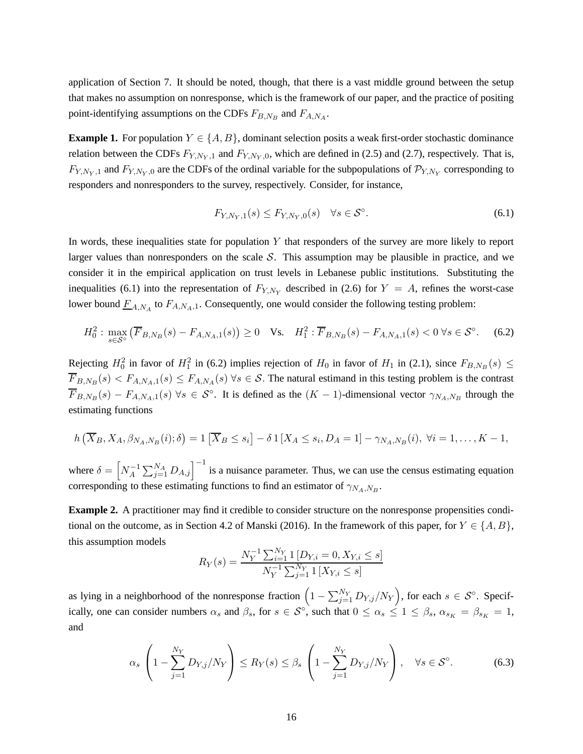application of Section 7. It should be noted, though, that there is a vast middle ground between the setup that makes no assumption on nonresponse, which is the framework of our paper, and the practice of positing point-identifying assumptions on the CDFs $F_{B,N_B}$ and $F_{A,N_A}$.

**Example 1.** For population $Y \in \{A, B\}$, dominant selection posits a weak first-order stochastic dominance relation between the CDFs $F_{Y,N_Y,1}$ and $F_{Y,N_Y,0}$, which are defined in (2.5) and (2.7), respectively. That is, $F_{Y,N_Y,1}$ and $F_{Y,N_Y,0}$ are the CDFs of the ordinal variable for the subpopulations of $\mathcal{P}_{Y,N_Y}$ corresponding to responders and nonresponders to the survey, respectively. Consider, for instance,

$$F_{Y,N_Y,1}(s) \leq F_{Y,N_Y,0}(s) \quad \forall s \in \mathcal{S}^\circ. \tag{6.1}$$

In words, these inequalities state for population $Y$ that responders of the survey are more likely to report larger values than nonresponders on the scale $\mathcal{S}$. This assumption may be plausible in practice, and we consider it in the empirical application on trust levels in Lebanese public institutions. Substituting the inequalities (6.1) into the representation of $F_{Y,N_Y}$ described in (2.6) for $Y = A$, refines the worst-case lower bound $\underline{F}_{A,N_A}$ to $F_{A,N_A,1}$. Consequently, one would consider the following testing problem:

$$H_0^2 : \max_{s \in \mathcal{S}^\circ} \left( \overline{F}_{B,N_B}(s) - F_{A,N_A,1}(s) \right) \geq 0 \quad \text{Vs.} \quad H_1^2 : \overline{F}_{B,N_B}(s) - F_{A,N_A,1}(s) < 0 \; \forall s \in \mathcal{S}^\circ. \tag{6.2}$$

Rejecting $H_0^2$ in favor of $H_1^2$ in (6.2) implies rejection of $H_0$ in favor of $H_1$ in (2.1), since $F_{B,N_B}(s) \leq \overline{F}_{B,N_B}(s) < F_{A,N_A,1}(s) \leq F_{A,N_A}(s) \; \forall s \in \mathcal{S}$. The natural estimand in this testing problem is the contrast $\overline{F}_{B,N_B}(s) - F_{A,N_A,1}(s) \; \forall s \in \mathcal{S}^\circ$. It is defined as the $(K-1)$-dimensional vector $\gamma_{N_A,N_B}$ through the estimating functions

$$h\left(\overline{X}_B, X_A, \beta_{N_A,N_B}(i); \delta\right) = 1\left[\overline{X}_B \leq s_i\right] - \delta \, 1\left[X_A \leq s_i, D_A = 1\right] - \gamma_{N_A,N_B}(i), \; \forall i = 1, \ldots, K-1,$$

where $\delta = \left[N_A^{-1} \sum_{j=1}^{N_A} D_{A,j}\right]^{-1}$ is a nuisance parameter. Thus, we can use the census estimating equation corresponding to these estimating functions to find an estimator of $\gamma_{N_A,N_B}$.

**Example 2.** A practitioner may find it credible to consider structure on the nonresponse propensities conditional on the outcome, as in Section 4.2 of Manski (2016). In the framework of this paper, for $Y \in \{A, B\}$, this assumption models

$$R_Y(s) = \frac{N_Y^{-1} \sum_{i=1}^{N_Y} 1\left[D_{Y,i} = 0, X_{Y,i} \leq s\right]}{N_Y^{-1} \sum_{j=1}^{N_Y} 1\left[X_{Y,i} \leq s\right]}$$

as lying in a neighborhood of the nonresponse fraction $\left(1 - \sum_{j=1}^{N_Y} D_{Y,j}/N_Y\right)$, for each $s \in \mathcal{S}^\circ$. Specifically, one can consider numbers $\alpha_s$ and $\beta_s$, for $s \in \mathcal{S}^\circ$, such that $0 \leq \alpha_s \leq 1 \leq \beta_s$, $\alpha_{s_K} = \beta_{s_K} = 1$, and

$$\alpha_s \left(1 - \sum_{j=1}^{N_Y} D_{Y,j}/N_Y\right) \leq R_Y(s) \leq \beta_s \left(1 - \sum_{j=1}^{N_Y} D_{Y,j}/N_Y\right), \quad \forall s \in \mathcal{S}^\circ. \tag{6.3}$$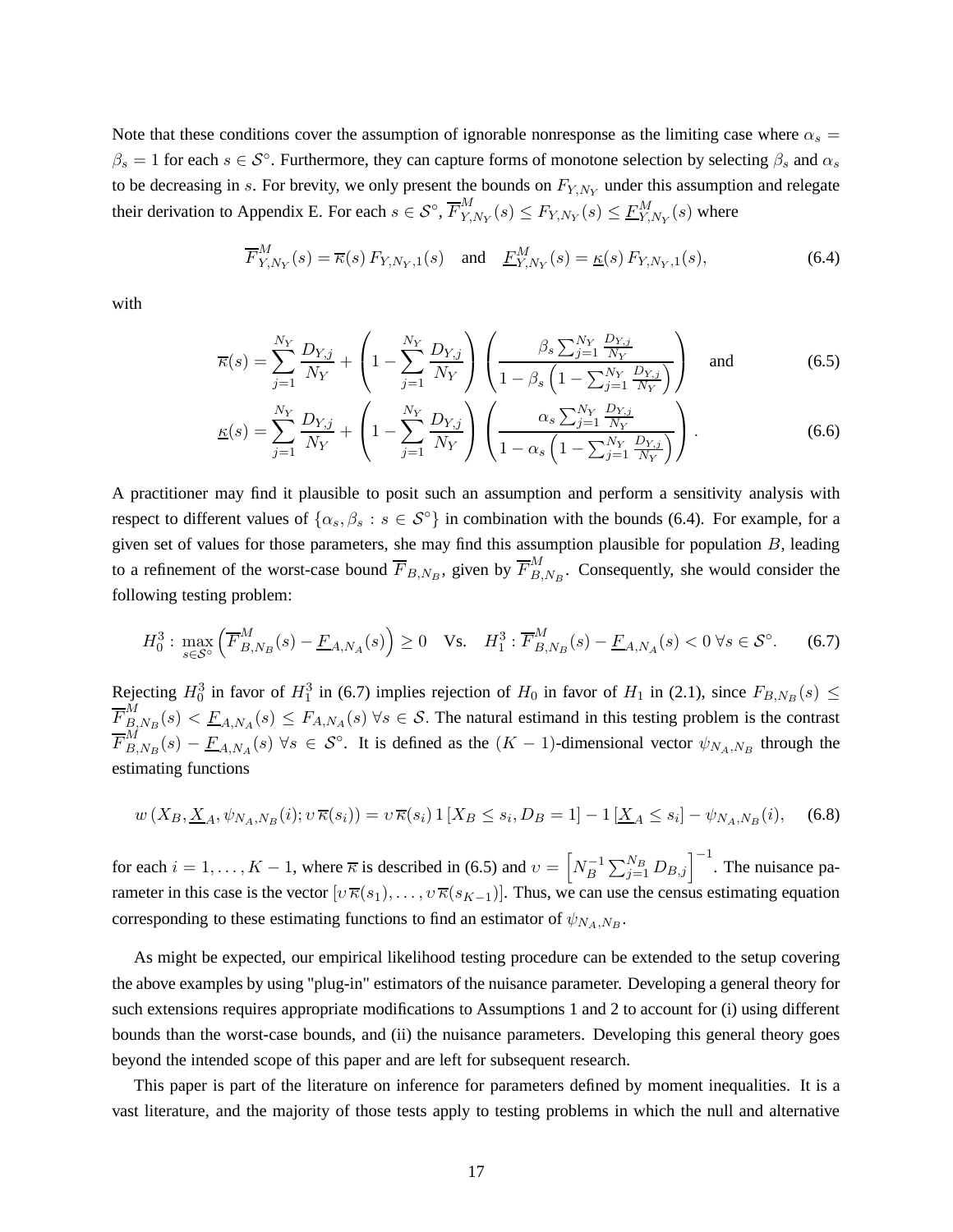Note that these conditions cover the assumption of ignorable nonresponse as the limiting case where $\alpha_s = \beta_s = 1$ for each $s \in \mathcal{S}^\circ$. Furthermore, they can capture forms of monotone selection by selecting $\beta_s$ and $\alpha_s$ to be decreasing in $s$. For brevity, we only present the bounds on $F_{Y,N_Y}$ under this assumption and relegate their derivation to Appendix E. For each $s \in \mathcal{S}^\circ$, $\overline{F}^M_{Y,N_Y}(s) \leq F_{Y,N_Y}(s) \leq \underline{F}^M_{Y,N_Y}(s)$ where

$$\overline{F}^M_{Y,N_Y}(s) = \overline{\kappa}(s)\, F_{Y,N_Y,1}(s) \quad \text{and} \quad \underline{F}^M_{Y,N_Y}(s) = \underline{\kappa}(s)\, F_{Y,N_Y,1}(s), \tag{6.4}$$

with

$$\overline{\kappa}(s) = \sum_{j=1}^{N_Y} \frac{D_{Y,j}}{N_Y} + \left(1 - \sum_{j=1}^{N_Y} \frac{D_{Y,j}}{N_Y}\right) \left(\frac{\beta_s \sum_{j=1}^{N_Y} \frac{D_{Y,j}}{N_Y}}{1 - \beta_s \left(1 - \sum_{j=1}^{N_Y} \frac{D_{Y,j}}{N_Y}\right)}\right) \quad \text{and} \tag{6.5}$$

$$\underline{\kappa}(s) = \sum_{j=1}^{N_Y} \frac{D_{Y,j}}{N_Y} + \left(1 - \sum_{j=1}^{N_Y} \frac{D_{Y,j}}{N_Y}\right) \left(\frac{\alpha_s \sum_{j=1}^{N_Y} \frac{D_{Y,j}}{N_Y}}{1 - \alpha_s \left(1 - \sum_{j=1}^{N_Y} \frac{D_{Y,j}}{N_Y}\right)}\right). \tag{6.6}$$

A practitioner may find it plausible to posit such an assumption and perform a sensitivity analysis with respect to different values of $\{\alpha_s, \beta_s : s \in \mathcal{S}^\circ\}$ in combination with the bounds (6.4). For example, for a given set of values for those parameters, she may find this assumption plausible for population $B$, leading to a refinement of the worst-case bound $\overline{F}_{B,N_B}$, given by $\overline{F}^M_{B,N_B}$. Consequently, she would consider the following testing problem:

$$H_0^3: \max_{s \in \mathcal{S}^\circ} \left(\overline{F}^M_{B,N_B}(s) - \underline{F}_{A,N_A}(s)\right) \geq 0 \quad \text{Vs.} \quad H_1^3: \overline{F}^M_{B,N_B}(s) - \underline{F}_{A,N_A}(s) < 0 \; \forall s \in \mathcal{S}^\circ. \tag{6.7}$$

Rejecting $H_0^3$ in favor of $H_1^3$ in (6.7) implies rejection of $H_0$ in favor of $H_1$ in (2.1), since $F_{B,N_B}(s) \leq \overline{F}^M_{B,N_B}(s) < \underline{F}_{A,N_A}(s) \leq F_{A,N_A}(s) \; \forall s \in \mathcal{S}$. The natural estimand in this testing problem is the contrast $\overline{F}^M_{B,N_B}(s) - \underline{F}_{A,N_A}(s) \; \forall s \in \mathcal{S}^\circ$. It is defined as the $(K-1)$-dimensional vector $\psi_{N_A,N_B}$ through the estimating functions

$$w\left(X_B, \underline{X}_A, \psi_{N_A,N_B}(i); \upsilon\, \overline{\kappa}(s_i)\right) = \upsilon\, \overline{\kappa}(s_i)\, 1\left[X_B \leq s_i, D_B = 1\right] - 1\left[\underline{X}_A \leq s_i\right] - \psi_{N_A,N_B}(i), \tag{6.8}$$

for each $i = 1, \ldots, K-1$, where $\overline{\kappa}$ is described in (6.5) and $\upsilon = \left[N_B^{-1} \sum_{j=1}^{N_B} D_{B,j}\right]^{-1}$. The nuisance parameter in this case is the vector $[\upsilon\, \overline{\kappa}(s_1), \ldots, \upsilon\, \overline{\kappa}(s_{K-1})]$. Thus, we can use the census estimating equation corresponding to these estimating functions to find an estimator of $\psi_{N_A,N_B}$.

As might be expected, our empirical likelihood testing procedure can be extended to the setup covering the above examples by using "plug-in" estimators of the nuisance parameter. Developing a general theory for such extensions requires appropriate modifications to Assumptions 1 and 2 to account for (i) using different bounds than the worst-case bounds, and (ii) the nuisance parameters. Developing this general theory goes beyond the intended scope of this paper and are left for subsequent research.

This paper is part of the literature on inference for parameters defined by moment inequalities. It is a vast literature, and the majority of those tests apply to testing problems in which the null and alternative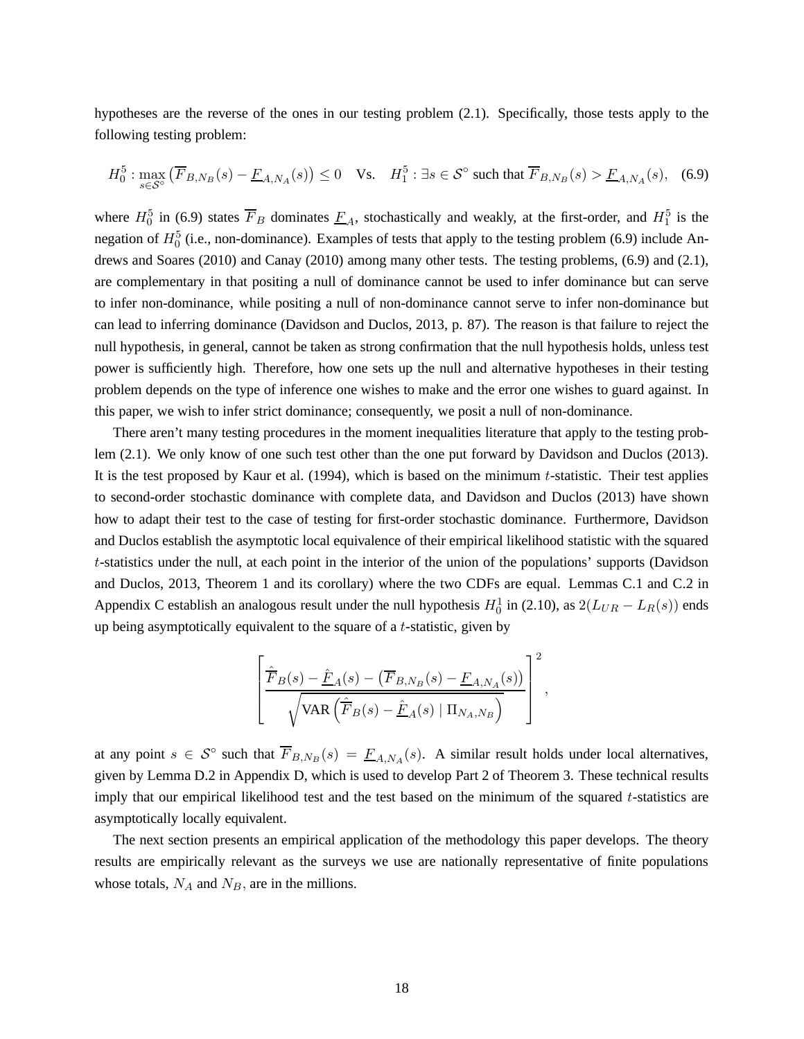hypotheses are the reverse of the ones in our testing problem (2.1). Specifically, those tests apply to the following testing problem:

$$H_0^5 : \max_{s \in \mathcal{S}^\circ} \left( \overline{F}_{B,N_B}(s) - \underline{F}_{A,N_A}(s) \right) \leq 0 \quad \text{Vs.} \quad H_1^5 : \exists s \in \mathcal{S}^\circ \text{ such that } \overline{F}_{B,N_B}(s) > \underline{F}_{A,N_A}(s), \quad (6.9)$$

where $H_0^5$ in (6.9) states $\overline{F}_B$ dominates $\underline{F}_A$, stochastically and weakly, at the first-order, and $H_1^5$ is the negation of $H_0^5$ (i.e., non-dominance). Examples of tests that apply to the testing problem (6.9) include Andrews and Soares (2010) and Canay (2010) among many other tests. The testing problems, (6.9) and (2.1), are complementary in that positing a null of dominance cannot be used to infer dominance but can serve to infer non-dominance, while positing a null of non-dominance cannot serve to infer non-dominance but can lead to inferring dominance (Davidson and Duclos, 2013, p. 87). The reason is that failure to reject the null hypothesis, in general, cannot be taken as strong confirmation that the null hypothesis holds, unless test power is sufficiently high. Therefore, how one sets up the null and alternative hypotheses in their testing problem depends on the type of inference one wishes to make and the error one wishes to guard against. In this paper, we wish to infer strict dominance; consequently, we posit a null of non-dominance.

There aren't many testing procedures in the moment inequalities literature that apply to the testing problem (2.1). We only know of one such test other than the one put forward by Davidson and Duclos (2013). It is the test proposed by Kaur et al. (1994), which is based on the minimum $t$-statistic. Their test applies to second-order stochastic dominance with complete data, and Davidson and Duclos (2013) have shown how to adapt their test to the case of testing for first-order stochastic dominance. Furthermore, Davidson and Duclos establish the asymptotic local equivalence of their empirical likelihood statistic with the squared $t$-statistics under the null, at each point in the interior of the union of the populations' supports (Davidson and Duclos, 2013, Theorem 1 and its corollary) where the two CDFs are equal. Lemmas C.1 and C.2 in Appendix C establish an analogous result under the null hypothesis $H_0^1$ in (2.10), as $2(L_{UR} - L_R(s))$ ends up being asymptotically equivalent to the square of a $t$-statistic, given by

$$\left[ \frac{\hat{\overline{F}}_B(s) - \hat{\underline{F}}_A(s) - \left( \overline{F}_{B,N_B}(s) - \underline{F}_{A,N_A}(s) \right)}{\sqrt{\text{VAR}\left( \hat{\overline{F}}_B(s) - \hat{\underline{F}}_A(s) \mid \Pi_{N_A,N_B} \right)}} \right]^2,$$

at any point $s \in \mathcal{S}^\circ$ such that $\overline{F}_{B,N_B}(s) = \underline{F}_{A,N_A}(s)$. A similar result holds under local alternatives, given by Lemma D.2 in Appendix D, which is used to develop Part 2 of Theorem 3. These technical results imply that our empirical likelihood test and the test based on the minimum of the squared $t$-statistics are asymptotically locally equivalent.

The next section presents an empirical application of the methodology this paper develops. The theory results are empirically relevant as the surveys we use are nationally representative of finite populations whose totals, $N_A$ and $N_B$, are in the millions.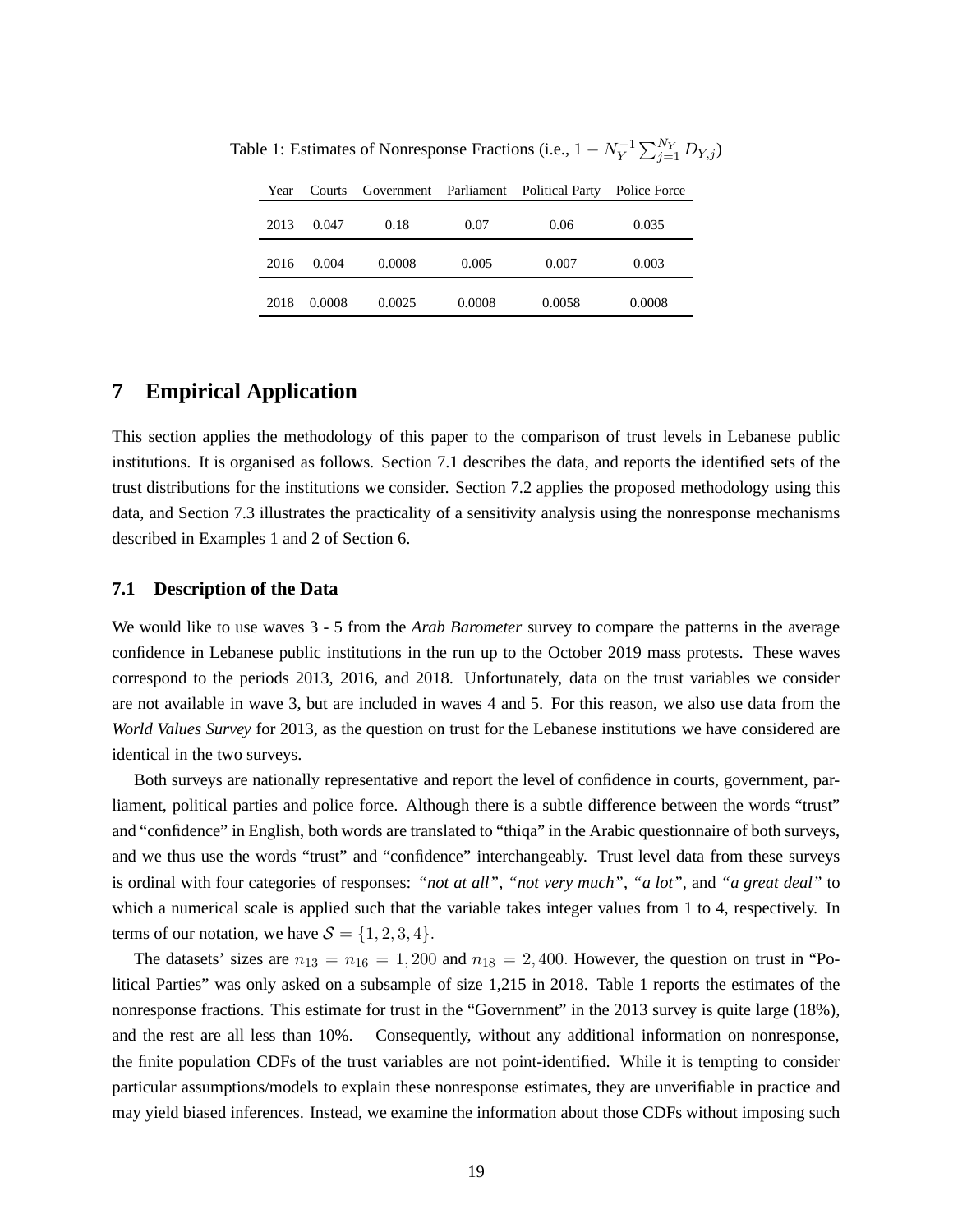Table 1: Estimates of Nonresponse Fractions (i.e., $1 - N_Y^{-1} \sum_{j=1}^{N_Y} D_{Y,j}$)

| Year | Courts | Government | Parliament | Political Party | Police Force |
|---|---|---|---|---|---|
| 2013 | 0.047 | 0.18 | 0.07 | 0.06 | 0.035 |
| 2016 | 0.004 | 0.0008 | 0.005 | 0.007 | 0.003 |
| 2018 | 0.0008 | 0.0025 | 0.0008 | 0.0058 | 0.0008 |

# 7 Empirical Application

This section applies the methodology of this paper to the comparison of trust levels in Lebanese public institutions. It is organised as follows. Section 7.1 describes the data, and reports the identified sets of the trust distributions for the institutions we consider. Section 7.2 applies the proposed methodology using this data, and Section 7.3 illustrates the practicality of a sensitivity analysis using the nonresponse mechanisms described in Examples 1 and 2 of Section 6.

## 7.1 Description of the Data

We would like to use waves 3 - 5 from the *Arab Barometer* survey to compare the patterns in the average confidence in Lebanese public institutions in the run up to the October 2019 mass protests. These waves correspond to the periods 2013, 2016, and 2018. Unfortunately, data on the trust variables we consider are not available in wave 3, but are included in waves 4 and 5. For this reason, we also use data from the *World Values Survey* for 2013, as the question on trust for the Lebanese institutions we have considered are identical in the two surveys.

Both surveys are nationally representative and report the level of confidence in courts, government, parliament, political parties and police force. Although there is a subtle difference between the words "trust" and "confidence" in English, both words are translated to "thiqa" in the Arabic questionnaire of both surveys, and we thus use the words "trust" and "confidence" interchangeably. Trust level data from these surveys is ordinal with four categories of responses: *"not at all"*, *"not very much"*, *"a lot"*, and *"a great deal"* to which a numerical scale is applied such that the variable takes integer values from 1 to 4, respectively. In terms of our notation, we have $\mathcal{S} = \{1, 2, 3, 4\}$.

The datasets' sizes are $n_{13} = n_{16} = 1,200$ and $n_{18} = 2,400$. However, the question on trust in "Political Parties" was only asked on a subsample of size 1,215 in 2018. Table 1 reports the estimates of the nonresponse fractions. This estimate for trust in the "Government" in the 2013 survey is quite large (18%), and the rest are all less than 10%. Consequently, without any additional information on nonresponse, the finite population CDFs of the trust variables are not point-identified. While it is tempting to consider particular assumptions/models to explain these nonresponse estimates, they are unverifiable in practice and may yield biased inferences. Instead, we examine the information about those CDFs without imposing such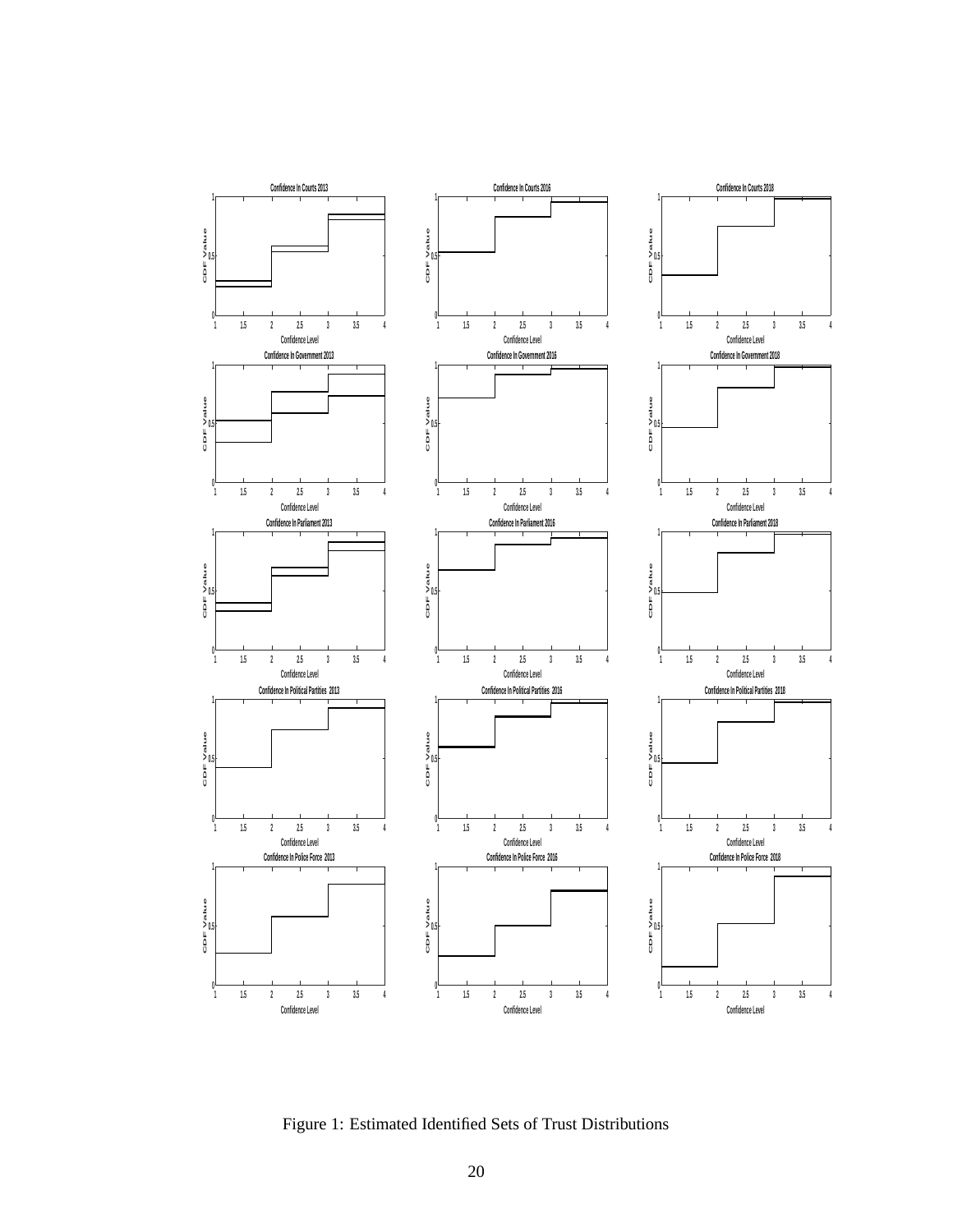Figure 1: Estimated Identified Sets of Trust Distributions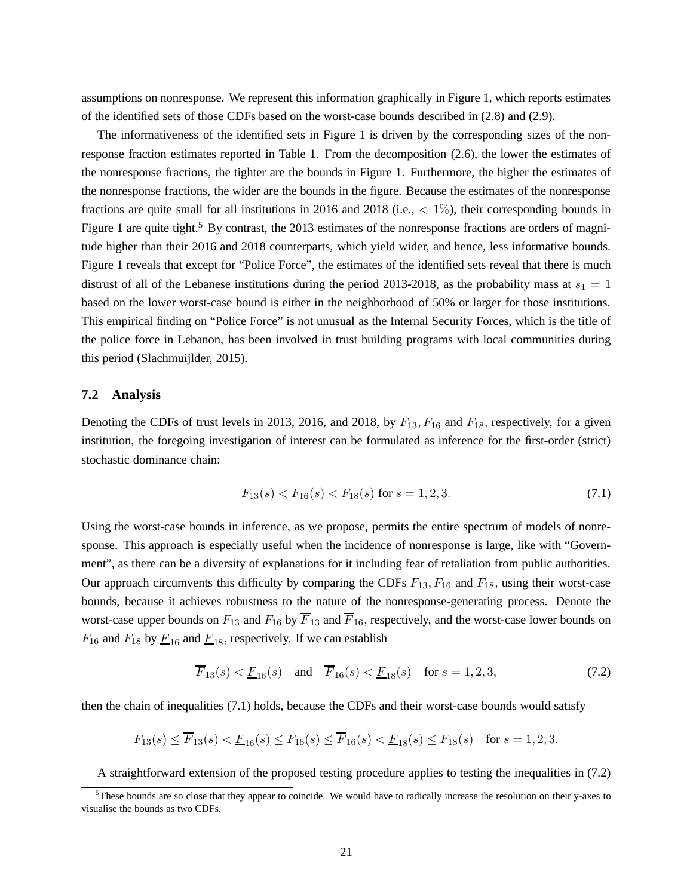assumptions on nonresponse. We represent this information graphically in Figure 1, which reports estimates of the identified sets of those CDFs based on the worst-case bounds described in (2.8) and (2.9).

The informativeness of the identified sets in Figure 1 is driven by the corresponding sizes of the nonresponse fraction estimates reported in Table 1. From the decomposition (2.6), the lower the estimates of the nonresponse fractions, the tighter are the bounds in Figure 1. Furthermore, the higher the estimates of the nonresponse fractions, the wider are the bounds in the figure. Because the estimates of the nonresponse fractions are quite small for all institutions in 2016 and 2018 (i.e., $< 1\%$), their corresponding bounds in Figure 1 are quite tight.[5] By contrast, the 2013 estimates of the nonresponse fractions are orders of magnitude higher than their 2016 and 2018 counterparts, which yield wider, and hence, less informative bounds. Figure 1 reveals that except for "Police Force", the estimates of the identified sets reveal that there is much distrust of all of the Lebanese institutions during the period 2013-2018, as the probability mass at $s_1 = 1$ based on the lower worst-case bound is either in the neighborhood of 50% or larger for those institutions. This empirical finding on "Police Force" is not unusual as the Internal Security Forces, which is the title of the police force in Lebanon, has been involved in trust building programs with local communities during this period (Slachmuijlder, 2015).

## 7.2 Analysis

Denoting the CDFs of trust levels in 2013, 2016, and 2018, by $F_{13}, F_{16}$ and $F_{18}$, respectively, for a given institution, the foregoing investigation of interest can be formulated as inference for the first-order (strict) stochastic dominance chain:

$$F_{13}(s) < F_{16}(s) < F_{18}(s) \text{ for } s = 1, 2, 3. \tag{7.1}$$

Using the worst-case bounds in inference, as we propose, permits the entire spectrum of models of nonresponse. This approach is especially useful when the incidence of nonresponse is large, like with "Government", as there can be a diversity of explanations for it including fear of retaliation from public authorities. Our approach circumvents this difficulty by comparing the CDFs $F_{13}, F_{16}$ and $F_{18}$, using their worst-case bounds, because it achieves robustness to the nature of the nonresponse-generating process. Denote the worst-case upper bounds on $F_{13}$ and $F_{16}$ by $\overline{F}_{13}$ and $\overline{F}_{16}$, respectively, and the worst-case lower bounds on $F_{16}$ and $F_{18}$ by $\underline{F}_{16}$ and $\underline{F}_{18}$, respectively. If we can establish

$$\overline{F}_{13}(s) < \underline{F}_{16}(s) \quad \text{and} \quad \overline{F}_{16}(s) < \underline{F}_{18}(s) \quad \text{for } s = 1, 2, 3, \tag{7.2}$$

then the chain of inequalities (7.1) holds, because the CDFs and their worst-case bounds would satisfy

$$F_{13}(s) \leq \overline{F}_{13}(s) < \underline{F}_{16}(s) \leq F_{16}(s) \leq \overline{F}_{16}(s) < \underline{F}_{18}(s) \leq F_{18}(s) \quad \text{for } s = 1, 2, 3.$$

A straightforward extension of the proposed testing procedure applies to testing the inequalities in (7.2)

[5] These bounds are so close that they appear to coincide. We would have to radically increase the resolution on their y-axes to visualise the bounds as two CDFs.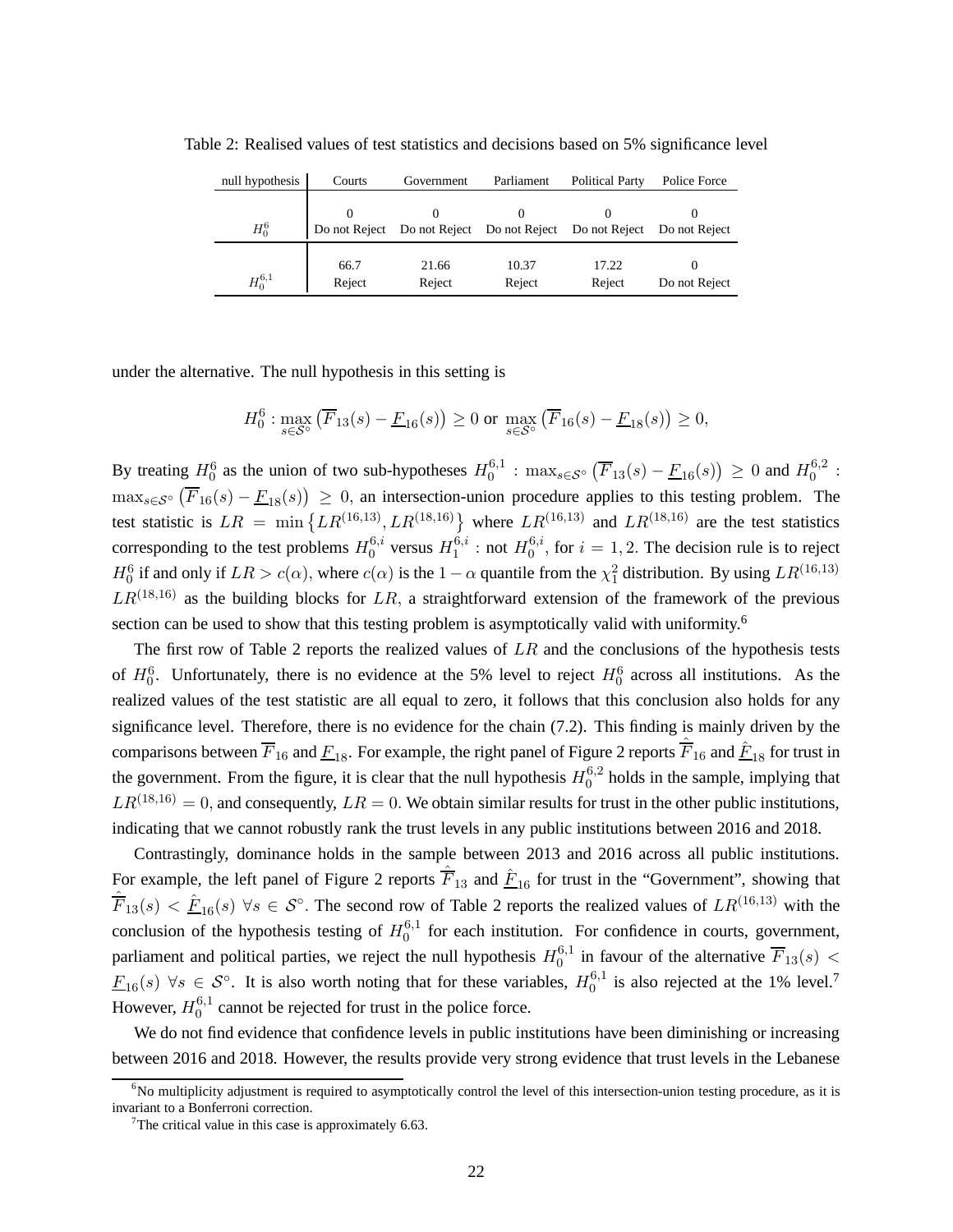Table 2: Realised values of test statistics and decisions based on 5% significance level

| null hypothesis | Courts | Government | Parliament | Political Party | Police Force |
|---|---|---|---|---|---|
| $H_0^6$ | 0<br>Do not Reject | 0<br>Do not Reject | 0<br>Do not Reject | 0<br>Do not Reject | 0<br>Do not Reject |
| $H_0^{6,1}$ | 66.7<br>Reject | 21.66<br>Reject | 10.37<br>Reject | 17.22<br>Reject | 0<br>Do not Reject |

under the alternative. The null hypothesis in this setting is

$$H_0^6 : \max_{s \in \mathcal{S}^\circ} \left( \overline{F}_{13}(s) - \underline{F}_{16}(s) \right) \geq 0 \text{ or } \max_{s \in \mathcal{S}^\circ} \left( \overline{F}_{16}(s) - \underline{F}_{18}(s) \right) \geq 0,$$

By treating $H_0^6$ as the union of two sub-hypotheses $H_0^{6,1} : \max_{s \in \mathcal{S}^\circ} \left( \overline{F}_{13}(s) - \underline{F}_{16}(s) \right) \geq 0$ and $H_0^{6,2} : \max_{s \in \mathcal{S}^\circ} \left( \overline{F}_{16}(s) - \underline{F}_{18}(s) \right) \geq 0$, an intersection-union procedure applies to this testing problem. The test statistic is $LR = \min \left\{ LR^{(16,13)}, LR^{(18,16)} \right\}$ where $LR^{(16,13)}$ and $LR^{(18,16)}$ are the test statistics corresponding to the test problems $H_0^{6,i}$ versus $H_1^{6,i}$ : not $H_0^{6,i}$, for $i = 1, 2$. The decision rule is to reject $H_0^6$ if and only if $LR > c(\alpha)$, where $c(\alpha)$ is the $1 - \alpha$ quantile from the $\chi_1^2$ distribution. By using $LR^{(16,13)}$ $LR^{(18,16)}$ as the building blocks for $LR$, a straightforward extension of the framework of the previous section can be used to show that this testing problem is asymptotically valid with uniformity.[6]

The first row of Table 2 reports the realized values of $LR$ and the conclusions of the hypothesis tests of $H_0^6$. Unfortunately, there is no evidence at the 5% level to reject $H_0^6$ across all institutions. As the realized values of the test statistic are all equal to zero, it follows that this conclusion also holds for any significance level. Therefore, there is no evidence for the chain (7.2). This finding is mainly driven by the comparisons between $\overline{F}_{16}$ and $\underline{F}_{18}$. For example, the right panel of Figure 2 reports $\hat{\overline{F}}_{16}$ and $\hat{\underline{F}}_{18}$ for trust in the government. From the figure, it is clear that the null hypothesis $H_0^{6,2}$ holds in the sample, implying that $LR^{(18,16)} = 0$, and consequently, $LR = 0$. We obtain similar results for trust in the other public institutions, indicating that we cannot robustly rank the trust levels in any public institutions between 2016 and 2018.

Contrastingly, dominance holds in the sample between 2013 and 2016 across all public institutions. For example, the left panel of Figure 2 reports $\hat{\overline{F}}_{13}$ and $\hat{\underline{F}}_{16}$ for trust in the "Government", showing that $\hat{\overline{F}}_{13}(s) < \hat{\underline{F}}_{16}(s)\ \forall s \in \mathcal{S}^\circ$. The second row of Table 2 reports the realized values of $LR^{(16,13)}$ with the conclusion of the hypothesis testing of $H_0^{6,1}$ for each institution. For confidence in courts, government, parliament and political parties, we reject the null hypothesis $H_0^{6,1}$ in favour of the alternative $\overline{F}_{13}(s) < \underline{F}_{16}(s)\ \forall s \in \mathcal{S}^\circ$. It is also worth noting that for these variables, $H_0^{6,1}$ is also rejected at the 1% level.[7] However, $H_0^{6,1}$ cannot be rejected for trust in the police force.

We do not find evidence that confidence levels in public institutions have been diminishing or increasing between 2016 and 2018. However, the results provide very strong evidence that trust levels in the Lebanese

[6] No multiplicity adjustment is required to asymptotically control the level of this intersection-union testing procedure, as it is invariant to a Bonferroni correction.

[7] The critical value in this case is approximately 6.63.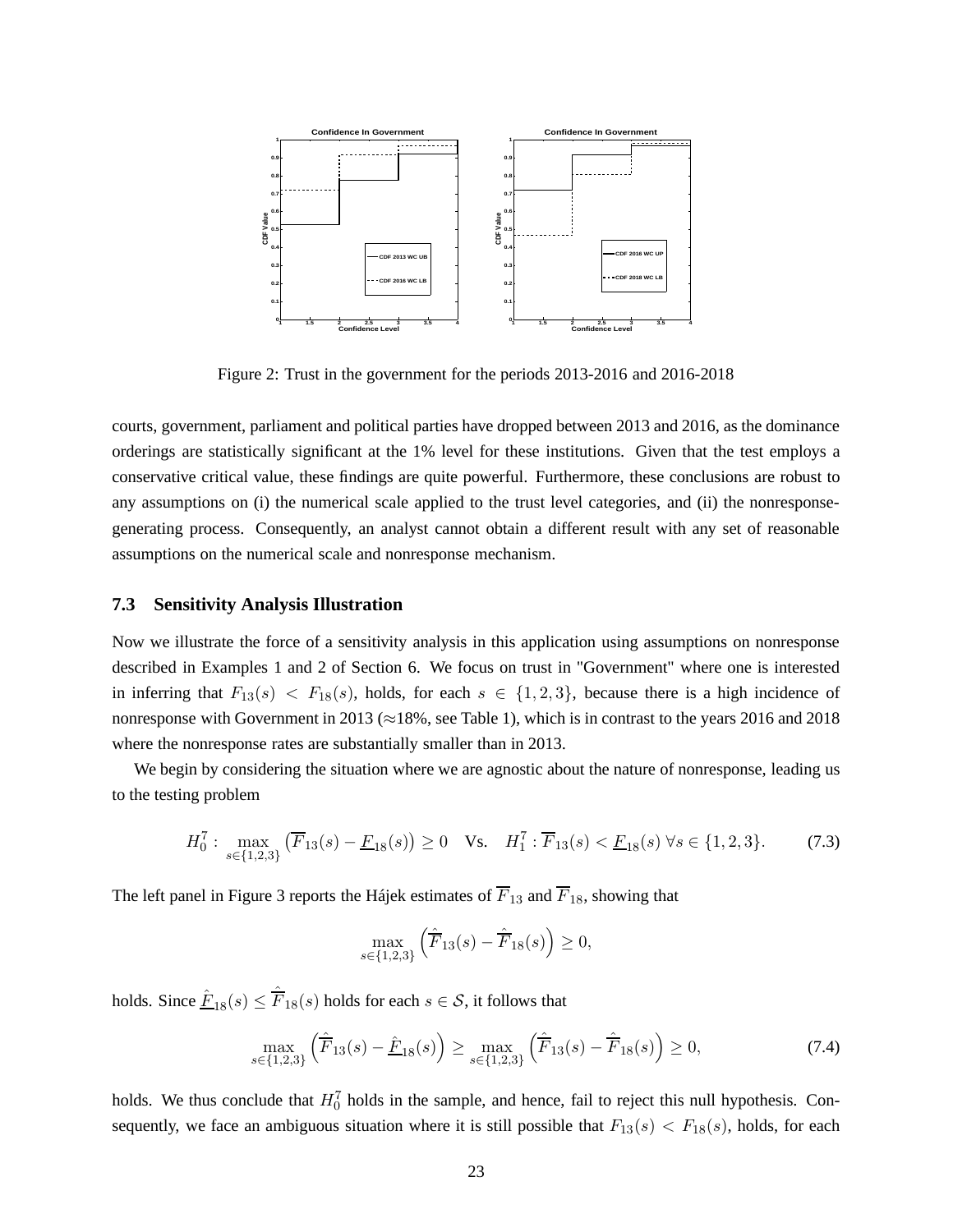Figure 2: Trust in the government for the periods 2013-2016 and 2016-2018

courts, government, parliament and political parties have dropped between 2013 and 2016, as the dominance orderings are statistically significant at the 1% level for these institutions. Given that the test employs a conservative critical value, these findings are quite powerful. Furthermore, these conclusions are robust to any assumptions on (i) the numerical scale applied to the trust level categories, and (ii) the nonresponse-generating process. Consequently, an analyst cannot obtain a different result with any set of reasonable assumptions on the numerical scale and nonresponse mechanism.

### 7.3 Sensitivity Analysis Illustration

Now we illustrate the force of a sensitivity analysis in this application using assumptions on nonresponse described in Examples 1 and 2 of Section 6. We focus on trust in "Government" where one is interested in inferring that $F_{13}(s) < F_{18}(s)$, holds, for each $s \in \{1, 2, 3\}$, because there is a high incidence of nonresponse with Government in 2013 ($\approx$18%, see Table 1), which is in contrast to the years 2016 and 2018 where the nonresponse rates are substantially smaller than in 2013.

We begin by considering the situation where we are agnostic about the nature of nonresponse, leading us to the testing problem

$$H_0^7 : \max_{s \in \{1,2,3\}} \left( \overline{F}_{13}(s) - \underline{F}_{18}(s) \right) \geq 0 \quad \text{Vs.} \quad H_1^7 : \overline{F}_{13}(s) < \underline{F}_{18}(s) \; \forall s \in \{1, 2, 3\}. \tag{7.3}$$

The left panel in Figure 3 reports the Hájek estimates of $\overline{F}_{13}$ and $\overline{F}_{18}$, showing that

$$\max_{s \in \{1,2,3\}} \left( \hat{\overline{F}}_{13}(s) - \hat{\overline{F}}_{18}(s) \right) \geq 0,$$

holds. Since $\hat{\underline{F}}_{18}(s) \leq \hat{\overline{F}}_{18}(s)$ holds for each $s \in \mathcal{S}$, it follows that

$$\max_{s \in \{1,2,3\}} \left( \hat{\overline{F}}_{13}(s) - \hat{\underline{F}}_{18}(s) \right) \geq \max_{s \in \{1,2,3\}} \left( \hat{\overline{F}}_{13}(s) - \hat{\overline{F}}_{18}(s) \right) \geq 0, \tag{7.4}$$

holds. We thus conclude that $H_0^7$ holds in the sample, and hence, fail to reject this null hypothesis. Consequently, we face an ambiguous situation where it is still possible that $F_{13}(s) < F_{18}(s)$, holds, for each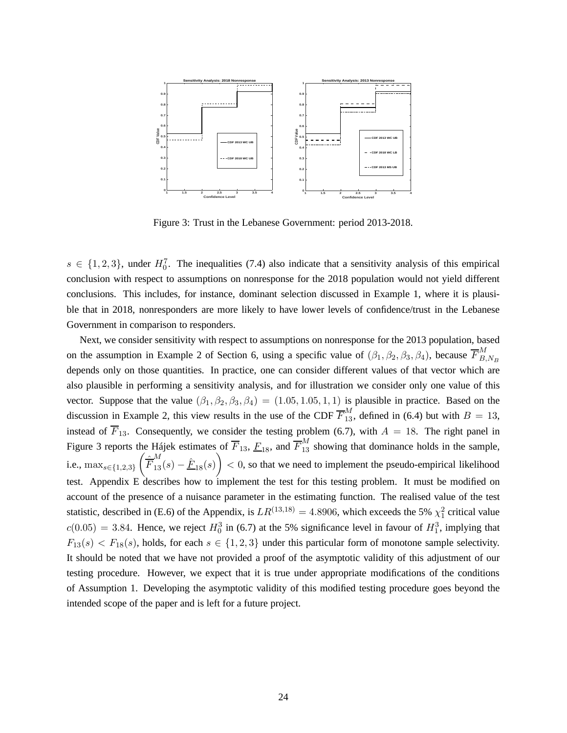Figure 3: Trust in the Lebanese Government: period 2013-2018.

$s \in \{1, 2, 3\}$, under $H_0^7$. The inequalities (7.4) also indicate that a sensitivity analysis of this empirical conclusion with respect to assumptions on nonresponse for the 2018 population would not yield different conclusions. This includes, for instance, dominant selection discussed in Example 1, where it is plausible that in 2018, nonresponders are more likely to have lower levels of confidence/trust in the Lebanese Government in comparison to responders.

Next, we consider sensitivity with respect to assumptions on nonresponse for the 2013 population, based on the assumption in Example 2 of Section 6, using a specific value of $(\beta_1, \beta_2, \beta_3, \beta_4)$, because $\overline{F}^M_{B,N_B}$ depends only on those quantities. In practice, one can consider different values of that vector which are also plausible in performing a sensitivity analysis, and for illustration we consider only one value of this vector. Suppose that the value $(\beta_1, \beta_2, \beta_3, \beta_4) = (1.05, 1.05, 1, 1)$ is plausible in practice. Based on the discussion in Example 2, this view results in the use of the CDF $\overline{F}^M_{13}$, defined in (6.4) but with $B = 13$, instead of $\overline{F}_{13}$. Consequently, we consider the testing problem (6.7), with $A = 18$. The right panel in Figure 3 reports the Hájek estimates of $\overline{F}_{13}$, $\underline{F}_{18}$, and $\overline{F}^M_{13}$ showing that dominance holds in the sample, i.e., $\max_{s \in \{1,2,3\}} \left( \hat{\overline{F}}^M_{13}(s) - \hat{\underline{F}}_{18}(s) \right) < 0$, so that we need to implement the pseudo-empirical likelihood test. Appendix E describes how to implement the test for this testing problem. It must be modified on account of the presence of a nuisance parameter in the estimating function. The realised value of the test statistic, described in (E.6) of the Appendix, is $LR^{(13,18)} = 4.8906$, which exceeds the 5% $\chi^2_1$ critical value $c(0.05) = 3.84$. Hence, we reject $H_0^3$ in (6.7) at the 5% significance level in favour of $H_1^3$, implying that $F_{13}(s) < F_{18}(s)$, holds, for each $s \in \{1, 2, 3\}$ under this particular form of monotone sample selectivity. It should be noted that we have not provided a proof of the asymptotic validity of this adjustment of our testing procedure. However, we expect that it is true under appropriate modifications of the conditions of Assumption 1. Developing the asymptotic validity of this modified testing procedure goes beyond the intended scope of the paper and is left for a future project.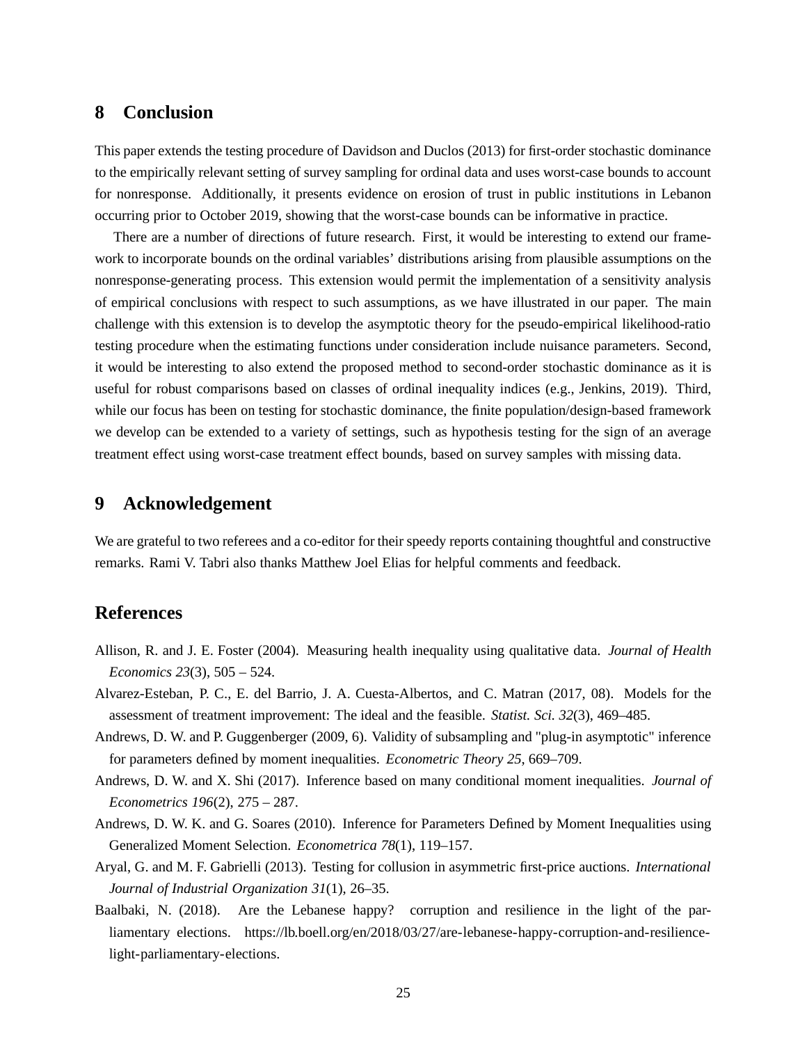## 8 Conclusion

This paper extends the testing procedure of Davidson and Duclos (2013) for first-order stochastic dominance to the empirically relevant setting of survey sampling for ordinal data and uses worst-case bounds to account for nonresponse. Additionally, it presents evidence on erosion of trust in public institutions in Lebanon occurring prior to October 2019, showing that the worst-case bounds can be informative in practice.

There are a number of directions of future research. First, it would be interesting to extend our framework to incorporate bounds on the ordinal variables' distributions arising from plausible assumptions on the nonresponse-generating process. This extension would permit the implementation of a sensitivity analysis of empirical conclusions with respect to such assumptions, as we have illustrated in our paper. The main challenge with this extension is to develop the asymptotic theory for the pseudo-empirical likelihood-ratio testing procedure when the estimating functions under consideration include nuisance parameters. Second, it would be interesting to also extend the proposed method to second-order stochastic dominance as it is useful for robust comparisons based on classes of ordinal inequality indices (e.g., Jenkins, 2019). Third, while our focus has been on testing for stochastic dominance, the finite population/design-based framework we develop can be extended to a variety of settings, such as hypothesis testing for the sign of an average treatment effect using worst-case treatment effect bounds, based on survey samples with missing data.

## 9 Acknowledgement

We are grateful to two referees and a co-editor for their speedy reports containing thoughtful and constructive remarks. Rami V. Tabri also thanks Matthew Joel Elias for helpful comments and feedback.

## References

Allison, R. and J. E. Foster (2004). Measuring health inequality using qualitative data. *Journal of Health Economics 23*(3), 505 – 524.

Alvarez-Esteban, P. C., E. del Barrio, J. A. Cuesta-Albertos, and C. Matran (2017, 08). Models for the assessment of treatment improvement: The ideal and the feasible. *Statist. Sci. 32*(3), 469–485.

Andrews, D. W. and P. Guggenberger (2009, 6). Validity of subsampling and "plug-in asymptotic" inference for parameters defined by moment inequalities. *Econometric Theory 25*, 669–709.

Andrews, D. W. and X. Shi (2017). Inference based on many conditional moment inequalities. *Journal of Econometrics 196*(2), 275 – 287.

Andrews, D. W. K. and G. Soares (2010). Inference for Parameters Defined by Moment Inequalities using Generalized Moment Selection. *Econometrica 78*(1), 119–157.

Aryal, G. and M. F. Gabrielli (2013). Testing for collusion in asymmetric first-price auctions. *International Journal of Industrial Organization 31*(1), 26–35.

Baalbaki, N. (2018). Are the Lebanese happy? corruption and resilience in the light of the parliamentary elections. https://lb.boell.org/en/2018/03/27/are-lebanese-happy-corruption-and-resilience-light-parliamentary-elections.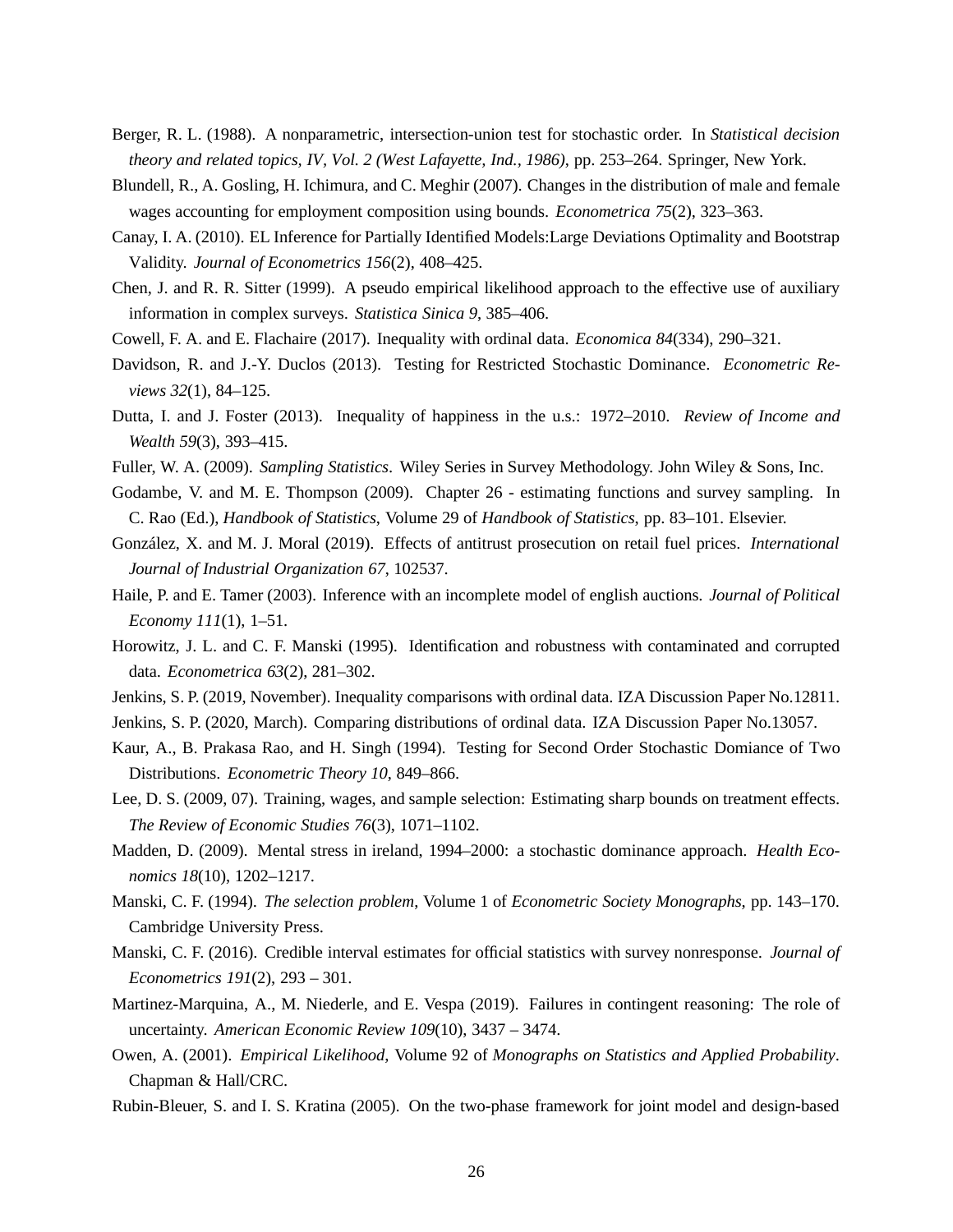Berger, R. L. (1988). A nonparametric, intersection-union test for stochastic order. In *Statistical decision theory and related topics, IV, Vol. 2 (West Lafayette, Ind., 1986)*, pp. 253–264. Springer, New York.

Blundell, R., A. Gosling, H. Ichimura, and C. Meghir (2007). Changes in the distribution of male and female wages accounting for employment composition using bounds. *Econometrica 75*(2), 323–363.

Canay, I. A. (2010). EL Inference for Partially Identified Models:Large Deviations Optimality and Bootstrap Validity. *Journal of Econometrics 156*(2), 408–425.

Chen, J. and R. R. Sitter (1999). A pseudo empirical likelihood approach to the effective use of auxiliary information in complex surveys. *Statistica Sinica 9*, 385–406.

Cowell, F. A. and E. Flachaire (2017). Inequality with ordinal data. *Economica 84*(334), 290–321.

Davidson, R. and J.-Y. Duclos (2013). Testing for Restricted Stochastic Dominance. *Econometric Reviews 32*(1), 84–125.

Dutta, I. and J. Foster (2013). Inequality of happiness in the u.s.: 1972–2010. *Review of Income and Wealth 59*(3), 393–415.

Fuller, W. A. (2009). *Sampling Statistics*. Wiley Series in Survey Methodology. John Wiley & Sons, Inc.

Godambe, V. and M. E. Thompson (2009). Chapter 26 - estimating functions and survey sampling. In C. Rao (Ed.), *Handbook of Statistics*, Volume 29 of *Handbook of Statistics*, pp. 83–101. Elsevier.

González, X. and M. J. Moral (2019). Effects of antitrust prosecution on retail fuel prices. *International Journal of Industrial Organization 67*, 102537.

Haile, P. and E. Tamer (2003). Inference with an incomplete model of english auctions. *Journal of Political Economy 111*(1), 1–51.

Horowitz, J. L. and C. F. Manski (1995). Identification and robustness with contaminated and corrupted data. *Econometrica 63*(2), 281–302.

Jenkins, S. P. (2019, November). Inequality comparisons with ordinal data. IZA Discussion Paper No.12811.

Jenkins, S. P. (2020, March). Comparing distributions of ordinal data. IZA Discussion Paper No.13057.

Kaur, A., B. Prakasa Rao, and H. Singh (1994). Testing for Second Order Stochastic Domiance of Two Distributions. *Econometric Theory 10*, 849–866.

Lee, D. S. (2009, 07). Training, wages, and sample selection: Estimating sharp bounds on treatment effects. *The Review of Economic Studies 76*(3), 1071–1102.

Madden, D. (2009). Mental stress in ireland, 1994–2000: a stochastic dominance approach. *Health Economics 18*(10), 1202–1217.

Manski, C. F. (1994). *The selection problem*, Volume 1 of *Econometric Society Monographs*, pp. 143–170. Cambridge University Press.

Manski, C. F. (2016). Credible interval estimates for official statistics with survey nonresponse. *Journal of Econometrics 191*(2), 293 – 301.

Martinez-Marquina, A., M. Niederle, and E. Vespa (2019). Failures in contingent reasoning: The role of uncertainty. *American Economic Review 109*(10), 3437 – 3474.

Owen, A. (2001). *Empirical Likelihood*, Volume 92 of *Monographs on Statistics and Applied Probability*. Chapman & Hall/CRC.

Rubin-Bleuer, S. and I. S. Kratina (2005). On the two-phase framework for joint model and design-based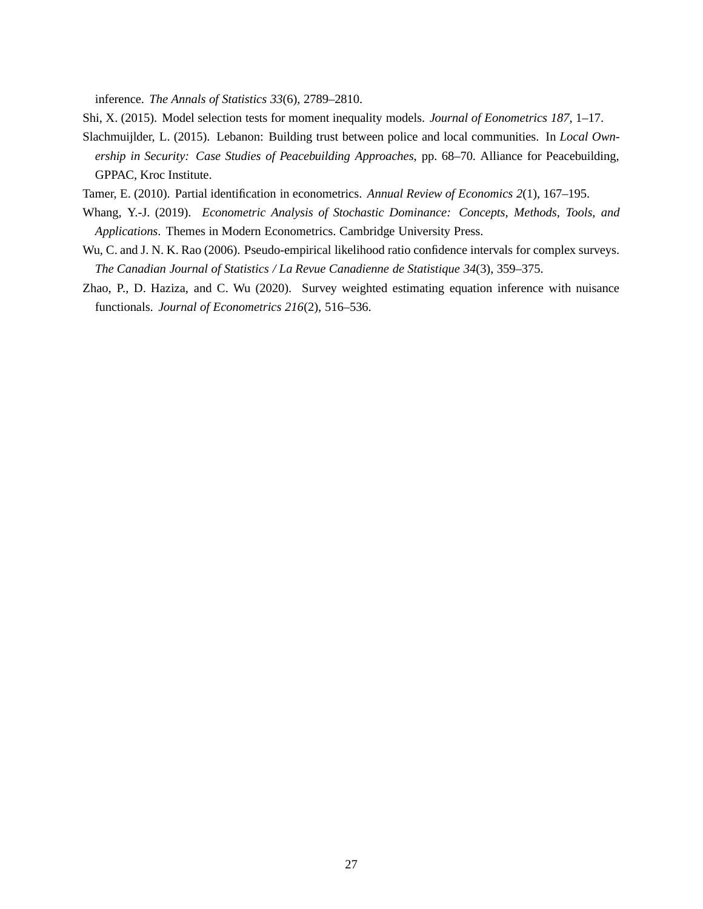inference. *The Annals of Statistics 33*(6), 2789–2810.

Shi, X. (2015). Model selection tests for moment inequality models. *Journal of Eonometrics 187*, 1–17.

Slachmuijlder, L. (2015). Lebanon: Building trust between police and local communities. In *Local Ownership in Security: Case Studies of Peacebuilding Approaches*, pp. 68–70. Alliance for Peacebuilding, GPPAC, Kroc Institute.

Tamer, E. (2010). Partial identification in econometrics. *Annual Review of Economics 2*(1), 167–195.

Whang, Y.-J. (2019). *Econometric Analysis of Stochastic Dominance: Concepts, Methods, Tools, and Applications*. Themes in Modern Econometrics. Cambridge University Press.

Wu, C. and J. N. K. Rao (2006). Pseudo-empirical likelihood ratio confidence intervals for complex surveys. *The Canadian Journal of Statistics / La Revue Canadienne de Statistique 34*(3), 359–375.

Zhao, P., D. Haziza, and C. Wu (2020). Survey weighted estimating equation inference with nuisance functionals. *Journal of Econometrics 216*(2), 516–536.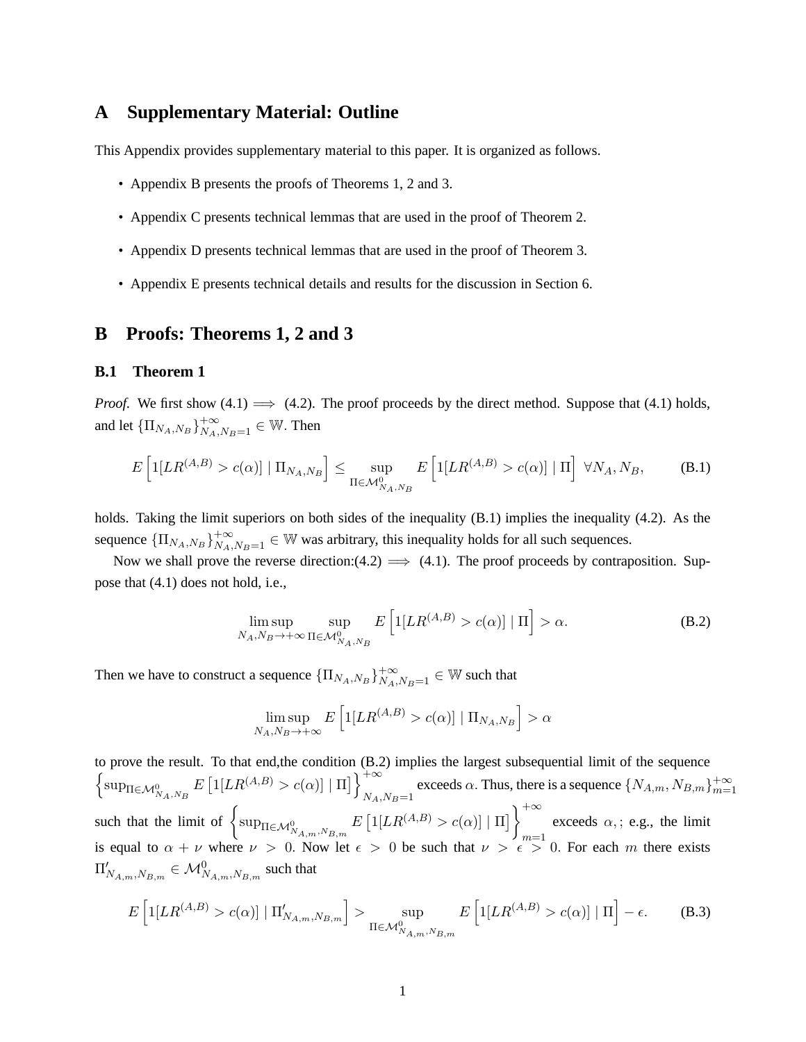# A Supplementary Material: Outline

This Appendix provides supplementary material to this paper. It is organized as follows.

- Appendix B presents the proofs of Theorems 1, 2 and 3.
- Appendix C presents technical lemmas that are used in the proof of Theorem 2.
- Appendix D presents technical lemmas that are used in the proof of Theorem 3.
- Appendix E presents technical details and results for the discussion in Section 6.

# B Proofs: Theorems 1, 2 and 3

## B.1 Theorem 1

*Proof.* We first show (4.1) $\implies$ (4.2). The proof proceeds by the direct method. Suppose that (4.1) holds, and let $\{\Pi_{N_A,N_B}\}_{N_A,N_B=1}^{+\infty} \in \mathbb{W}$. Then

$$E\left[1[LR^{(A,B)} > c(\alpha)] \mid \Pi_{N_A,N_B}\right] \leq \sup_{\Pi \in \mathcal{M}^0_{N_A,N_B}} E\left[1[LR^{(A,B)} > c(\alpha)] \mid \Pi\right] \;\; \forall N_A, N_B, \tag{B.1}$$

holds. Taking the limit superiors on both sides of the inequality (B.1) implies the inequality (4.2). As the sequence $\{\Pi_{N_A,N_B}\}_{N_A,N_B=1}^{+\infty} \in \mathbb{W}$ was arbitrary, this inequality holds for all such sequences.

Now we shall prove the reverse direction:(4.2) $\implies$ (4.1). The proof proceeds by contraposition. Suppose that (4.1) does not hold, i.e.,

$$\limsup_{N_A,N_B \to +\infty} \sup_{\Pi \in \mathcal{M}^0_{N_A,N_B}} E\left[1[LR^{(A,B)} > c(\alpha)] \mid \Pi\right] > \alpha. \tag{B.2}$$

Then we have to construct a sequence $\{\Pi_{N_A,N_B}\}_{N_A,N_B=1}^{+\infty} \in \mathbb{W}$ such that

$$\limsup_{N_A,N_B \to +\infty} E\left[1[LR^{(A,B)} > c(\alpha)] \mid \Pi_{N_A,N_B}\right] > \alpha$$

to prove the result. To that end,the condition (B.2) implies the largest subsequential limit of the sequence $\left\{\sup_{\Pi \in \mathcal{M}^0_{N_A,N_B}} E\left[1[LR^{(A,B)} > c(\alpha)] \mid \Pi\right]\right\}_{N_A,N_B=1}^{+\infty}$ exceeds $\alpha$. Thus, there is a sequence $\{N_{A,m}, N_{B,m}\}_{m=1}^{+\infty}$ such that the limit of $\left\{\sup_{\Pi \in \mathcal{M}^0_{N_{A,m},N_{B,m}}} E\left[1[LR^{(A,B)} > c(\alpha)] \mid \Pi\right]\right\}_{m=1}^{+\infty}$ exceeds $\alpha$,; e.g., the limit is equal to $\alpha + \nu$ where $\nu > 0$. Now let $\epsilon > 0$ be such that $\nu > \epsilon > 0$. For each $m$ there exists $\Pi'_{N_{A,m},N_{B,m}} \in \mathcal{M}^0_{N_{A,m},N_{B,m}}$ such that

$$E\left[1[LR^{(A,B)} > c(\alpha)] \mid \Pi'_{N_{A,m},N_{B,m}}\right] > \sup_{\Pi \in \mathcal{M}^0_{N_{A,m},N_{B,m}}} E\left[1[LR^{(A,B)} > c(\alpha)] \mid \Pi\right] - \epsilon. \tag{B.3}$$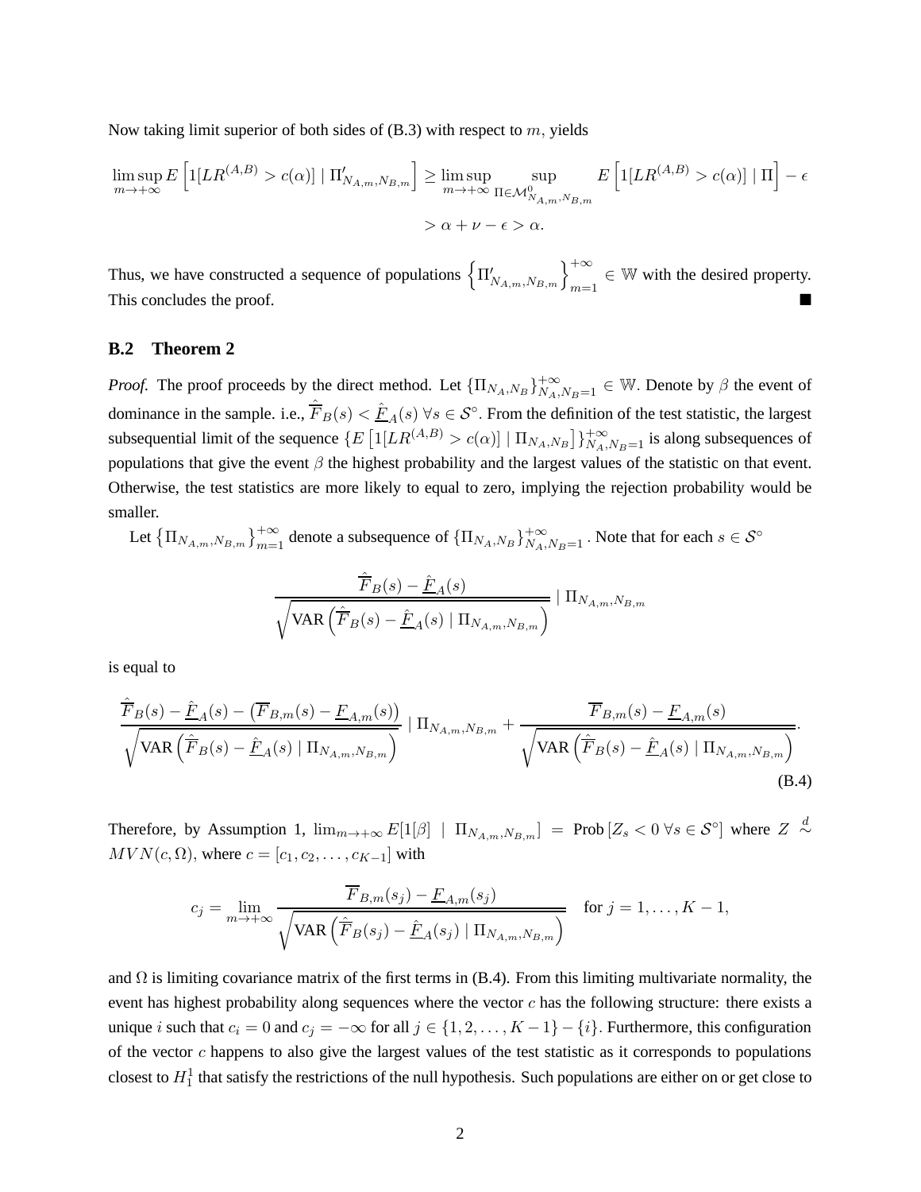Now taking limit superior of both sides of (B.3) with respect to $m$, yields

$$
\begin{aligned}
\limsup_{m\to+\infty} E\left[1[LR^{(A,B)} > c(\alpha)] \mid \Pi'_{N_{A,m},N_{B,m}}\right] &\geq \limsup_{m\to+\infty} \sup_{\Pi\in\mathcal{M}^0_{N_{A,m},N_{B,m}}} E\left[1[LR^{(A,B)} > c(\alpha)] \mid \Pi\right] - \epsilon \\
&> \alpha + \nu - \epsilon > \alpha.
\end{aligned}
$$

Thus, we have constructed a sequence of populations $\left\{\Pi'_{N_{A,m},N_{B,m}}\right\}_{m=1}^{+\infty} \in \mathbb{W}$ with the desired property. This concludes the proof. ∎

## B.2 Theorem 2

*Proof.* The proof proceeds by the direct method. Let $\{\Pi_{N_A,N_B}\}_{N_A,N_B=1}^{+\infty} \in \mathbb{W}$. Denote by $\beta$ the event of dominance in the sample. i.e., $\hat{\overline{F}}_B(s) < \hat{\underline{F}}_A(s)\ \forall s \in \mathcal{S}^\circ$. From the definition of the test statistic, the largest subsequential limit of the sequence $\{E\left[1[LR^{(A,B)} > c(\alpha)] \mid \Pi_{N_A,N_B}\right]\}_{N_A,N_B=1}^{+\infty}$ is along subsequences of populations that give the event $\beta$ the highest probability and the largest values of the statistic on that event. Otherwise, the test statistics are more likely to equal to zero, implying the rejection probability would be smaller.

Let $\left\{\Pi_{N_{A,m},N_{B,m}}\right\}_{m=1}^{+\infty}$ denote a subsequence of $\{\Pi_{N_A,N_B}\}_{N_A,N_B=1}^{+\infty}$. Note that for each $s \in \mathcal{S}^\circ$

$$
\frac{\hat{\overline{F}}_B(s) - \hat{\underline{F}}_A(s)}{\sqrt{\text{VAR}\left(\hat{\overline{F}}_B(s) - \hat{\underline{F}}_A(s) \mid \Pi_{N_{A,m},N_{B,m}}\right)}} \mid \Pi_{N_{A,m},N_{B,m}}
$$

is equal to

$$
\frac{\hat{\overline{F}}_B(s) - \hat{\underline{F}}_A(s) - \left(\overline{F}_{B,m}(s) - \underline{F}_{A,m}(s)\right)}{\sqrt{\text{VAR}\left(\hat{\overline{F}}_B(s) - \hat{\underline{F}}_A(s) \mid \Pi_{N_{A,m},N_{B,m}}\right)}} \mid \Pi_{N_{A,m},N_{B,m}} + \frac{\overline{F}_{B,m}(s) - \underline{F}_{A,m}(s)}{\sqrt{\text{VAR}\left(\hat{\overline{F}}_B(s) - \hat{\underline{F}}_A(s) \mid \Pi_{N_{A,m},N_{B,m}}\right)}}. \tag{B.4}
$$

Therefore, by Assumption 1, $\lim_{m\to+\infty} E[1[\beta] \mid \Pi_{N_{A,m},N_{B,m}}] = \text{Prob}\left[Z_s < 0\ \forall s \in \mathcal{S}^\circ\right]$ where $Z \overset{d}{\sim} MVN(c, \Omega)$, where $c = [c_1, c_2, \ldots, c_{K-1}]$ with

$$
c_j = \lim_{m\to+\infty} \frac{\overline{F}_{B,m}(s_j) - \underline{F}_{A,m}(s_j)}{\sqrt{\text{VAR}\left(\hat{\overline{F}}_B(s_j) - \hat{\underline{F}}_A(s_j) \mid \Pi_{N_{A,m},N_{B,m}}\right)}} \quad \text{for } j = 1, \ldots, K-1,
$$

and $\Omega$ is limiting covariance matrix of the first terms in (B.4). From this limiting multivariate normality, the event has highest probability along sequences where the vector $c$ has the following structure: there exists a unique $i$ such that $c_i = 0$ and $c_j = -\infty$ for all $j \in \{1, 2, \ldots, K-1\} - \{i\}$. Furthermore, this configuration of the vector $c$ happens to also give the largest values of the test statistic as it corresponds to populations closest to $H_1^1$ that satisfy the restrictions of the null hypothesis. Such populations are either on or get close to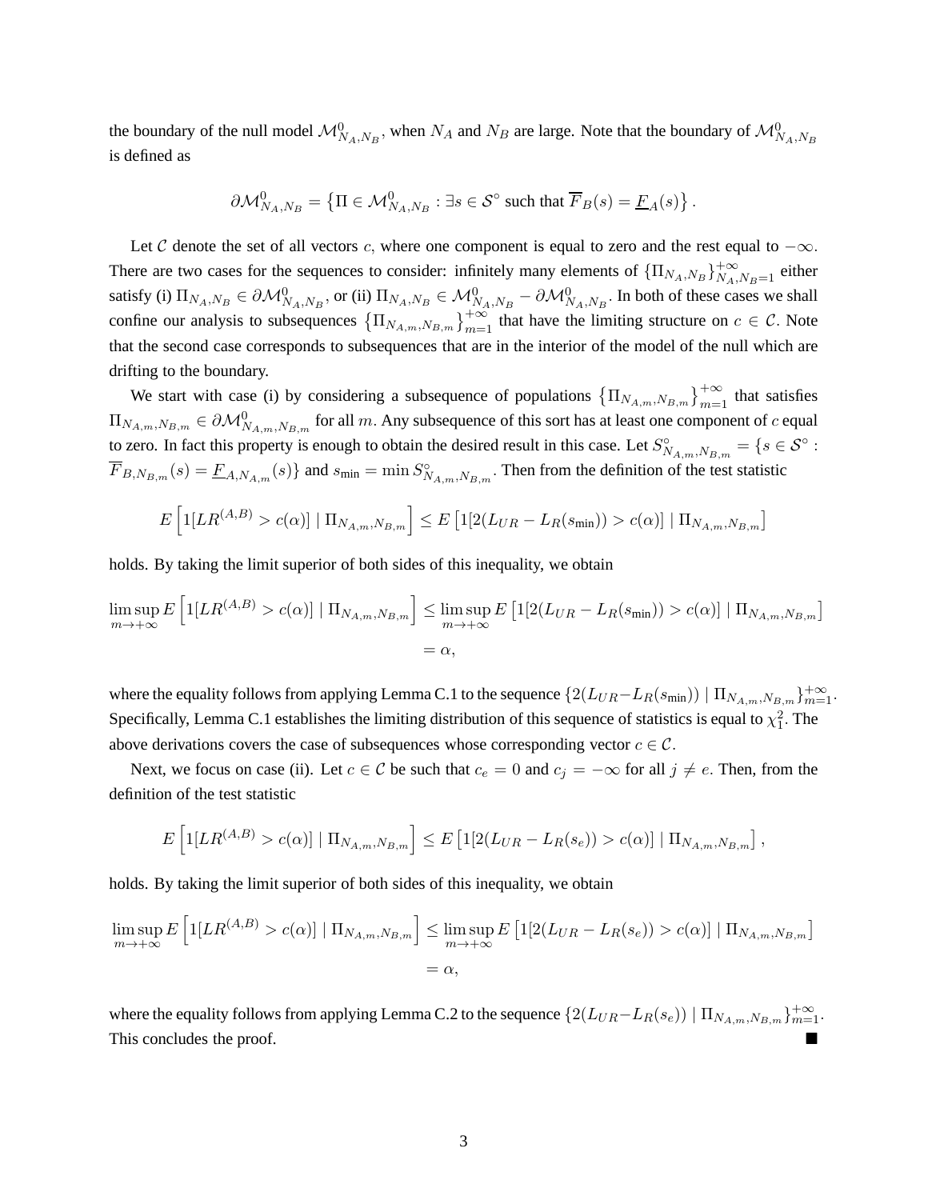the boundary of the null model $\mathcal{M}^0_{N_A,N_B}$, when $N_A$ and $N_B$ are large. Note that the boundary of $\mathcal{M}^0_{N_A,N_B}$ is defined as

$$\partial\mathcal{M}^0_{N_A,N_B} = \left\{\Pi \in \mathcal{M}^0_{N_A,N_B} : \exists s \in \mathcal{S}^\circ \text{ such that } \overline{F}_B(s) = \underline{F}_A(s)\right\}.$$

Let $\mathcal{C}$ denote the set of all vectors $c$, where one component is equal to zero and the rest equal to $-\infty$. There are two cases for the sequences to consider: infinitely many elements of $\{\Pi_{N_A,N_B}\}^{+\infty}_{N_A,N_B=1}$ either satisfy (i) $\Pi_{N_A,N_B} \in \partial\mathcal{M}^0_{N_A,N_B}$, or (ii) $\Pi_{N_A,N_B} \in \mathcal{M}^0_{N_A,N_B} - \partial\mathcal{M}^0_{N_A,N_B}$. In both of these cases we shall confine our analysis to subsequences $\left\{\Pi_{N_{A,m},N_{B,m}}\right\}^{+\infty}_{m=1}$ that have the limiting structure on $c \in \mathcal{C}$. Note that the second case corresponds to subsequences that are in the interior of the model of the null which are drifting to the boundary.

We start with case (i) by considering a subsequence of populations $\left\{\Pi_{N_{A,m},N_{B,m}}\right\}^{+\infty}_{m=1}$ that satisfies $\Pi_{N_{A,m},N_{B,m}} \in \partial\mathcal{M}^0_{N_{A,m},N_{B,m}}$ for all $m$. Any subsequence of this sort has at least one component of $c$ equal to zero. In fact this property is enough to obtain the desired result in this case. Let $S^\circ_{N_{A,m},N_{B,m}} = \{s \in \mathcal{S}^\circ : \overline{F}_{B,N_{B,m}}(s) = \underline{F}_{A,N_{A,m}}(s)\}$ and $s_{\text{min}} = \min S^\circ_{N_{A,m},N_{B,m}}$. Then from the definition of the test statistic

$$E\left[1[LR^{(A,B)} > c(\alpha)] \mid \Pi_{N_{A,m},N_{B,m}}\right] \leq E\left[1[2(L_{UR} - L_R(s_{\text{min}})) > c(\alpha)] \mid \Pi_{N_{A,m},N_{B,m}}\right]$$

holds. By taking the limit superior of both sides of this inequality, we obtain

$$\begin{aligned}
\limsup_{m\to+\infty} E\left[1[LR^{(A,B)} > c(\alpha)] \mid \Pi_{N_{A,m},N_{B,m}}\right] &\leq \limsup_{m\to+\infty} E\left[1[2(L_{UR} - L_R(s_{\text{min}})) > c(\alpha)] \mid \Pi_{N_{A,m},N_{B,m}}\right] \\
&= \alpha,
\end{aligned}$$

where the equality follows from applying Lemma C.1 to the sequence $\{2(L_{UR} - L_R(s_{\text{min}})) \mid \Pi_{N_{A,m},N_{B,m}}\}^{+\infty}_{m=1}$. Specifically, Lemma C.1 establishes the limiting distribution of this sequence of statistics is equal to $\chi^2_1$. The above derivations covers the case of subsequences whose corresponding vector $c \in \mathcal{C}$.

Next, we focus on case (ii). Let $c \in \mathcal{C}$ be such that $c_e = 0$ and $c_j = -\infty$ for all $j \neq e$. Then, from the definition of the test statistic

$$E\left[1[LR^{(A,B)} > c(\alpha)] \mid \Pi_{N_{A,m},N_{B,m}}\right] \leq E\left[1[2(L_{UR} - L_R(s_e)) > c(\alpha)] \mid \Pi_{N_{A,m},N_{B,m}}\right],$$

holds. By taking the limit superior of both sides of this inequality, we obtain

$$\begin{aligned}
\limsup_{m\to+\infty} E\left[1[LR^{(A,B)} > c(\alpha)] \mid \Pi_{N_{A,m},N_{B,m}}\right] &\leq \limsup_{m\to+\infty} E\left[1[2(L_{UR} - L_R(s_e)) > c(\alpha)] \mid \Pi_{N_{A,m},N_{B,m}}\right] \\
&= \alpha,
\end{aligned}$$

where the equality follows from applying Lemma C.2 to the sequence $\{2(L_{UR} - L_R(s_e)) \mid \Pi_{N_{A,m},N_{B,m}}\}^{+\infty}_{m=1}$. This concludes the proof. ∎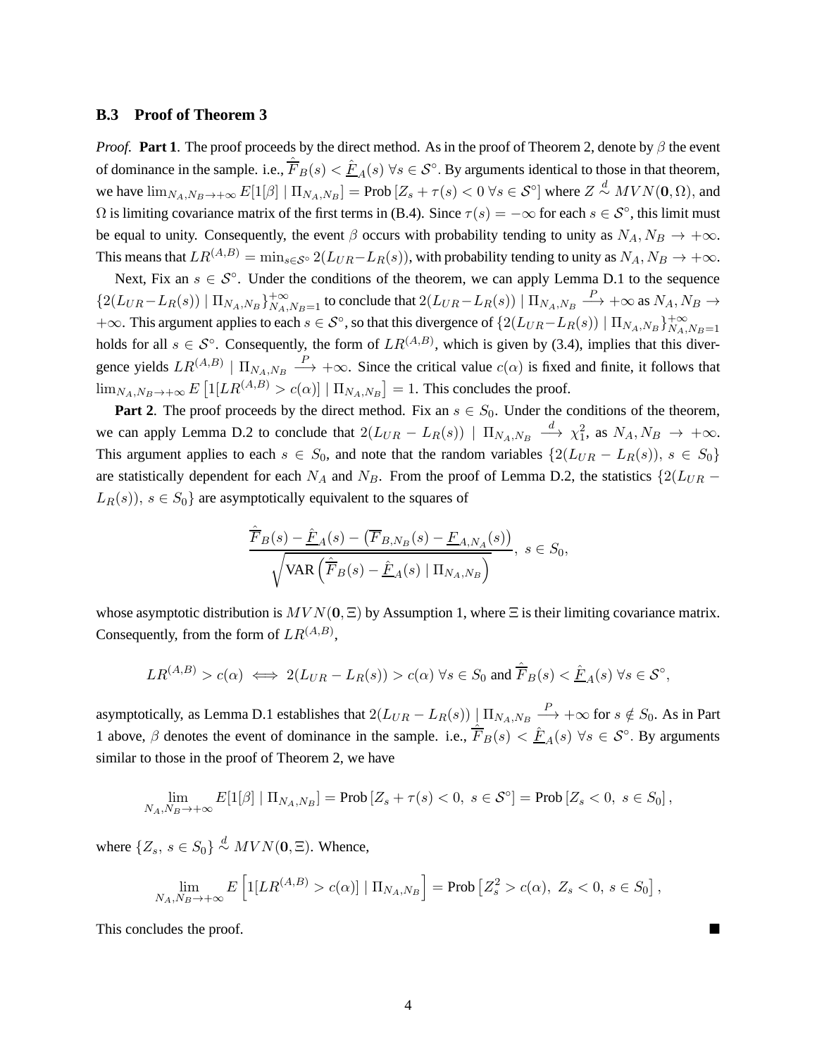### B.3 Proof of Theorem 3

*Proof.* **Part 1**. The proof proceeds by the direct method. As in the proof of Theorem 2, denote by $\beta$ the event of dominance in the sample. i.e., $\hat{\overline{F}}_B(s) < \hat{\underline{F}}_A(s) \; \forall s \in \mathcal{S}^\circ$. By arguments identical to those in that theorem, we have $\lim_{N_A,N_B \to +\infty} E[1[\beta] \mid \Pi_{N_A,N_B}] = \text{Prob}\left[Z_s + \tau(s) < 0 \; \forall s \in \mathcal{S}^\circ\right]$ where $Z \overset{d}{\sim} MVN(\mathbf{0}, \Omega)$, and $\Omega$ is limiting covariance matrix of the first terms in (B.4). Since $\tau(s) = -\infty$ for each $s \in \mathcal{S}^\circ$, this limit must be equal to unity. Consequently, the event $\beta$ occurs with probability tending to unity as $N_A, N_B \to +\infty$. This means that $LR^{(A,B)} = \min_{s \in \mathcal{S}^\circ} 2(L_{UR} - L_R(s))$, with probability tending to unity as $N_A, N_B \to +\infty$.

Next, Fix an $s \in \mathcal{S}^\circ$. Under the conditions of the theorem, we can apply Lemma D.1 to the sequence $\{2(L_{UR} - L_R(s)) \mid \Pi_{N_A,N_B}\}_{N_A,N_B=1}^{+\infty}$ to conclude that $2(L_{UR} - L_R(s)) \mid \Pi_{N_A,N_B} \xrightarrow{P} +\infty$ as $N_A, N_B \to +\infty$. This argument applies to each $s \in \mathcal{S}^\circ$, so that this divergence of $\{2(L_{UR} - L_R(s)) \mid \Pi_{N_A,N_B}\}_{N_A,N_B=1}^{+\infty}$ holds for all $s \in \mathcal{S}^\circ$. Consequently, the form of $LR^{(A,B)}$, which is given by (3.4), implies that this divergence yields $LR^{(A,B)} \mid \Pi_{N_A,N_B} \xrightarrow{P} +\infty$. Since the critical value $c(\alpha)$ is fixed and finite, it follows that $\lim_{N_A,N_B \to +\infty} E\left[1[LR^{(A,B)} > c(\alpha)] \mid \Pi_{N_A,N_B}\right] = 1$. This concludes the proof.

**Part 2**. The proof proceeds by the direct method. Fix an $s \in S_0$. Under the conditions of the theorem, we can apply Lemma D.2 to conclude that $2(L_{UR} - L_R(s)) \mid \Pi_{N_A,N_B} \xrightarrow{d} \chi_1^2$, as $N_A, N_B \to +\infty$. This argument applies to each $s \in S_0$, and note that the random variables $\{2(L_{UR} - L_R(s)),\; s \in S_0\}$ are statistically dependent for each $N_A$ and $N_B$. From the proof of Lemma D.2, the statistics $\{2(L_{UR} - L_R(s)),\; s \in S_0\}$ are asymptotically equivalent to the squares of

$$\frac{\hat{\overline{F}}_B(s) - \hat{\underline{F}}_A(s) - \left(\overline{F}_{B,N_B}(s) - \underline{F}_{A,N_A}(s)\right)}{\sqrt{\text{VAR}\left(\hat{\overline{F}}_B(s) - \hat{\underline{F}}_A(s) \mid \Pi_{N_A,N_B}\right)}},\; s \in S_0,$$

whose asymptotic distribution is $MVN(\mathbf{0}, \Xi)$ by Assumption 1, where $\Xi$ is their limiting covariance matrix. Consequently, from the form of $LR^{(A,B)}$,

$$LR^{(A,B)} > c(\alpha) \iff 2(L_{UR} - L_R(s)) > c(\alpha) \; \forall s \in S_0 \text{ and } \hat{\overline{F}}_B(s) < \hat{\underline{F}}_A(s) \; \forall s \in \mathcal{S}^\circ,$$

asymptotically, as Lemma D.1 establishes that $2(L_{UR} - L_R(s)) \mid \Pi_{N_A,N_B} \xrightarrow{P} +\infty$ for $s \notin S_0$. As in Part 1 above, $\beta$ denotes the event of dominance in the sample. i.e., $\hat{\overline{F}}_B(s) < \hat{\underline{F}}_A(s) \; \forall s \in \mathcal{S}^\circ$. By arguments similar to those in the proof of Theorem 2, we have

$$\lim_{N_A,N_B \to +\infty} E[1[\beta] \mid \Pi_{N_A,N_B}] = \text{Prob}\left[Z_s + \tau(s) < 0,\; s \in \mathcal{S}^\circ\right] = \text{Prob}\left[Z_s < 0,\; s \in S_0\right],$$

where $\{Z_s,\; s \in S_0\} \overset{d}{\sim} MVN(\mathbf{0}, \Xi)$. Whence,

$$\lim_{N_A,N_B \to +\infty} E\left[1[LR^{(A,B)} > c(\alpha)] \mid \Pi_{N_A,N_B}\right] = \text{Prob}\left[Z_s^2 > c(\alpha),\; Z_s < 0,\; s \in S_0\right],$$

This concludes the proof. ■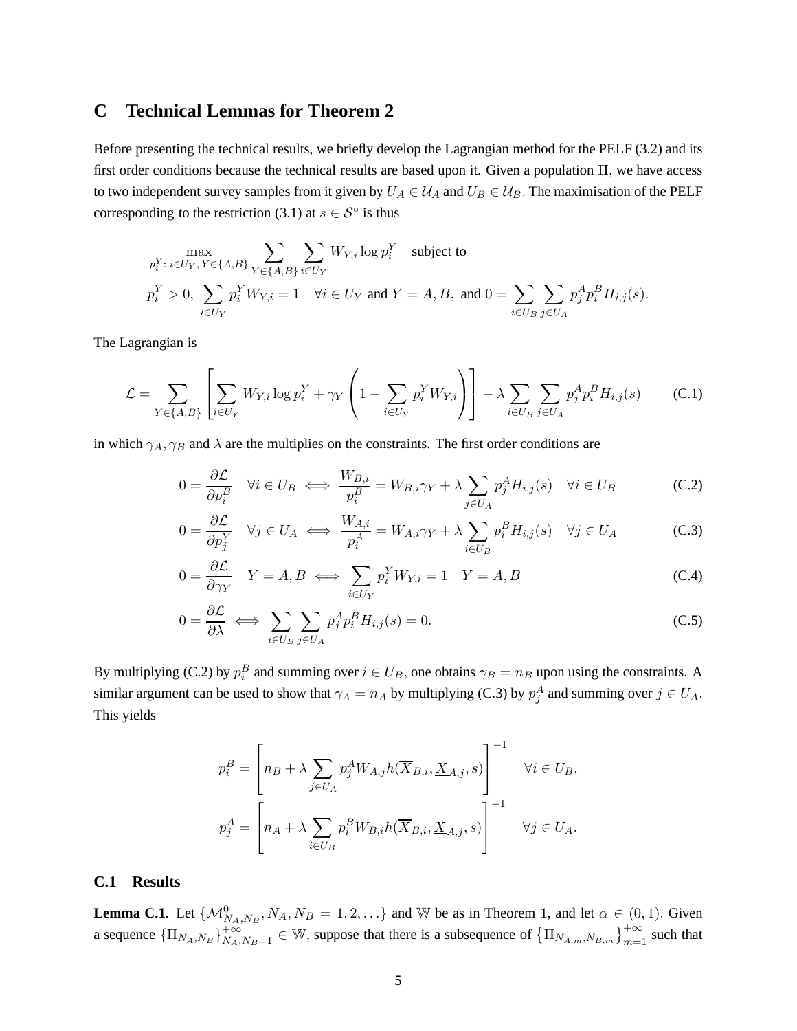## C Technical Lemmas for Theorem 2

Before presenting the technical results, we briefly develop the Lagrangian method for the PELF (3.2) and its first order conditions because the technical results are based upon it. Given a population $\Pi$, we have access to two independent survey samples from it given by $U_A \in \mathcal{U}_A$ and $U_B \in \mathcal{U}_B$. The maximisation of the PELF corresponding to the restriction (3.1) at $s \in \mathcal{S}^\circ$ is thus

$$\max_{p_i^Y:\, i\in U_Y,\, Y\in\{A,B\}} \sum_{Y\in\{A,B\}} \sum_{i\in U_Y} W_{Y,i} \log p_i^Y \quad \text{subject to}$$
$$p_i^Y > 0,\ \sum_{i\in U_Y} p_i^Y W_{Y,i} = 1 \quad \forall i \in U_Y \text{ and } Y = A, B, \text{ and } 0 = \sum_{i\in U_B}\sum_{j\in U_A} p_j^A p_i^B H_{i,j}(s).$$

The Lagrangian is

$$\mathcal{L} = \sum_{Y\in\{A,B\}} \left[ \sum_{i\in U_Y} W_{Y,i}\log p_i^Y + \gamma_Y \left(1 - \sum_{i\in U_Y} p_i^Y W_{Y,i}\right)\right] - \lambda \sum_{i\in U_B}\sum_{j\in U_A} p_j^A p_i^B H_{i,j}(s) \tag{C.1}$$

in which $\gamma_A, \gamma_B$ and $\lambda$ are the multiplies on the constraints. The first order conditions are

$$0 = \frac{\partial \mathcal{L}}{\partial p_i^B} \quad \forall i \in U_B \iff \frac{W_{B,i}}{p_i^B} = W_{B,i}\gamma_Y + \lambda \sum_{j\in U_A} p_j^A H_{i,j}(s) \quad \forall i \in U_B \tag{C.2}$$

$$0 = \frac{\partial \mathcal{L}}{\partial p_j^Y} \quad \forall j \in U_A \iff \frac{W_{A,i}}{p_i^A} = W_{A,i}\gamma_Y + \lambda \sum_{i\in U_B} p_i^B H_{i,j}(s) \quad \forall j \in U_A \tag{C.3}$$

$$0 = \frac{\partial \mathcal{L}}{\partial \gamma_Y} \quad Y = A, B \iff \sum_{i\in U_Y} p_i^Y W_{Y,i} = 1 \quad Y = A, B \tag{C.4}$$

$$0 = \frac{\partial \mathcal{L}}{\partial \lambda} \iff \sum_{i\in U_B}\sum_{j\in U_A} p_j^A p_i^B H_{i,j}(s) = 0. \tag{C.5}$$

By multiplying (C.2) by $p_i^B$ and summing over $i \in U_B$, one obtains $\gamma_B = n_B$ upon using the constraints. A similar argument can be used to show that $\gamma_A = n_A$ by multiplying (C.3) by $p_j^A$ and summing over $j \in U_A$. This yields

$$p_i^B = \left[ n_B + \lambda \sum_{j\in U_A} p_j^A W_{A,j} h(\overline{X}_{B,i}, \underline{X}_{A,j}, s)\right]^{-1} \quad \forall i \in U_B,$$
$$p_j^A = \left[ n_A + \lambda \sum_{i\in U_B} p_i^B W_{B,i} h(\overline{X}_{B,i}, \underline{X}_{A,j}, s)\right]^{-1} \quad \forall j \in U_A.$$

### C.1 Results

**Lemma C.1.** Let $\{\mathcal{M}^0_{N_A,N_B}, N_A, N_B = 1, 2, \ldots\}$ and $\mathbb{W}$ be as in Theorem 1, and let $\alpha \in (0,1)$. Given a sequence $\{\Pi_{N_A,N_B}\}_{N_A,N_B=1}^{+\infty} \in \mathbb{W}$, suppose that there is a subsequence of $\left\{\Pi_{N_{A,m},N_{B,m}}\right\}_{m=1}^{+\infty}$ such that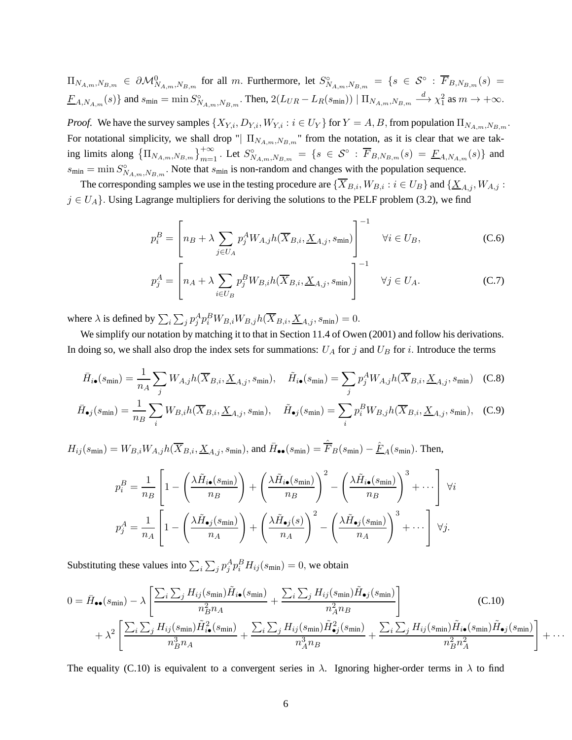$\Pi_{N_{A,m},N_{B,m}} \in \partial\mathcal{M}^0_{N_{A,m},N_{B,m}}$ for all $m$. Furthermore, let $S^\circ_{N_{A,m},N_{B,m}} = \{s \in \mathcal{S}^\circ : \overline{F}_{B,N_{B,m}}(s) = \underline{F}_{A,N_{A,m}}(s)\}$ and $s_{\text{min}} = \min S^\circ_{N_{A,m},N_{B,m}}$. Then, $2(L_{UR} - L_R(s_{\text{min}})) \mid \Pi_{N_{A,m},N_{B,m}} \xrightarrow{d} \chi^2_1$ as $m \to +\infty$.

*Proof.* We have the survey samples $\{X_{Y,i}, D_{Y,i}, W_{Y,i} : i \in U_Y\}$ for $Y = A, B$, from population $\Pi_{N_{A,m},N_{B,m}}$. For notational simplicity, we shall drop "$\mid \Pi_{N_{A,m},N_{B,m}}$" from the notation, as it is clear that we are taking limits along $\{\Pi_{N_{A,m},N_{B,m}}\}_{m=1}^{+\infty}$. Let $S^\circ_{N_{A,m},N_{B,m}} = \{s \in \mathcal{S}^\circ : \overline{F}_{B,N_{B,m}}(s) = \underline{F}_{A,N_{A,m}}(s)\}$ and $s_{\text{min}} = \min S^\circ_{N_{A,m},N_{B,m}}$. Note that $s_{\text{min}}$ is non-random and changes with the population sequence.

The corresponding samples we use in the testing procedure are $\{\overline{X}_{B,i}, W_{B,i} : i \in U_B\}$ and $\{\underline{X}_{A,j}, W_{A,j} : j \in U_A\}$. Using Lagrange multipliers for deriving the solutions to the PELF problem (3.2), we find

$$p^B_i = \left[ n_B + \lambda \sum_{j \in U_A} p^A_j W_{A,j} h(\overline{X}_{B,i}, \underline{X}_{A,j}, s_{\text{min}}) \right]^{-1} \quad \forall i \in U_B, \tag{C.6}$$

$$p^A_j = \left[ n_A + \lambda \sum_{i \in U_B} p^B_j W_{B,i} h(\overline{X}_{B,i}, \underline{X}_{A,j}, s_{\text{min}}) \right]^{-1} \quad \forall j \in U_A. \tag{C.7}$$

where $\lambda$ is defined by $\sum_i \sum_j p^A_j p^B_i W_{B,i} W_{B,j} h(\overline{X}_{B,i}, \underline{X}_{A,j}, s_{\text{min}}) = 0$.

We simplify our notation by matching it to that in Section 11.4 of Owen (2001) and follow his derivations. In doing so, we shall also drop the index sets for summations: $U_A$ for $j$ and $U_B$ for $i$. Introduce the terms

$$\bar{H}_{i\bullet}(s_{\text{min}}) = \frac{1}{n_A} \sum_j W_{A,j} h(\overline{X}_{B,i}, \underline{X}_{A,j}, s_{\text{min}}), \quad \tilde{H}_{i\bullet}(s_{\text{min}}) = \sum_j p^A_j W_{A,j} h(\overline{X}_{B,i}, \underline{X}_{A,j}, s_{\text{min}}) \tag{C.8}$$

$$\bar{H}_{\bullet j}(s_{\text{min}}) = \frac{1}{n_B} \sum_i W_{B,i} h(\overline{X}_{B,i}, \underline{X}_{A,j}, s_{\text{min}}), \quad \tilde{H}_{\bullet j}(s_{\text{min}}) = \sum_i p^B_i W_{B,j} h(\overline{X}_{B,i}, \underline{X}_{A,j}, s_{\text{min}}), \tag{C.9}$$

$H_{ij}(s_{\text{min}}) = W_{B,i} W_{A,j} h(\overline{X}_{B,i}, \underline{X}_{A,j}, s_{\text{min}})$, and $\bar{H}_{\bullet\bullet}(s_{\text{min}}) = \hat{\overline{F}}_B(s_{\text{min}}) - \hat{\underline{F}}_A(s_{\text{min}})$. Then,

$$p^B_i = \frac{1}{n_B} \left[ 1 - \left( \frac{\lambda \tilde{H}_{i\bullet}(s_{\text{min}})}{n_B} \right) + \left( \frac{\lambda \tilde{H}_{i\bullet}(s_{\text{min}})}{n_B} \right)^2 - \left( \frac{\lambda \tilde{H}_{i\bullet}(s_{\text{min}})}{n_B} \right)^3 + \cdots \right] \ \forall i$$

$$p^A_j = \frac{1}{n_A} \left[ 1 - \left( \frac{\lambda \tilde{H}_{\bullet j}(s_{\text{min}})}{n_A} \right) + \left( \frac{\lambda \tilde{H}_{\bullet j}(s)}{n_A} \right)^2 - \left( \frac{\lambda \tilde{H}_{\bullet j}(s_{\text{min}})}{n_A} \right)^3 + \cdots \right] \ \forall j.$$

Substituting these values into $\sum_i \sum_j p^A_j p^B_i H_{ij}(s_{\text{min}}) = 0$, we obtain

$$\begin{aligned} 0 = \bar{H}_{\bullet\bullet}(s_{\text{min}}) &- \lambda \left[ \frac{\sum_i \sum_j H_{ij}(s_{\text{min}}) \tilde{H}_{i\bullet}(s_{\text{min}})}{n_B^2 n_A} + \frac{\sum_i \sum_j H_{ij}(s_{\text{min}}) \tilde{H}_{\bullet j}(s_{\text{min}})}{n_A^2 n_B} \right] \\ &+ \lambda^2 \left[ \frac{\sum_i \sum_j H_{ij}(s_{\text{min}}) \tilde{H}^2_{i\bullet}(s_{\text{min}})}{n_B^3 n_A} + \frac{\sum_i \sum_j H_{ij}(s_{\text{min}}) \tilde{H}^2_{\bullet j}(s_{\text{min}})}{n_A^3 n_B} + \frac{\sum_i \sum_j H_{ij}(s_{\text{min}}) \tilde{H}_{i\bullet}(s_{\text{min}}) \tilde{H}_{\bullet j}(s_{\text{min}})}{n_B^2 n_A^2} \right] + \cdots \end{aligned} \tag{C.10}$$

The equality (C.10) is equivalent to a convergent series in $\lambda$. Ignoring higher-order terms in $\lambda$ to find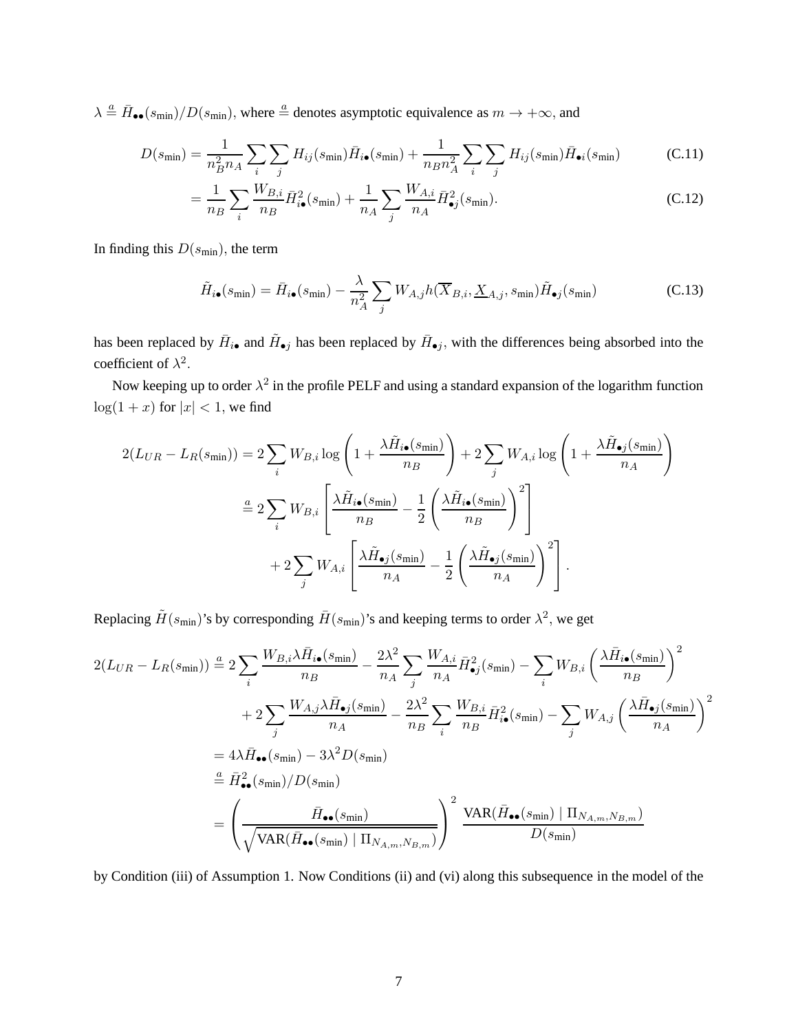$\lambda \overset{a}{=} \bar{H}_{\bullet\bullet}(s_{\min})/D(s_{\min})$, where $\overset{a}{=}$ denotes asymptotic equivalence as $m \to +\infty$, and

$$
\begin{aligned}
D(s_{\min}) &= \frac{1}{n_B^2 n_A} \sum_i \sum_j H_{ij}(s_{\min}) \bar{H}_{i\bullet}(s_{\min}) + \frac{1}{n_B n_A^2} \sum_i \sum_j H_{ij}(s_{\min}) \bar{H}_{\bullet i}(s_{\min}) && \text{(C.11)} \\
&= \frac{1}{n_B} \sum_i \frac{W_{B,i}}{n_B} \bar{H}_{i\bullet}^2(s_{\min}) + \frac{1}{n_A} \sum_j \frac{W_{A,i}}{n_A} \bar{H}_{\bullet j}^2(s_{\min}). && \text{(C.12)}
\end{aligned}
$$

In finding this $D(s_{\min})$, the term

$$
\tilde{H}_{i\bullet}(s_{\min}) = \bar{H}_{i\bullet}(s_{\min}) - \frac{\lambda}{n_A^2} \sum_j W_{A,j} h(\overline{X}_{B,i}, \underline{X}_{A,j}, s_{\min}) \tilde{H}_{\bullet j}(s_{\min}) \qquad \text{(C.13)}
$$

has been replaced by $\bar{H}_{i\bullet}$ and $\tilde{H}_{\bullet j}$ has been replaced by $\bar{H}_{\bullet j}$, with the differences being absorbed into the coefficient of $\lambda^2$.

Now keeping up to order $\lambda^2$ in the profile PELF and using a standard expansion of the logarithm function $\log(1+x)$ for $|x| < 1$, we find

$$
\begin{aligned}
2(L_{UR} - L_R(s_{\min})) &= 2 \sum_i W_{B,i} \log\left(1 + \frac{\lambda \tilde{H}_{i\bullet}(s_{\min})}{n_B}\right) + 2 \sum_j W_{A,i} \log\left(1 + \frac{\lambda \tilde{H}_{\bullet j}(s_{\min})}{n_A}\right) \\
&\overset{a}{=} 2 \sum_i W_{B,i} \left[\frac{\lambda \tilde{H}_{i\bullet}(s_{\min})}{n_B} - \frac{1}{2}\left(\frac{\lambda \tilde{H}_{i\bullet}(s_{\min})}{n_B}\right)^2\right] \\
&\quad + 2 \sum_j W_{A,i} \left[\frac{\lambda \tilde{H}_{\bullet j}(s_{\min})}{n_A} - \frac{1}{2}\left(\frac{\lambda \tilde{H}_{\bullet j}(s_{\min})}{n_A}\right)^2\right].
\end{aligned}
$$

Replacing $\tilde{H}(s_{\min})$'s by corresponding $\bar{H}(s_{\min})$'s and keeping terms to order $\lambda^2$, we get

$$
\begin{aligned}
2(L_{UR} - L_R(s_{\min})) &\overset{a}{=} 2 \sum_i \frac{W_{B,i} \lambda \bar{H}_{i\bullet}(s_{\min})}{n_B} - \frac{2\lambda^2}{n_A} \sum_j \frac{W_{A,i}}{n_A} \bar{H}_{\bullet j}^2(s_{\min}) - \sum_i W_{B,i} \left(\frac{\lambda \bar{H}_{i\bullet}(s_{\min})}{n_B}\right)^2 \\
&\quad + 2 \sum_j \frac{W_{A,j} \lambda \bar{H}_{\bullet j}(s_{\min})}{n_A} - \frac{2\lambda^2}{n_B} \sum_i \frac{W_{B,i}}{n_B} \bar{H}_{i\bullet}^2(s_{\min}) - \sum_j W_{A,j} \left(\frac{\lambda \bar{H}_{\bullet j}(s_{\min})}{n_A}\right)^2 \\
&= 4\lambda \bar{H}_{\bullet\bullet}(s_{\min}) - 3\lambda^2 D(s_{\min}) \\
&\overset{a}{=} \bar{H}_{\bullet\bullet}^2(s_{\min})/D(s_{\min}) \\
&= \left(\frac{\bar{H}_{\bullet\bullet}(s_{\min})}{\sqrt{\text{VAR}(\bar{H}_{\bullet\bullet}(s_{\min}) \mid \Pi_{N_{A,m},N_{B,m}})}}\right)^2 \frac{\text{VAR}(\bar{H}_{\bullet\bullet}(s_{\min}) \mid \Pi_{N_{A,m},N_{B,m}})}{D(s_{\min})}
\end{aligned}
$$

by Condition (iii) of Assumption 1. Now Conditions (ii) and (vi) along this subsequence in the model of the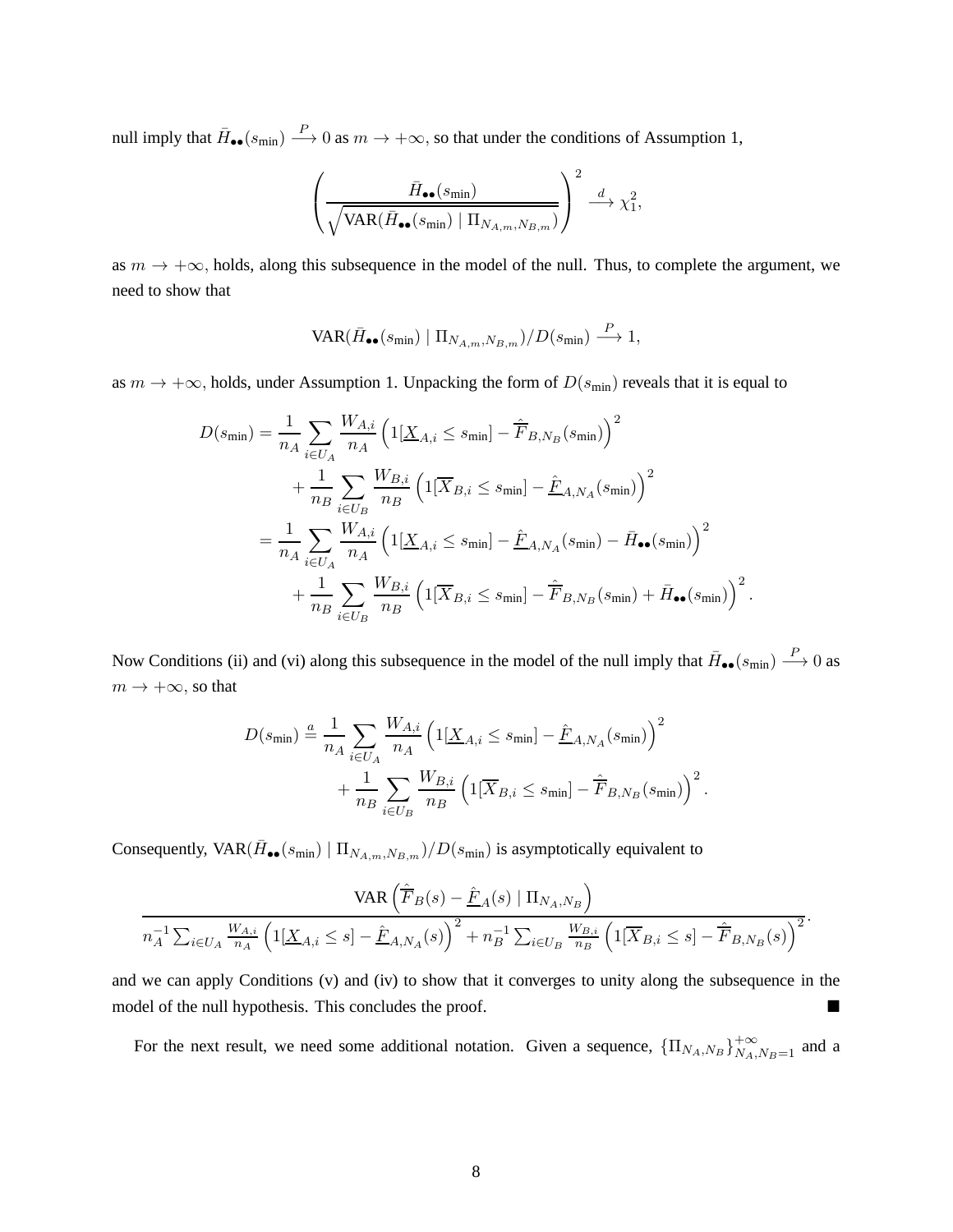null imply that $\bar{H}_{\bullet\bullet}(s_{\min}) \xrightarrow{P} 0$ as $m \to +\infty$, so that under the conditions of Assumption 1,

$$\left( \frac{\bar{H}_{\bullet\bullet}(s_{\min})}{\sqrt{\text{VAR}(\bar{H}_{\bullet\bullet}(s_{\min}) \mid \Pi_{N_{A,m},N_{B,m}})}} \right)^2 \xrightarrow{d} \chi_1^2,$$

as $m \to +\infty$, holds, along this subsequence in the model of the null. Thus, to complete the argument, we need to show that

$$\text{VAR}(\bar{H}_{\bullet\bullet}(s_{\min}) \mid \Pi_{N_{A,m},N_{B,m}})/D(s_{\min}) \xrightarrow{P} 1,$$

as $m \to +\infty$, holds, under Assumption 1. Unpacking the form of $D(s_{\min})$ reveals that it is equal to

$$\begin{aligned}
D(s_{\min}) &= \frac{1}{n_A} \sum_{i \in U_A} \frac{W_{A,i}}{n_A} \left( 1[\underline{X}_{A,i} \leq s_{\min}] - \hat{\overline{F}}_{B,N_B}(s_{\min}) \right)^2 \\
&\quad + \frac{1}{n_B} \sum_{i \in U_B} \frac{W_{B,i}}{n_B} \left( 1[\overline{X}_{B,i} \leq s_{\min}] - \hat{\underline{F}}_{A,N_A}(s_{\min}) \right)^2 \\
&= \frac{1}{n_A} \sum_{i \in U_A} \frac{W_{A,i}}{n_A} \left( 1[\underline{X}_{A,i} \leq s_{\min}] - \hat{\underline{F}}_{A,N_A}(s_{\min}) - \bar{H}_{\bullet\bullet}(s_{\min}) \right)^2 \\
&\quad + \frac{1}{n_B} \sum_{i \in U_B} \frac{W_{B,i}}{n_B} \left( 1[\overline{X}_{B,i} \leq s_{\min}] - \hat{\overline{F}}_{B,N_B}(s_{\min}) + \bar{H}_{\bullet\bullet}(s_{\min}) \right)^2.
\end{aligned}$$

Now Conditions (ii) and (vi) along this subsequence in the model of the null imply that $\bar{H}_{\bullet\bullet}(s_{\min}) \xrightarrow{P} 0$ as $m \to +\infty$, so that

$$\begin{aligned}
D(s_{\min}) &\overset{a}{=} \frac{1}{n_A} \sum_{i \in U_A} \frac{W_{A,i}}{n_A} \left( 1[\underline{X}_{A,i} \leq s_{\min}] - \hat{\underline{F}}_{A,N_A}(s_{\min}) \right)^2 \\
&\quad + \frac{1}{n_B} \sum_{i \in U_B} \frac{W_{B,i}}{n_B} \left( 1[\overline{X}_{B,i} \leq s_{\min}] - \hat{\overline{F}}_{B,N_B}(s_{\min}) \right)^2.
\end{aligned}$$

Consequently, $\text{VAR}(\bar{H}_{\bullet\bullet}(s_{\min}) \mid \Pi_{N_{A,m},N_{B,m}})/D(s_{\min})$ is asymptotically equivalent to

$$\frac{\text{VAR}\left( \hat{\overline{F}}_B(s) - \hat{\underline{F}}_A(s) \mid \Pi_{N_A,N_B} \right)}{n_A^{-1} \sum_{i \in U_A} \frac{W_{A,i}}{n_A} \left( 1[\underline{X}_{A,i} \leq s] - \hat{\underline{F}}_{A,N_A}(s) \right)^2 + n_B^{-1} \sum_{i \in U_B} \frac{W_{B,i}}{n_B} \left( 1[\overline{X}_{B,i} \leq s] - \hat{\overline{F}}_{B,N_B}(s) \right)^2}.$$

and we can apply Conditions (v) and (iv) to show that it converges to unity along the subsequence in the model of the null hypothesis. This concludes the proof. ■

For the next result, we need some additional notation. Given a sequence, $\{\Pi_{N_A,N_B}\}_{N_A,N_B=1}^{+\infty}$ and a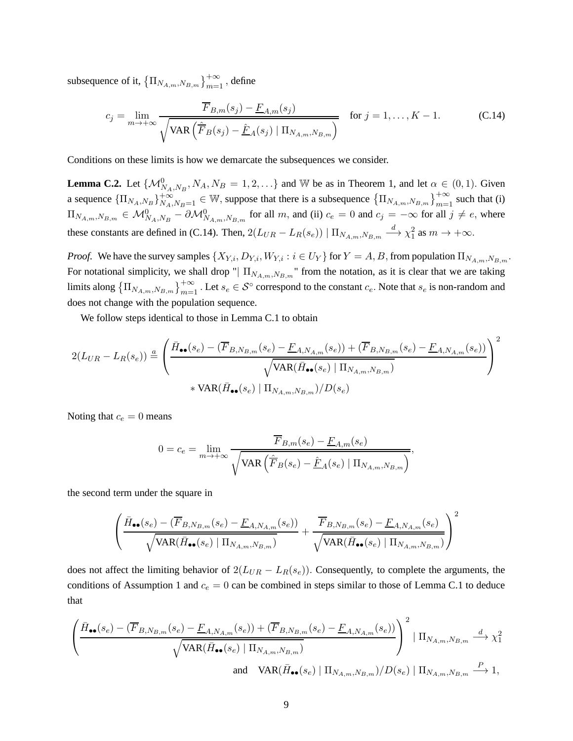subsequence of it, $\left\{\Pi_{N_{A,m},N_{B,m}}\right\}_{m=1}^{+\infty}$, define

$$c_j = \lim_{m\to+\infty} \frac{\overline{F}_{B,m}(s_j) - \underline{F}_{A,m}(s_j)}{\sqrt{\text{VAR}\left(\hat{\overline{F}}_B(s_j) - \hat{\underline{F}}_A(s_j) \mid \Pi_{N_{A,m},N_{B,m}}\right)}} \quad \text{for } j = 1,\ldots,K-1. \tag{C.14}$$

Conditions on these limits is how we demarcate the subsequences we consider.

**Lemma C.2.** Let $\{\mathcal{M}^0_{N_A,N_B}, N_A, N_B = 1,2,\ldots\}$ and $\mathbb{W}$ be as in Theorem 1, and let $\alpha \in (0,1)$. Given a sequence $\{\Pi_{N_A,N_B}\}_{N_A,N_B=1}^{+\infty} \in \mathbb{W}$, suppose that there is a subsequence $\left\{\Pi_{N_{A,m},N_{B,m}}\right\}_{m=1}^{+\infty}$ such that (i) $\Pi_{N_{A,m},N_{B,m}} \in \mathcal{M}^0_{N_A,N_B} - \partial\mathcal{M}^0_{N_{A,m},N_{B,m}}$ for all $m$, and (ii) $c_e = 0$ and $c_j = -\infty$ for all $j \neq e$, where these constants are defined in (C.14). Then, $2(L_{UR} - L_R(s_e)) \mid \Pi_{N_{A,m},N_{B,m}} \xrightarrow{d} \chi^2_1$ as $m \to +\infty$.

*Proof.* We have the survey samples $\{X_{Y,i}, D_{Y,i}, W_{Y,i} : i \in U_Y\}$ for $Y = A, B$, from population $\Pi_{N_{A,m},N_{B,m}}$. For notational simplicity, we shall drop "$\mid \Pi_{N_{A,m},N_{B,m}}$" from the notation, as it is clear that we are taking limits along $\left\{\Pi_{N_{A,m},N_{B,m}}\right\}_{m=1}^{+\infty}$. Let $s_e \in \mathcal{S}^\circ$ correspond to the constant $c_e$. Note that $s_e$ is non-random and does not change with the population sequence.

We follow steps identical to those in Lemma C.1 to obtain

$$2(L_{UR} - L_R(s_e)) \stackrel{a}{=} \left(\frac{\bar{H}_{\bullet\bullet}(s_e) - (\overline{F}_{B,N_{B,m}}(s_e) - \underline{F}_{A,N_{A,m}}(s_e)) + (\overline{F}_{B,N_{B,m}}(s_e) - \underline{F}_{A,N_{A,m}}(s_e))}{\sqrt{\text{VAR}(\bar{H}_{\bullet\bullet}(s_e) \mid \Pi_{N_{A,m},N_{B,m}})}}\right)^2$$
$$* \text{VAR}(\bar{H}_{\bullet\bullet}(s_e) \mid \Pi_{N_{A,m},N_{B,m}})/D(s_e)$$

Noting that $c_e = 0$ means

$$0 = c_e = \lim_{m\to+\infty} \frac{\overline{F}_{B,m}(s_e) - \underline{F}_{A,m}(s_e)}{\sqrt{\text{VAR}\left(\hat{\overline{F}}_B(s_e) - \hat{\underline{F}}_A(s_e) \mid \Pi_{N_{A,m},N_{B,m}}\right)}},$$

the second term under the square in

$$\left(\frac{\bar{H}_{\bullet\bullet}(s_e) - (\overline{F}_{B,N_{B,m}}(s_e) - \underline{F}_{A,N_{A,m}}(s_e))}{\sqrt{\text{VAR}(\bar{H}_{\bullet\bullet}(s_e) \mid \Pi_{N_{A,m},N_{B,m}})}} + \frac{\overline{F}_{B,N_{B,m}}(s_e) - \underline{F}_{A,N_{A,m}}(s_e)}{\sqrt{\text{VAR}(\bar{H}_{\bullet\bullet}(s_e) \mid \Pi_{N_{A,m},N_{B,m}})}}\right)^2$$

does not affect the limiting behavior of $2(L_{UR} - L_R(s_e))$. Consequently, to complete the arguments, the conditions of Assumption 1 and $c_e = 0$ can be combined in steps similar to those of Lemma C.1 to deduce that

$$\left(\frac{\bar{H}_{\bullet\bullet}(s_e) - (\overline{F}_{B,N_{B,m}}(s_e) - \underline{F}_{A,N_{A,m}}(s_e)) + (\overline{F}_{B,N_{B,m}}(s_e) - \underline{F}_{A,N_{A,m}}(s_e))}{\sqrt{\text{VAR}(\bar{H}_{\bullet\bullet}(s_e) \mid \Pi_{N_{A,m},N_{B,m}})}}\right)^2 \mid \Pi_{N_{A,m},N_{B,m}} \xrightarrow{d} \chi^2_1$$
$$\text{and} \quad \text{VAR}(\bar{H}_{\bullet\bullet}(s_e) \mid \Pi_{N_{A,m},N_{B,m}})/D(s_e) \mid \Pi_{N_{A,m},N_{B,m}} \xrightarrow{P} 1,$$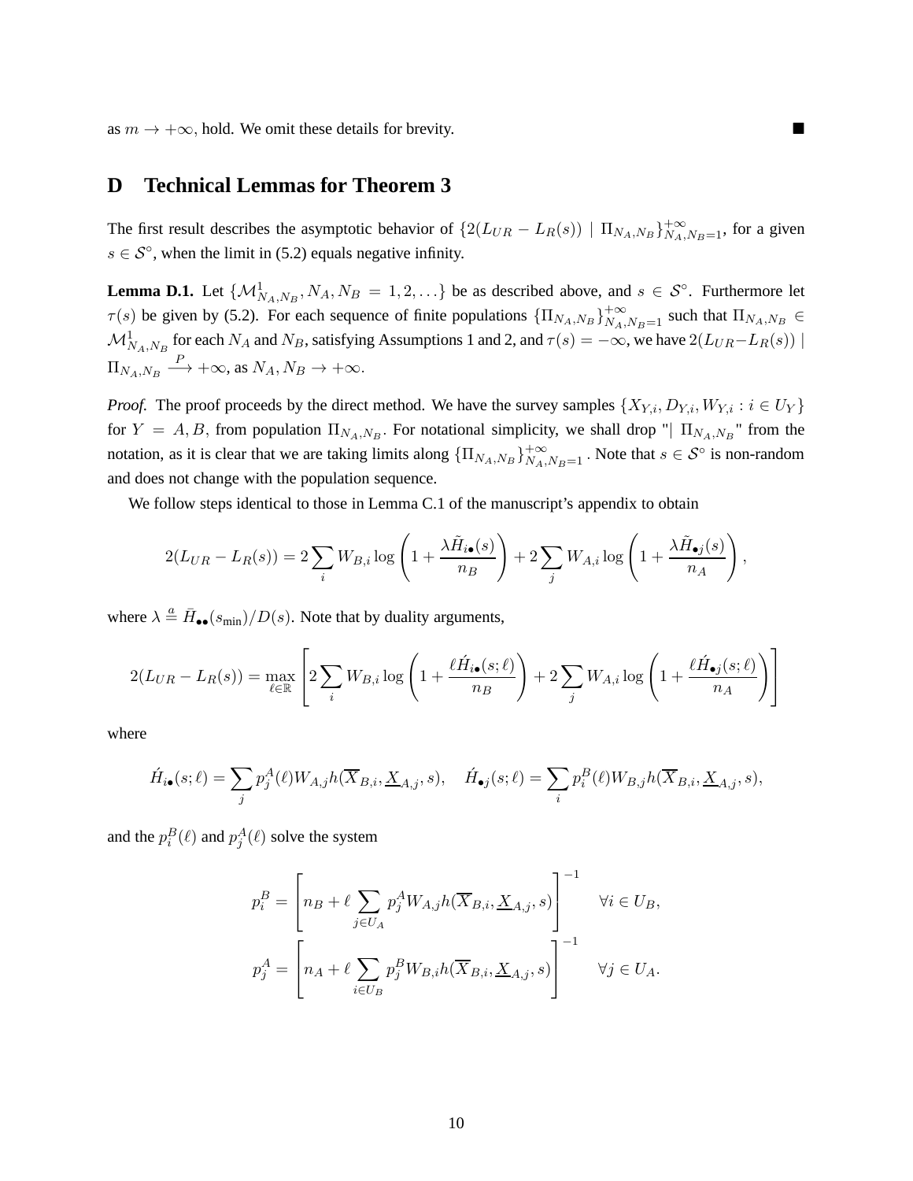as $m \to +\infty$, hold. We omit these details for brevity. ■

# D Technical Lemmas for Theorem 3

The first result describes the asymptotic behavior of $\{2(L_{UR} - L_R(s)) \mid \Pi_{N_A,N_B}\}_{N_A,N_B=1}^{+\infty}$, for a given $s \in \mathcal{S}^\circ$, when the limit in (5.2) equals negative infinity.

**Lemma D.1.** Let $\{\mathcal{M}^1_{N_A,N_B}, N_A, N_B = 1, 2, \ldots\}$ be as described above, and $s \in \mathcal{S}^\circ$. Furthermore let $\tau(s)$ be given by (5.2). For each sequence of finite populations $\{\Pi_{N_A,N_B}\}_{N_A,N_B=1}^{+\infty}$ such that $\Pi_{N_A,N_B} \in \mathcal{M}^1_{N_A,N_B}$ for each $N_A$ and $N_B$, satisfying Assumptions 1 and 2, and $\tau(s) = -\infty$, we have $2(L_{UR} - L_R(s)) \mid \Pi_{N_A,N_B} \xrightarrow{P} +\infty$, as $N_A, N_B \to +\infty$.

*Proof.* The proof proceeds by the direct method. We have the survey samples $\{X_{Y,i}, D_{Y,i}, W_{Y,i} : i \in U_Y\}$ for $Y = A, B$, from population $\Pi_{N_A,N_B}$. For notational simplicity, we shall drop "$\mid \Pi_{N_A,N_B}$" from the notation, as it is clear that we are taking limits along $\{\Pi_{N_A,N_B}\}_{N_A,N_B=1}^{+\infty}$. Note that $s \in \mathcal{S}^\circ$ is non-random and does not change with the population sequence.

We follow steps identical to those in Lemma C.1 of the manuscript's appendix to obtain

$$2(L_{UR} - L_R(s)) = 2\sum_i W_{B,i} \log\left(1 + \frac{\lambda \tilde{H}_{i\bullet}(s)}{n_B}\right) + 2\sum_j W_{A,i} \log\left(1 + \frac{\lambda \tilde{H}_{\bullet j}(s)}{n_A}\right),$$

where $\lambda \overset{a}{=} \bar{H}_{\bullet\bullet}(s_{\min})/D(s)$. Note that by duality arguments,

$$2(L_{UR} - L_R(s)) = \max_{\ell \in \mathbb{R}} \left[2\sum_i W_{B,i} \log\left(1 + \frac{\ell \acute{H}_{i\bullet}(s;\ell)}{n_B}\right) + 2\sum_j W_{A,i} \log\left(1 + \frac{\ell \acute{H}_{\bullet j}(s;\ell)}{n_A}\right)\right]$$

where

$$\acute{H}_{i\bullet}(s;\ell) = \sum_j p_j^A(\ell) W_{A,j} h(\overline{X}_{B,i}, \underline{X}_{A,j}, s), \quad \acute{H}_{\bullet j}(s;\ell) = \sum_i p_i^B(\ell) W_{B,j} h(\overline{X}_{B,i}, \underline{X}_{A,j}, s),$$

and the $p_i^B(\ell)$ and $p_j^A(\ell)$ solve the system

$$p_i^B = \left[n_B + \ell \sum_{j \in U_A} p_j^A W_{A,j} h(\overline{X}_{B,i}, \underline{X}_{A,j}, s)\right]^{-1} \quad \forall i \in U_B,$$

$$p_j^A = \left[n_A + \ell \sum_{i \in U_B} p_j^B W_{B,i} h(\overline{X}_{B,i}, \underline{X}_{A,j}, s)\right]^{-1} \quad \forall j \in U_A.$$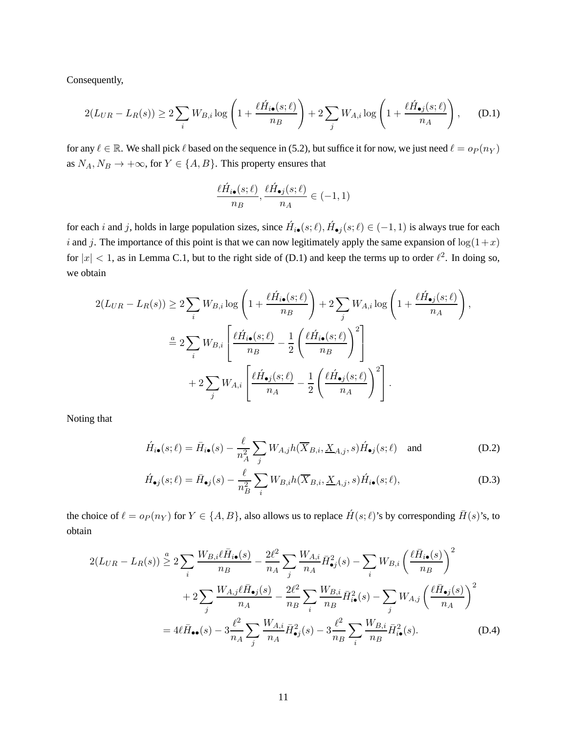Consequently,

$$2(L_{UR} - L_R(s)) \geq 2\sum_i W_{B,i} \log\left(1 + \frac{\ell \acute{H}_{i\bullet}(s;\ell)}{n_B}\right) + 2\sum_j W_{A,i} \log\left(1 + \frac{\ell \acute{H}_{\bullet j}(s;\ell)}{n_A}\right), \tag{D.1}$$

for any $\ell \in \mathbb{R}$. We shall pick $\ell$ based on the sequence in (5.2), but suffice it for now, we just need $\ell = o_P(n_Y)$ as $N_A, N_B \to +\infty$, for $Y \in \{A, B\}$. This property ensures that

$$\frac{\ell \acute{H}_{i\bullet}(s;\ell)}{n_B}, \frac{\ell \acute{H}_{\bullet j}(s;\ell)}{n_A} \in (-1, 1)$$

for each $i$ and $j$, holds in large population sizes, since $\acute{H}_{i\bullet}(s;\ell), \acute{H}_{\bullet j}(s;\ell) \in (-1,1)$ is always true for each $i$ and $j$. The importance of this point is that we can now legitimately apply the same expansion of $\log(1+x)$ for $|x| < 1$, as in Lemma C.1, but to the right side of (D.1) and keep the terms up to order $\ell^2$. In doing so, we obtain

$$\begin{aligned}
2(L_{UR} - L_R(s)) &\geq 2\sum_i W_{B,i} \log\left(1 + \frac{\ell \acute{H}_{i\bullet}(s;\ell)}{n_B}\right) + 2\sum_j W_{A,i} \log\left(1 + \frac{\ell \acute{H}_{\bullet j}(s;\ell)}{n_A}\right), \\
&\overset{a}{=} 2\sum_i W_{B,i} \left[\frac{\ell \acute{H}_{i\bullet}(s;\ell)}{n_B} - \frac{1}{2}\left(\frac{\ell \acute{H}_{i\bullet}(s;\ell)}{n_B}\right)^2\right] \\
&\quad + 2\sum_j W_{A,i} \left[\frac{\ell \acute{H}_{\bullet j}(s;\ell)}{n_A} - \frac{1}{2}\left(\frac{\ell \acute{H}_{\bullet j}(s;\ell)}{n_A}\right)^2\right].
\end{aligned}$$

Noting that

$$\acute{H}_{i\bullet}(s;\ell) = \bar{H}_{i\bullet}(s) - \frac{\ell}{n_A^2} \sum_j W_{A,j} h(\overline{X}_{B,i}, \underline{X}_{A,j}, s) \acute{H}_{\bullet j}(s;\ell) \quad \text{and} \tag{D.2}$$

$$\acute{H}_{\bullet j}(s;\ell) = \bar{H}_{\bullet j}(s) - \frac{\ell}{n_B^2} \sum_i W_{B,i} h(\overline{X}_{B,i}, \underline{X}_{A,j}, s) \acute{H}_{i\bullet}(s;\ell), \tag{D.3}$$

the choice of $\ell = o_P(n_Y)$ for $Y \in \{A, B\}$, also allows us to replace $\acute{H}(s;\ell)$'s by corresponding $\bar{H}(s)$'s, to obtain

$$\begin{aligned}
2(L_{UR} - L_R(s)) &\overset{a}{\geq} 2\sum_i \frac{W_{B,i} \ell \bar{H}_{i\bullet}(s)}{n_B} - \frac{2\ell^2}{n_A} \sum_j \frac{W_{A,i}}{n_A} \bar{H}^2_{\bullet j}(s) - \sum_i W_{B,i}\left(\frac{\ell \bar{H}_{i\bullet}(s)}{n_B}\right)^2 \\
&\quad + 2\sum_j \frac{W_{A,j} \ell \bar{H}_{\bullet j}(s)}{n_A} - \frac{2\ell^2}{n_B} \sum_i \frac{W_{B,i}}{n_B} \bar{H}^2_{i\bullet}(s) - \sum_j W_{A,j}\left(\frac{\ell \bar{H}_{\bullet j}(s)}{n_A}\right)^2 \\
&= 4\ell \bar{H}_{\bullet\bullet}(s) - 3\frac{\ell^2}{n_A} \sum_j \frac{W_{A,i}}{n_A} \bar{H}^2_{\bullet j}(s) - 3\frac{\ell^2}{n_B} \sum_i \frac{W_{B,i}}{n_B} \bar{H}^2_{i\bullet}(s).
\end{aligned} \tag{D.4}$$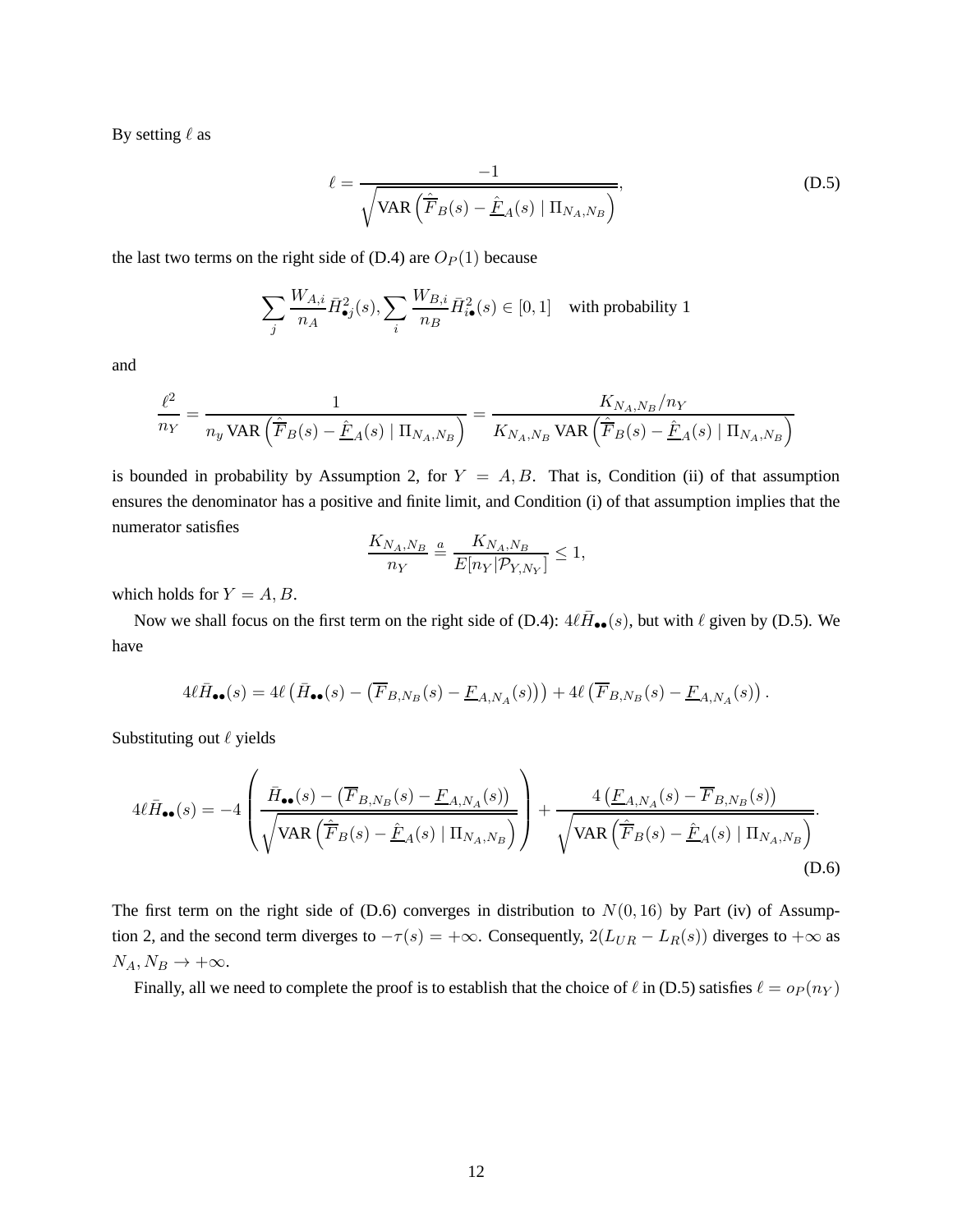By setting $\ell$ as

$$\ell = \frac{-1}{\sqrt{\text{VAR}\left(\hat{\overline{F}}_B(s) - \hat{\underline{F}}_A(s) \mid \Pi_{N_A,N_B}\right)}}, \tag{D.5}$$

the last two terms on the right side of (D.4) are $O_P(1)$ because

$$\sum_j \frac{W_{A,i}}{n_A} \bar{H}^2_{\bullet j}(s), \sum_i \frac{W_{B,i}}{n_B} \bar{H}^2_{i\bullet}(s) \in [0,1] \quad \text{with probability 1}$$

and

$$\frac{\ell^2}{n_Y} = \frac{1}{n_y \, \text{VAR}\left(\hat{\overline{F}}_B(s) - \hat{\underline{F}}_A(s) \mid \Pi_{N_A,N_B}\right)} = \frac{K_{N_A,N_B}/n_Y}{K_{N_A,N_B} \, \text{VAR}\left(\hat{\overline{F}}_B(s) - \hat{\underline{F}}_A(s) \mid \Pi_{N_A,N_B}\right)}$$

is bounded in probability by Assumption 2, for $Y = A, B$. That is, Condition (ii) of that assumption ensures the denominator has a positive and finite limit, and Condition (i) of that assumption implies that the numerator satisfies

$$\frac{K_{N_A,N_B}}{n_Y} \overset{a}{=} \frac{K_{N_A,N_B}}{E[n_Y|\mathcal{P}_{Y,N_Y}]} \leq 1,$$

which holds for $Y = A, B$.

Now we shall focus on the first term on the right side of (D.4): $4\ell\bar{H}_{\bullet\bullet}(s)$, but with $\ell$ given by (D.5). We have

$$4\ell\bar{H}_{\bullet\bullet}(s) = 4\ell\left(\bar{H}_{\bullet\bullet}(s) - \left(\overline{F}_{B,N_B}(s) - \underline{F}_{A,N_A}(s)\right)\right) + 4\ell\left(\overline{F}_{B,N_B}(s) - \underline{F}_{A,N_A}(s)\right).$$

Substituting out $\ell$ yields

$$4\ell\bar{H}_{\bullet\bullet}(s) = -4\left(\frac{\bar{H}_{\bullet\bullet}(s) - \left(\overline{F}_{B,N_B}(s) - \underline{F}_{A,N_A}(s)\right)}{\sqrt{\text{VAR}\left(\hat{\overline{F}}_B(s) - \hat{\underline{F}}_A(s) \mid \Pi_{N_A,N_B}\right)}}\right) + \frac{4\left(\underline{F}_{A,N_A}(s) - \overline{F}_{B,N_B}(s)\right)}{\sqrt{\text{VAR}\left(\hat{\overline{F}}_B(s) - \hat{\underline{F}}_A(s) \mid \Pi_{N_A,N_B}\right)}}. \tag{D.6}$$

The first term on the right side of (D.6) converges in distribution to $N(0, 16)$ by Part (iv) of Assumption 2, and the second term diverges to $-\tau(s) = +\infty$. Consequently, $2(L_{UR} - L_R(s))$ diverges to $+\infty$ as $N_A, N_B \to +\infty$.

Finally, all we need to complete the proof is to establish that the choice of $\ell$ in (D.5) satisfies $\ell = o_P(n_Y)$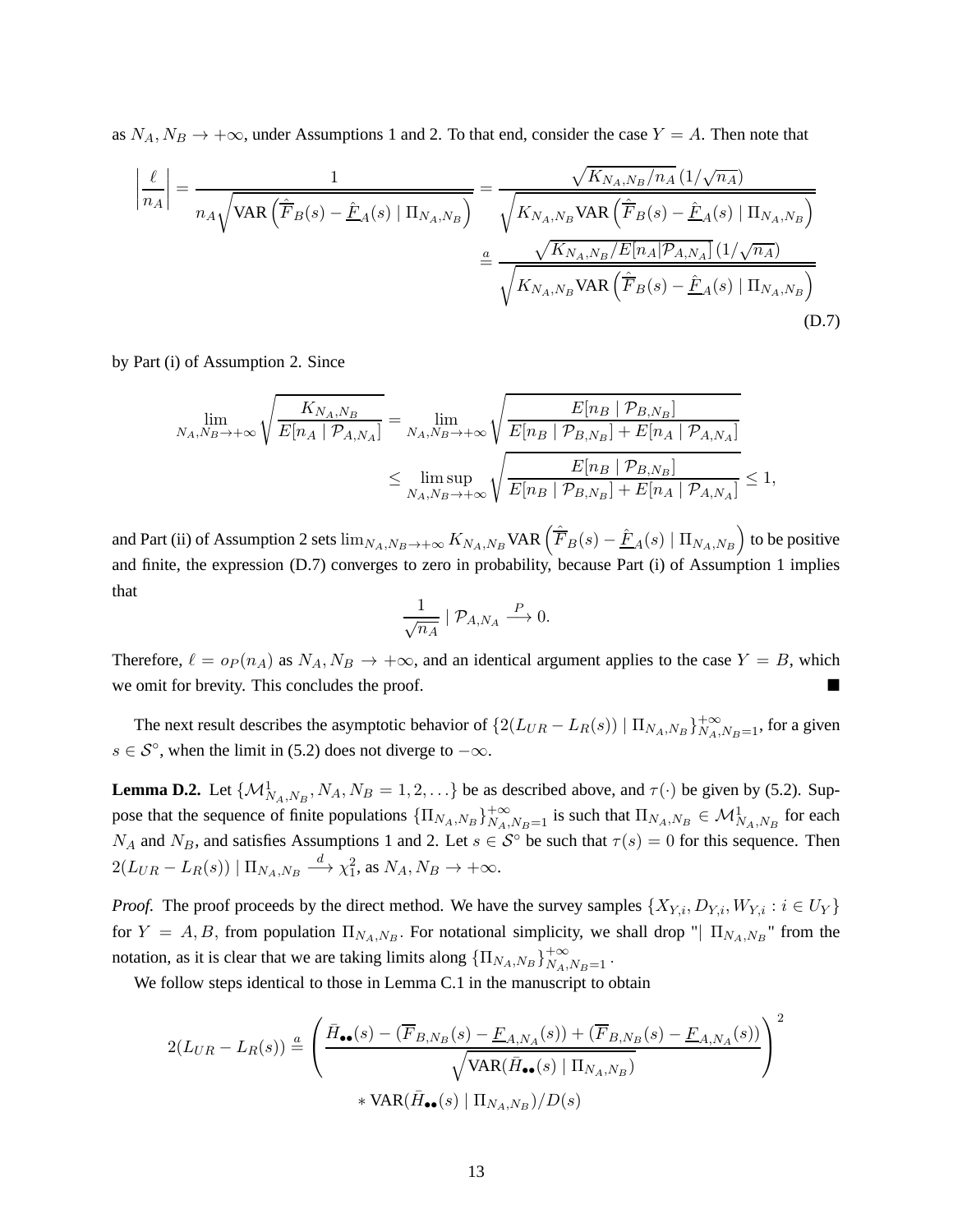as $N_A, N_B \to +\infty$, under Assumptions 1 and 2. To that end, consider the case $Y = A$. Then note that

$$
\begin{aligned}
\left|\frac{\ell}{n_A}\right| = \frac{1}{n_A\sqrt{\text{VAR}\left(\hat{\overline{F}}_B(s) - \hat{\underline{F}}_A(s) \mid \Pi_{N_A,N_B}\right)}} &= \frac{\sqrt{K_{N_A,N_B}/n_A}\,(1/\sqrt{n_A})}{\sqrt{K_{N_A,N_B}\text{VAR}\left(\hat{\overline{F}}_B(s) - \hat{\underline{F}}_A(s) \mid \Pi_{N_A,N_B}\right)}} \\
&\overset{a}{=} \frac{\sqrt{K_{N_A,N_B}/E[n_A|\mathcal{P}_{A,N_A}]}\,(1/\sqrt{n_A})}{\sqrt{K_{N_A,N_B}\text{VAR}\left(\hat{\overline{F}}_B(s) - \hat{\underline{F}}_A(s) \mid \Pi_{N_A,N_B}\right)}}
\end{aligned} \tag{D.7}
$$

by Part (i) of Assumption 2. Since

$$
\begin{aligned}
\lim_{N_A,N_B\to+\infty}\sqrt{\frac{K_{N_A,N_B}}{E[n_A \mid \mathcal{P}_{A,N_A}]}} &= \lim_{N_A,N_B\to+\infty}\sqrt{\frac{E[n_B \mid \mathcal{P}_{B,N_B}]}{E[n_B \mid \mathcal{P}_{B,N_B}] + E[n_A \mid \mathcal{P}_{A,N_A}]}} \\
&\le \limsup_{N_A,N_B\to+\infty}\sqrt{\frac{E[n_B \mid \mathcal{P}_{B,N_B}]}{E[n_B \mid \mathcal{P}_{B,N_B}] + E[n_A \mid \mathcal{P}_{A,N_A}]}} \le 1,
\end{aligned}
$$

and Part (ii) of Assumption 2 sets $\lim_{N_A,N_B\to+\infty} K_{N_A,N_B}\text{VAR}\left(\hat{\overline{F}}_B(s) - \hat{\underline{F}}_A(s) \mid \Pi_{N_A,N_B}\right)$ to be positive and finite, the expression (D.7) converges to zero in probability, because Part (i) of Assumption 1 implies that

$$
\frac{1}{\sqrt{n_A}} \mid \mathcal{P}_{A,N_A} \xrightarrow{P} 0.
$$

Therefore, $\ell = o_P(n_A)$ as $N_A, N_B \to +\infty$, and an identical argument applies to the case $Y = B$, which we omit for brevity. This concludes the proof. ∎

The next result describes the asymptotic behavior of $\{2(L_{UR} - L_R(s)) \mid \Pi_{N_A,N_B}\}_{N_A,N_B=1}^{+\infty}$, for a given $s \in \mathcal{S}^\circ$, when the limit in (5.2) does not diverge to $-\infty$.

**Lemma D.2.** Let $\{\mathcal{M}^1_{N_A,N_B}, N_A, N_B = 1, 2, \ldots\}$ be as described above, and $\tau(\cdot)$ be given by (5.2). Suppose that the sequence of finite populations $\{\Pi_{N_A,N_B}\}_{N_A,N_B=1}^{+\infty}$ is such that $\Pi_{N_A,N_B} \in \mathcal{M}^1_{N_A,N_B}$ for each $N_A$ and $N_B$, and satisfies Assumptions 1 and 2. Let $s \in \mathcal{S}^\circ$ be such that $\tau(s) = 0$ for this sequence. Then $2(L_{UR} - L_R(s)) \mid \Pi_{N_A,N_B} \xrightarrow{d} \chi^2_1$, as $N_A, N_B \to +\infty$.

*Proof.* The proof proceeds by the direct method. We have the survey samples $\{X_{Y,i}, D_{Y,i}, W_{Y,i} : i \in U_Y\}$ for $Y = A, B$, from population $\Pi_{N_A,N_B}$. For notational simplicity, we shall drop "$\mid \Pi_{N_A,N_B}$" from the notation, as it is clear that we are taking limits along $\{\Pi_{N_A,N_B}\}_{N_A,N_B=1}^{+\infty}$.

We follow steps identical to those in Lemma C.1 in the manuscript to obtain

$$
\begin{aligned}
2(L_{UR} - L_R(s)) \overset{a}{=} &\left(\frac{\bar{H}_{\bullet\bullet}(s) - (\overline{F}_{B,N_B}(s) - \underline{F}_{A,N_A}(s)) + (\overline{F}_{B,N_B}(s) - \underline{F}_{A,N_A}(s))}{\sqrt{\text{VAR}(\bar{H}_{\bullet\bullet}(s) \mid \Pi_{N_A,N_B})}}\right)^2 \\
&* \text{VAR}(\bar{H}_{\bullet\bullet}(s) \mid \Pi_{N_A,N_B})/D(s)
\end{aligned}
$$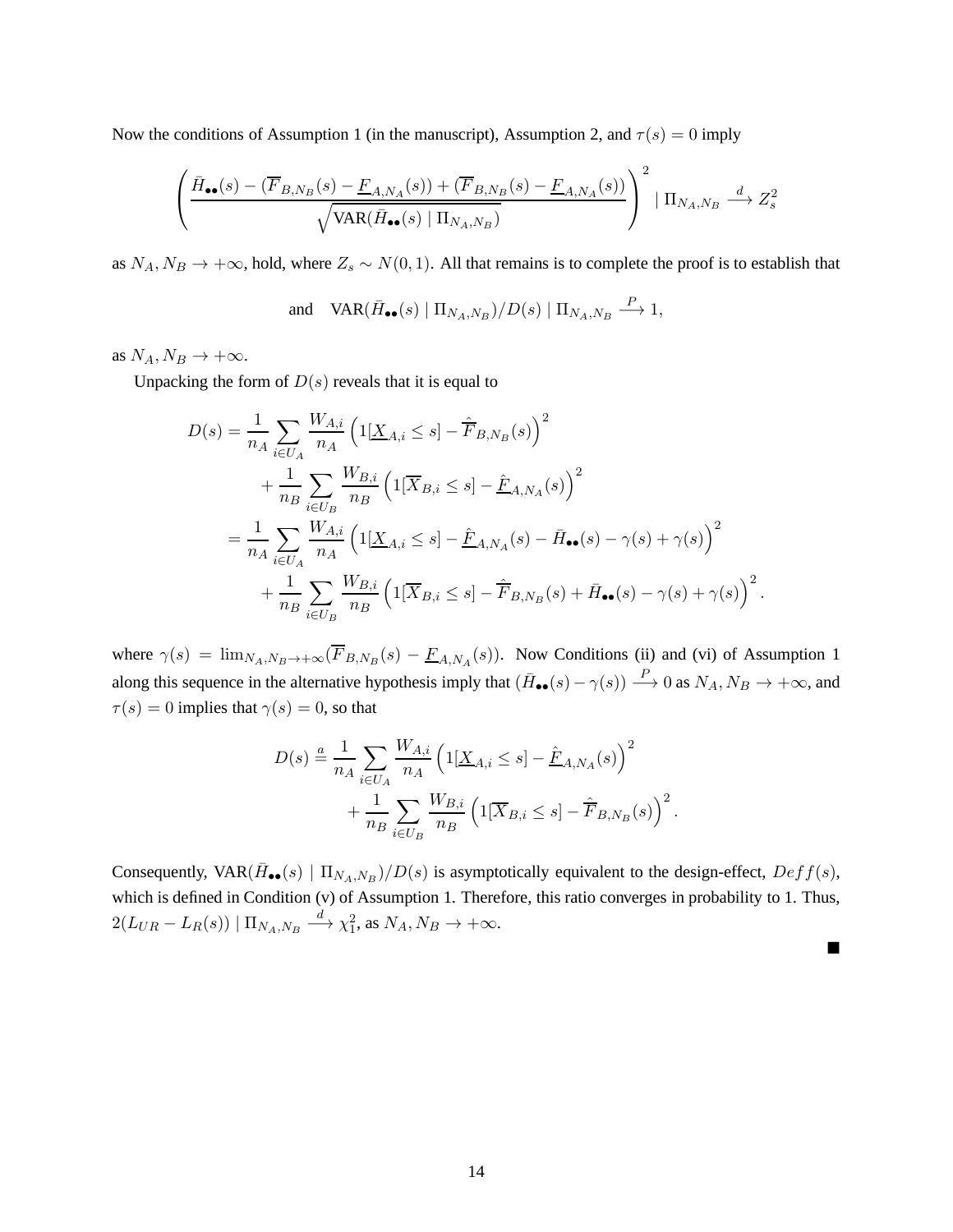Now the conditions of Assumption 1 (in the manuscript), Assumption 2, and $\tau(s) = 0$ imply

$$
\left( \frac{\bar{H}_{\bullet\bullet}(s) - (\overline{F}_{B,N_B}(s) - \underline{F}_{A,N_A}(s)) + (\overline{F}_{B,N_B}(s) - \underline{F}_{A,N_A}(s))}{\sqrt{\text{VAR}(\bar{H}_{\bullet\bullet}(s) \mid \Pi_{N_A,N_B})}} \right)^2 \mid \Pi_{N_A,N_B} \xrightarrow{d} Z_s^2
$$

as $N_A, N_B \to +\infty$, hold, where $Z_s \sim N(0,1)$. All that remains is to complete the proof is to establish that

$$
\text{and} \quad \text{VAR}(\bar{H}_{\bullet\bullet}(s) \mid \Pi_{N_A,N_B})/D(s) \mid \Pi_{N_A,N_B} \xrightarrow{P} 1,
$$

as $N_A, N_B \to +\infty$.

Unpacking the form of $D(s)$ reveals that it is equal to

$$
\begin{aligned}
D(s) &= \frac{1}{n_A} \sum_{i \in U_A} \frac{W_{A,i}}{n_A} \left( 1[\underline{X}_{A,i} \le s] - \hat{\overline{F}}_{B,N_B}(s) \right)^2 \\
&\quad + \frac{1}{n_B} \sum_{i \in U_B} \frac{W_{B,i}}{n_B} \left( 1[\overline{X}_{B,i} \le s] - \hat{\underline{F}}_{A,N_A}(s) \right)^2 \\
&= \frac{1}{n_A} \sum_{i \in U_A} \frac{W_{A,i}}{n_A} \left( 1[\underline{X}_{A,i} \le s] - \hat{\underline{F}}_{A,N_A}(s) - \bar{H}_{\bullet\bullet}(s) - \gamma(s) + \gamma(s) \right)^2 \\
&\quad + \frac{1}{n_B} \sum_{i \in U_B} \frac{W_{B,i}}{n_B} \left( 1[\overline{X}_{B,i} \le s] - \hat{\overline{F}}_{B,N_B}(s) + \bar{H}_{\bullet\bullet}(s) - \gamma(s) + \gamma(s) \right)^2.
\end{aligned}
$$

where $\gamma(s) = \lim_{N_A,N_B \to +\infty} (\overline{F}_{B,N_B}(s) - \underline{F}_{A,N_A}(s))$. Now Conditions (ii) and (vi) of Assumption 1 along this sequence in the alternative hypothesis imply that $(\bar{H}_{\bullet\bullet}(s) - \gamma(s)) \xrightarrow{P} 0$ as $N_A, N_B \to +\infty$, and $\tau(s) = 0$ implies that $\gamma(s) = 0$, so that

$$
\begin{aligned}
D(s) &\stackrel{a}{=} \frac{1}{n_A} \sum_{i \in U_A} \frac{W_{A,i}}{n_A} \left( 1[\underline{X}_{A,i} \le s] - \hat{\underline{F}}_{A,N_A}(s) \right)^2 \\
&\quad + \frac{1}{n_B} \sum_{i \in U_B} \frac{W_{B,i}}{n_B} \left( 1[\overline{X}_{B,i} \le s] - \hat{\overline{F}}_{B,N_B}(s) \right)^2.
\end{aligned}
$$

Consequently, $\text{VAR}(\bar{H}_{\bullet\bullet}(s) \mid \Pi_{N_A,N_B})/D(s)$ is asymptotically equivalent to the design-effect, $Deff(s)$, which is defined in Condition (v) of Assumption 1. Therefore, this ratio converges in probability to 1. Thus, $2(L_{UR} - L_R(s)) \mid \Pi_{N_A,N_B} \xrightarrow{d} \chi_1^2$, as $N_A, N_B \to +\infty$.

■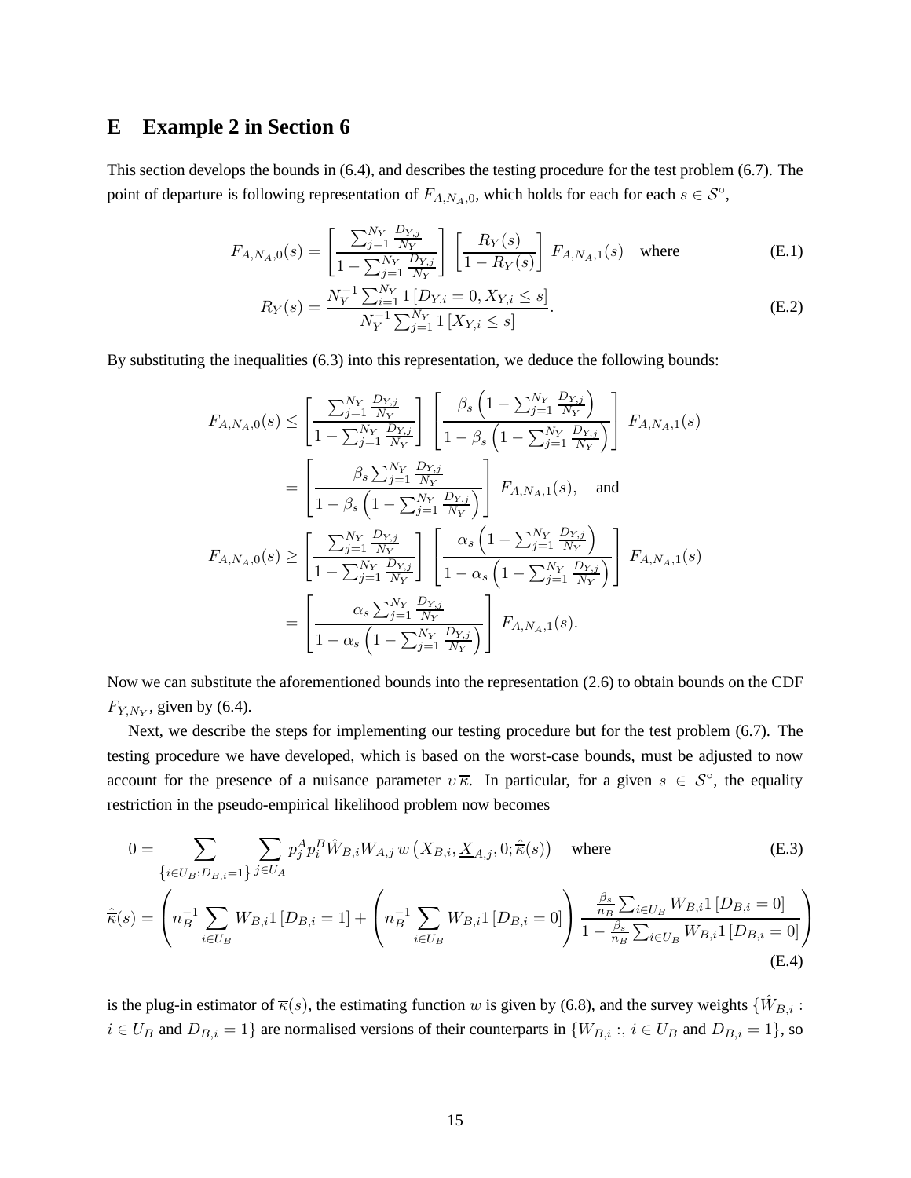# E Example 2 in Section 6

This section develops the bounds in (6.4), and describes the testing procedure for the test problem (6.7). The point of departure is following representation of $F_{A,N_A,0}$, which holds for each for each $s \in \mathcal{S}^\circ$,

$$F_{A,N_A,0}(s) = \left[ \frac{\sum_{j=1}^{N_Y} \frac{D_{Y,j}}{N_Y}}{1 - \sum_{j=1}^{N_Y} \frac{D_{Y,j}}{N_Y}} \right] \left[ \frac{R_Y(s)}{1 - R_Y(s)} \right] F_{A,N_A,1}(s) \quad \text{where} \tag{E.1}$$

$$R_Y(s) = \frac{N_Y^{-1} \sum_{i=1}^{N_Y} 1\left[D_{Y,i} = 0, X_{Y,i} \leq s\right]}{N_Y^{-1} \sum_{j=1}^{N_Y} 1\left[X_{Y,i} \leq s\right]}. \tag{E.2}$$

By substituting the inequalities (6.3) into this representation, we deduce the following bounds:

$$\begin{aligned}
F_{A,N_A,0}(s) &\leq \left[ \frac{\sum_{j=1}^{N_Y} \frac{D_{Y,j}}{N_Y}}{1 - \sum_{j=1}^{N_Y} \frac{D_{Y,j}}{N_Y}} \right] \left[ \frac{\beta_s \left(1 - \sum_{j=1}^{N_Y} \frac{D_{Y,j}}{N_Y}\right)}{1 - \beta_s \left(1 - \sum_{j=1}^{N_Y} \frac{D_{Y,j}}{N_Y}\right)} \right] F_{A,N_A,1}(s) \\
&= \left[ \frac{\beta_s \sum_{j=1}^{N_Y} \frac{D_{Y,j}}{N_Y}}{1 - \beta_s \left(1 - \sum_{j=1}^{N_Y} \frac{D_{Y,j}}{N_Y}\right)} \right] F_{A,N_A,1}(s), \quad \text{and} \\
F_{A,N_A,0}(s) &\geq \left[ \frac{\sum_{j=1}^{N_Y} \frac{D_{Y,j}}{N_Y}}{1 - \sum_{j=1}^{N_Y} \frac{D_{Y,j}}{N_Y}} \right] \left[ \frac{\alpha_s \left(1 - \sum_{j=1}^{N_Y} \frac{D_{Y,j}}{N_Y}\right)}{1 - \alpha_s \left(1 - \sum_{j=1}^{N_Y} \frac{D_{Y,j}}{N_Y}\right)} \right] F_{A,N_A,1}(s) \\
&= \left[ \frac{\alpha_s \sum_{j=1}^{N_Y} \frac{D_{Y,j}}{N_Y}}{1 - \alpha_s \left(1 - \sum_{j=1}^{N_Y} \frac{D_{Y,j}}{N_Y}\right)} \right] F_{A,N_A,1}(s).
\end{aligned}$$

Now we can substitute the aforementioned bounds into the representation (2.6) to obtain bounds on the CDF $F_{Y,N_Y}$, given by (6.4).

Next, we describe the steps for implementing our testing procedure but for the test problem (6.7). The testing procedure we have developed, which is based on the worst-case bounds, must be adjusted to now account for the presence of a nuisance parameter $\upsilon\overline{\kappa}$. In particular, for a given $s \in \mathcal{S}^\circ$, the equality restriction in the pseudo-empirical likelihood problem now becomes

$$0 = \sum_{\left\{i \in U_B : D_{B,i} = 1\right\}} \sum_{j \in U_A} p_j^A p_i^B \hat{W}_{B,i} W_{A,j}\, w\left(X_{B,i}, \underline{X}_{A,j}, 0; \hat{\overline{\kappa}}(s)\right) \quad \text{where} \tag{E.3}$$

$$\hat{\overline{\kappa}}(s) = \left( n_B^{-1} \sum_{i \in U_B} W_{B,i} 1\left[D_{B,i} = 1\right] + \left( n_B^{-1} \sum_{i \in U_B} W_{B,i} 1\left[D_{B,i} = 0\right] \right) \frac{\frac{\beta_s}{n_B} \sum_{i \in U_B} W_{B,i} 1\left[D_{B,i} = 0\right]}{1 - \frac{\beta_s}{n_B} \sum_{i \in U_B} W_{B,i} 1\left[D_{B,i} = 0\right]} \right) \tag{E.4}$$

is the plug-in estimator of $\overline{\kappa}(s)$, the estimating function $w$ is given by (6.8), and the survey weights $\{\hat{W}_{B,i} : i \in U_B \text{ and } D_{B,i} = 1\}$ are normalised versions of their counterparts in $\{W_{B,i} :, \, i \in U_B \text{ and } D_{B,i} = 1\}$, so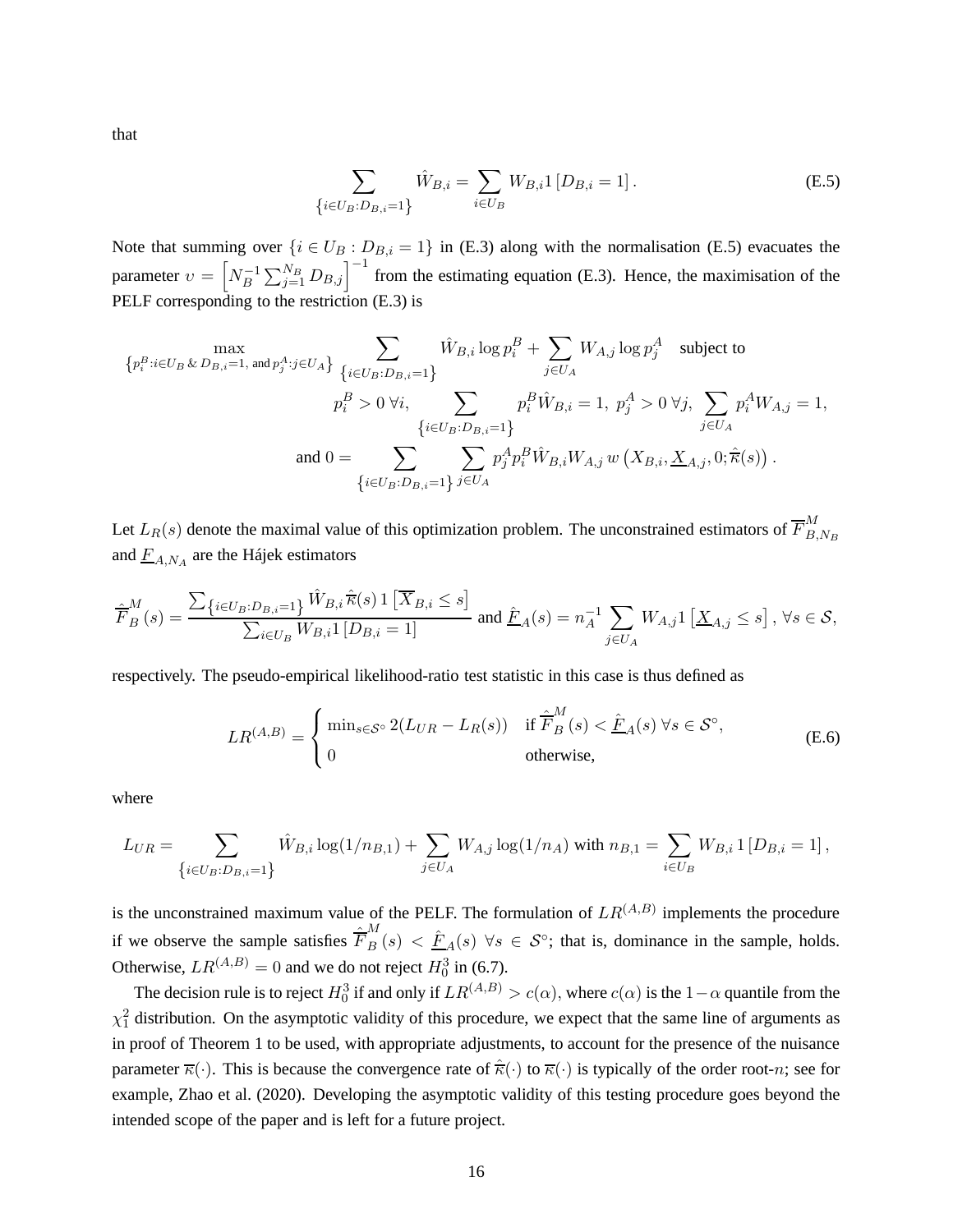that

$$\sum_{\left\{i\in U_B:D_{B,i}=1\right\}} \hat{W}_{B,i} = \sum_{i\in U_B} W_{B,i} 1\left[D_{B,i}=1\right]. \tag{E.5}$$

Note that summing over $\{i \in U_B : D_{B,i} = 1\}$ in (E.3) along with the normalisation (E.5) evacuates the parameter $\upsilon = \left[N_B^{-1}\sum_{j=1}^{N_B} D_{B,j}\right]^{-1}$ from the estimating equation (E.3). Hence, the maximisation of the PELF corresponding to the restriction (E.3) is

$$\max_{\left\{p_i^B:i\in U_B\,\&\,D_{B,i}=1,\text{ and } p_j^A:j\in U_A\right\}} \sum_{\left\{i\in U_B:D_{B,i}=1\right\}} \hat{W}_{B,i}\log p_i^B + \sum_{j\in U_A} W_{A,j}\log p_j^A \quad \text{subject to}$$

$$p_i^B > 0\ \forall i,\ \sum_{\left\{i\in U_B:D_{B,i}=1\right\}} p_i^B \hat{W}_{B,i} = 1,\ p_j^A > 0\ \forall j,\ \sum_{j\in U_A} p_i^A W_{A,j} = 1,$$

$$\text{and } 0 = \sum_{\left\{i\in U_B:D_{B,i}=1\right\}} \sum_{j\in U_A} p_j^A p_i^B \hat{W}_{B,i} W_{A,j}\, w\left(X_{B,i}, \underline{X}_{A,j}, 0; \hat{\overline{\kappa}}(s)\right).$$

Let $L_R(s)$ denote the maximal value of this optimization problem. The unconstrained estimators of $\overline{F}^M_{B,N_B}$ and $\underline{F}_{A,N_A}$ are the Hájek estimators

$$\hat{\overline{F}}^M_B(s) = \frac{\sum_{\left\{i\in U_B:D_{B,i}=1\right\}} \hat{W}_{B,i}\,\hat{\overline{\kappa}}(s)\,1\left[\overline{X}_{B,i}\le s\right]}{\sum_{i\in U_B} W_{B,i}1\left[D_{B,i}=1\right]} \text{ and } \hat{\underline{F}}_A(s) = n_A^{-1}\sum_{j\in U_A} W_{A,j}1\left[\underline{X}_{A,j}\le s\right],\ \forall s\in\mathcal{S},$$

respectively. The pseudo-empirical likelihood-ratio test statistic in this case is thus defined as

$$LR^{(A,B)} = \begin{cases} \min_{s\in\mathcal{S}^\circ} 2(L_{UR} - L_R(s)) & \text{if } \hat{\overline{F}}^M_B(s) < \hat{\underline{F}}_A(s)\ \forall s\in\mathcal{S}^\circ, \\ 0 & \text{otherwise,} \end{cases} \tag{E.6}$$

where

$$L_{UR} = \sum_{\left\{i\in U_B:D_{B,i}=1\right\}} \hat{W}_{B,i}\log(1/n_{B,1}) + \sum_{j\in U_A} W_{A,j}\log(1/n_A) \text{ with } n_{B,1} = \sum_{i\in U_B} W_{B,i}\,1\left[D_{B,i}=1\right],$$

is the unconstrained maximum value of the PELF. The formulation of $LR^{(A,B)}$ implements the procedure if we observe the sample satisfies $\hat{\overline{F}}^M_B(s) < \hat{\underline{F}}_A(s)\ \forall s\in\mathcal{S}^\circ$; that is, dominance in the sample, holds. Otherwise, $LR^{(A,B)} = 0$ and we do not reject $H_0^3$ in (6.7).

The decision rule is to reject $H_0^3$ if and only if $LR^{(A,B)} > c(\alpha)$, where $c(\alpha)$ is the $1-\alpha$ quantile from the $\chi_1^2$ distribution. On the asymptotic validity of this procedure, we expect that the same line of arguments as in proof of Theorem 1 to be used, with appropriate adjustments, to account for the presence of the nuisance parameter $\overline{\kappa}(\cdot)$. This is because the convergence rate of $\hat{\overline{\kappa}}(\cdot)$ to $\overline{\kappa}(\cdot)$ is typically of the order root-$n$; see for example, Zhao et al. (2020). Developing the asymptotic validity of this testing procedure goes beyond the intended scope of the paper and is left for a future project.